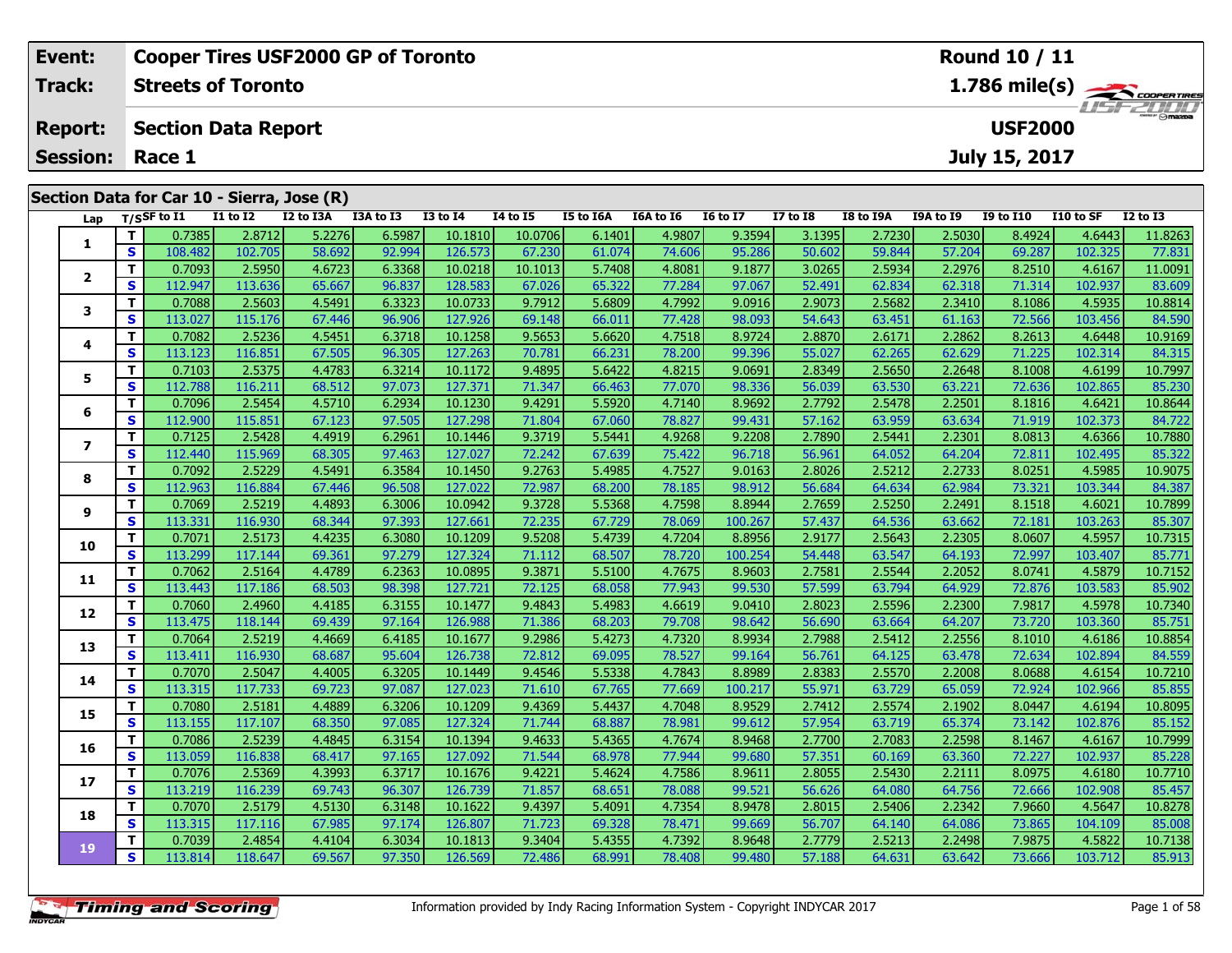| Event: | Cooper Tires USF2000 GP of Toronto | Round 10 / 11 |
|---|---|---|
| Track: | Streets of Toronto | 1.786 mile(s) |
| Report: | Section Data Report | USF2000 |
| Session: | Race 1 | July 15, 2017 |

## Section Data for Car 10 - Sierra, Jose (R)

| Lap | T/S | SF to I1 | I1 to I2 | I2 to I3A | I3A to I3 | I3 to I4 | I4 to I5 | I5 to I6A | I6A to I6 | I6 to I7 | I7 to I8 | I8 to I9A | I9A to I9 | I9 to I10 | I10 to SF | I2 to I3 |
|---|---|---|---|---|---|---|---|---|---|---|---|---|---|---|---|---|
| 1 | T | 0.7385 | 2.8712 | 5.2276 | 6.5987 | 10.1810 | 10.0706 | 6.1401 | 4.9807 | 9.3594 | 3.1395 | 2.7230 | 2.5030 | 8.4924 | 4.6443 | 11.8263 |
| | S | 108.482 | 102.705 | 58.692 | 92.994 | 126.573 | 67.230 | 61.074 | 74.606 | 95.286 | 50.602 | 59.844 | 57.204 | 69.287 | 102.325 | 77.831 |
| 2 | T | 0.7093 | 2.5950 | 4.6723 | 6.3368 | 10.0218 | 10.1013 | 5.7408 | 4.8081 | 9.1877 | 3.0265 | 2.5934 | 2.2976 | 8.2510 | 4.6167 | 11.0091 |
| | S | 112.947 | 113.636 | 65.667 | 96.837 | 128.583 | 67.026 | 65.322 | 77.284 | 97.067 | 52.491 | 62.834 | 62.318 | 71.314 | 102.937 | 83.609 |
| 3 | T | 0.7088 | 2.5603 | 4.5491 | 6.3323 | 10.0733 | 9.7912 | 5.6809 | 4.7992 | 9.0916 | 2.9073 | 2.5682 | 2.3410 | 8.1086 | 4.5935 | 10.8814 |
| | S | 113.027 | 115.176 | 67.446 | 96.906 | 127.926 | 69.148 | 66.011 | 77.428 | 98.093 | 54.643 | 63.451 | 61.163 | 72.566 | 103.456 | 84.590 |
| 4 | T | 0.7082 | 2.5236 | 4.5451 | 6.3718 | 10.1258 | 9.5653 | 5.6620 | 4.7518 | 8.9724 | 2.8870 | 2.6171 | 2.2862 | 8.2613 | 4.6448 | 10.9169 |
| | S | 113.123 | 116.851 | 67.505 | 96.305 | 127.263 | 70.781 | 66.231 | 78.200 | 99.396 | 55.027 | 62.265 | 62.629 | 71.225 | 102.314 | 84.315 |
| 5 | T | 0.7103 | 2.5375 | 4.4783 | 6.3214 | 10.1172 | 9.4895 | 5.6422 | 4.8215 | 9.0691 | 2.8349 | 2.5650 | 2.2648 | 8.1008 | 4.6199 | 10.7997 |
| | S | 112.788 | 116.211 | 68.512 | 97.073 | 127.371 | 71.347 | 66.463 | 77.070 | 98.336 | 56.039 | 63.530 | 63.221 | 72.636 | 102.865 | 85.230 |
| 6 | T | 0.7096 | 2.5454 | 4.5710 | 6.2934 | 10.1230 | 9.4291 | 5.5920 | 4.7140 | 8.9692 | 2.7792 | 2.5478 | 2.2501 | 8.1816 | 4.6421 | 10.8644 |
| | S | 112.900 | 115.851 | 67.123 | 97.505 | 127.298 | 71.804 | 67.060 | 78.827 | 99.431 | 57.162 | 63.959 | 63.634 | 71.919 | 102.373 | 84.722 |
| 7 | T | 0.7125 | 2.5428 | 4.4919 | 6.2961 | 10.1446 | 9.3719 | 5.5441 | 4.9268 | 9.2208 | 2.7890 | 2.5441 | 2.2301 | 8.0813 | 4.6366 | 10.7880 |
| | S | 112.440 | 115.969 | 68.305 | 97.463 | 127.027 | 72.242 | 67.639 | 75.422 | 96.718 | 56.961 | 64.052 | 64.204 | 72.811 | 102.495 | 85.322 |
| 8 | T | 0.7092 | 2.5229 | 4.5491 | 6.3584 | 10.1450 | 9.2763 | 5.4985 | 4.7527 | 9.0163 | 2.8026 | 2.5212 | 2.2733 | 8.0251 | 4.5985 | 10.9075 |
| | S | 112.963 | 116.884 | 67.446 | 96.508 | 127.022 | 72.987 | 68.200 | 78.185 | 98.912 | 56.684 | 64.634 | 62.984 | 73.321 | 103.344 | 84.387 |
| 9 | T | 0.7069 | 2.5219 | 4.4893 | 6.3006 | 10.0942 | 9.3728 | 5.5368 | 4.7598 | 8.8944 | 2.7659 | 2.5250 | 2.2491 | 8.1518 | 4.6021 | 10.7899 |
| | S | 113.331 | 116.930 | 68.344 | 97.393 | 127.661 | 72.235 | 67.729 | 78.069 | 100.267 | 57.437 | 64.536 | 63.662 | 72.181 | 103.263 | 85.307 |
| 10 | T | 0.7071 | 2.5173 | 4.4235 | 6.3080 | 10.1209 | 9.5208 | 5.4739 | 4.7204 | 8.8956 | 2.9177 | 2.5643 | 2.2305 | 8.0607 | 4.5957 | 10.7315 |
| | S | 113.299 | 117.144 | 69.361 | 97.279 | 127.324 | 71.112 | 68.507 | 78.720 | 100.254 | 54.448 | 63.547 | 64.193 | 72.997 | 103.407 | 85.771 |
| 11 | T | 0.7062 | 2.5164 | 4.4789 | 6.2363 | 10.0895 | 9.3871 | 5.5100 | 4.7675 | 8.9603 | 2.7581 | 2.5544 | 2.2052 | 8.0741 | 4.5879 | 10.7152 |
| | S | 113.443 | 117.186 | 68.503 | 98.398 | 127.721 | 72.125 | 68.058 | 77.943 | 99.530 | 57.599 | 63.794 | 64.929 | 72.876 | 103.583 | 85.902 |
| 12 | T | 0.7060 | 2.4960 | 4.4185 | 6.3155 | 10.1477 | 9.4843 | 5.4983 | 4.6619 | 9.0410 | 2.8023 | 2.5596 | 2.2300 | 7.9817 | 4.5978 | 10.7340 |
| | S | 113.475 | 118.144 | 69.439 | 97.164 | 126.988 | 71.386 | 68.203 | 79.708 | 98.642 | 56.690 | 63.664 | 64.207 | 73.720 | 103.360 | 85.751 |
| 13 | T | 0.7064 | 2.5219 | 4.4669 | 6.4185 | 10.1677 | 9.2986 | 5.4273 | 4.7320 | 8.9934 | 2.7988 | 2.5412 | 2.2556 | 8.1010 | 4.6186 | 10.8854 |
| | S | 113.411 | 116.930 | 68.687 | 95.604 | 126.738 | 72.812 | 69.095 | 78.527 | 99.164 | 56.761 | 64.125 | 63.478 | 72.634 | 102.894 | 84.559 |
| 14 | T | 0.7070 | 2.5047 | 4.4005 | 6.3205 | 10.1449 | 9.4546 | 5.5338 | 4.7843 | 8.8989 | 2.8383 | 2.5570 | 2.2008 | 8.0688 | 4.6154 | 10.7210 |
| | S | 113.315 | 117.733 | 69.723 | 97.087 | 127.023 | 71.610 | 67.765 | 77.669 | 100.217 | 55.971 | 63.729 | 65.059 | 72.924 | 102.966 | 85.855 |
| 15 | T | 0.7080 | 2.5181 | 4.4889 | 6.3206 | 10.1209 | 9.4369 | 5.4437 | 4.7048 | 8.9529 | 2.7412 | 2.5574 | 2.1902 | 8.0447 | 4.6194 | 10.8095 |
| | S | 113.155 | 117.107 | 68.350 | 97.085 | 127.324 | 71.744 | 68.887 | 78.981 | 99.612 | 57.954 | 63.719 | 65.374 | 73.142 | 102.876 | 85.152 |
| 16 | T | 0.7086 | 2.5239 | 4.4845 | 6.3154 | 10.1394 | 9.4633 | 5.4365 | 4.7674 | 8.9468 | 2.7700 | 2.7083 | 2.2598 | 8.1467 | 4.6167 | 10.7999 |
| | S | 113.059 | 116.838 | 68.417 | 97.165 | 127.092 | 71.544 | 68.978 | 77.944 | 99.680 | 57.351 | 60.169 | 63.360 | 72.227 | 102.937 | 85.228 |
| 17 | T | 0.7076 | 2.5369 | 4.3993 | 6.3717 | 10.1676 | 9.4221 | 5.4624 | 4.7586 | 8.9611 | 2.8055 | 2.5430 | 2.2111 | 8.0975 | 4.6180 | 10.7710 |
| | S | 113.219 | 116.239 | 69.743 | 96.307 | 126.739 | 71.857 | 68.651 | 78.088 | 99.521 | 56.626 | 64.080 | 64.756 | 72.666 | 102.908 | 85.457 |
| 18 | T | 0.7070 | 2.5179 | 4.5130 | 6.3148 | 10.1622 | 9.4397 | 5.4091 | 4.7354 | 8.9478 | 2.8015 | 2.5406 | 2.2342 | 7.9660 | 4.5647 | 10.8278 |
| | S | 113.315 | 117.116 | 67.985 | 97.174 | 126.807 | 71.723 | 69.328 | 78.471 | 99.669 | 56.707 | 64.140 | 64.086 | 73.865 | 104.109 | 85.008 |
| 19 | T | 0.7039 | 2.4854 | 4.4104 | 6.3034 | 10.1813 | 9.3404 | 5.4355 | 4.7392 | 8.9648 | 2.7779 | 2.5213 | 2.2498 | 7.9875 | 4.5822 | 10.7138 |
| | S | 113.814 | 118.647 | 69.567 | 97.350 | 126.569 | 72.486 | 68.991 | 78.408 | 99.480 | 57.188 | 64.631 | 63.642 | 73.666 | 103.712 | 85.913 |

Information provided by Indy Racing Information System - Copyright INDYCAR 2017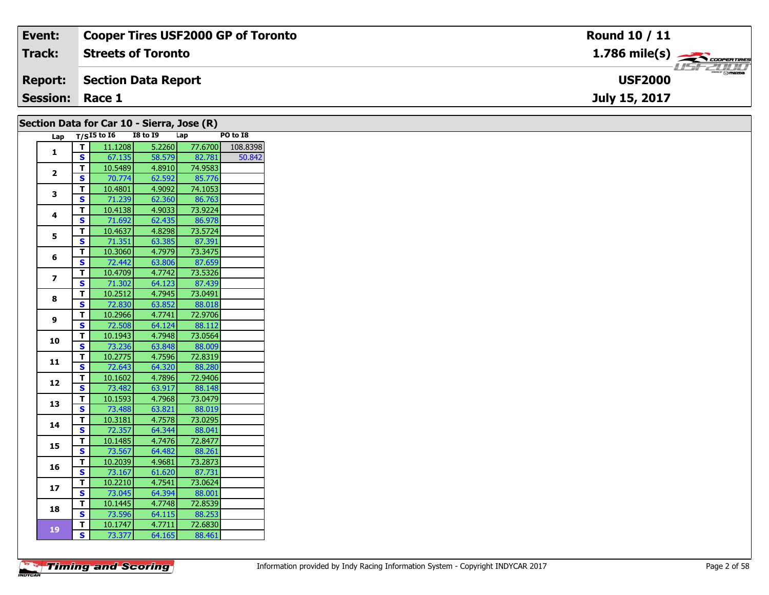| Event: | Cooper Tires USF2000 GP of Toronto | Round 10 / 11 |
|---|---|---|
| Track: | Streets of Toronto | 1.786 mile(s) |
| Report: | Section Data Report | USF2000 |
| Session: | Race 1 | July 15, 2017 |

## Section Data for Car 10 - Sierra, Jose (R)

| Lap | T/S | I5 to I6 | I8 to I9 | Lap | PO to I8 |
|---|---|---|---|---|---|
| 1 | T | 11.1208 | 5.2260 | 77.6700 | 108.8398 |
| | S | 67.135 | 58.579 | 82.781 | 50.842 |
| 2 | T | 10.5489 | 4.8910 | 74.9583 | |
| | S | 70.774 | 62.592 | 85.776 | |
| 3 | T | 10.4801 | 4.9092 | 74.1053 | |
| | S | 71.239 | 62.360 | 86.763 | |
| 4 | T | 10.4138 | 4.9033 | 73.9224 | |
| | S | 71.692 | 62.435 | 86.978 | |
| 5 | T | 10.4637 | 4.8298 | 73.5724 | |
| | S | 71.351 | 63.385 | 87.391 | |
| 6 | T | 10.3060 | 4.7979 | 73.3475 | |
| | S | 72.442 | 63.806 | 87.659 | |
| 7 | T | 10.4709 | 4.7742 | 73.5326 | |
| | S | 71.302 | 64.123 | 87.439 | |
| 8 | T | 10.2512 | 4.7945 | 73.0491 | |
| | S | 72.830 | 63.852 | 88.018 | |
| 9 | T | 10.2966 | 4.7741 | 72.9706 | |
| | S | 72.508 | 64.124 | 88.112 | |
| 10 | T | 10.1943 | 4.7948 | 73.0564 | |
| | S | 73.236 | 63.848 | 88.009 | |
| 11 | T | 10.2775 | 4.7596 | 72.8319 | |
| | S | 72.643 | 64.320 | 88.280 | |
| 12 | T | 10.1602 | 4.7896 | 72.9406 | |
| | S | 73.482 | 63.917 | 88.148 | |
| 13 | T | 10.1593 | 4.7968 | 73.0479 | |
| | S | 73.488 | 63.821 | 88.019 | |
| 14 | T | 10.3181 | 4.7578 | 73.0295 | |
| | S | 72.357 | 64.344 | 88.041 | |
| 15 | T | 10.1485 | 4.7476 | 72.8477 | |
| | S | 73.567 | 64.482 | 88.261 | |
| 16 | T | 10.2039 | 4.9681 | 73.2873 | |
| | S | 73.167 | 61.620 | 87.731 | |
| 17 | T | 10.2210 | 4.7541 | 73.0624 | |
| | S | 73.045 | 64.394 | 88.001 | |
| 18 | T | 10.1445 | 4.7748 | 72.8539 | |
| | S | 73.596 | 64.115 | 88.253 | |
| 19 | T | 10.1747 | 4.7711 | 72.6830 | |
| | S | 73.377 | 64.165 | 88.461 | |

Information provided by Indy Racing Information System - Copyright INDYCAR 2017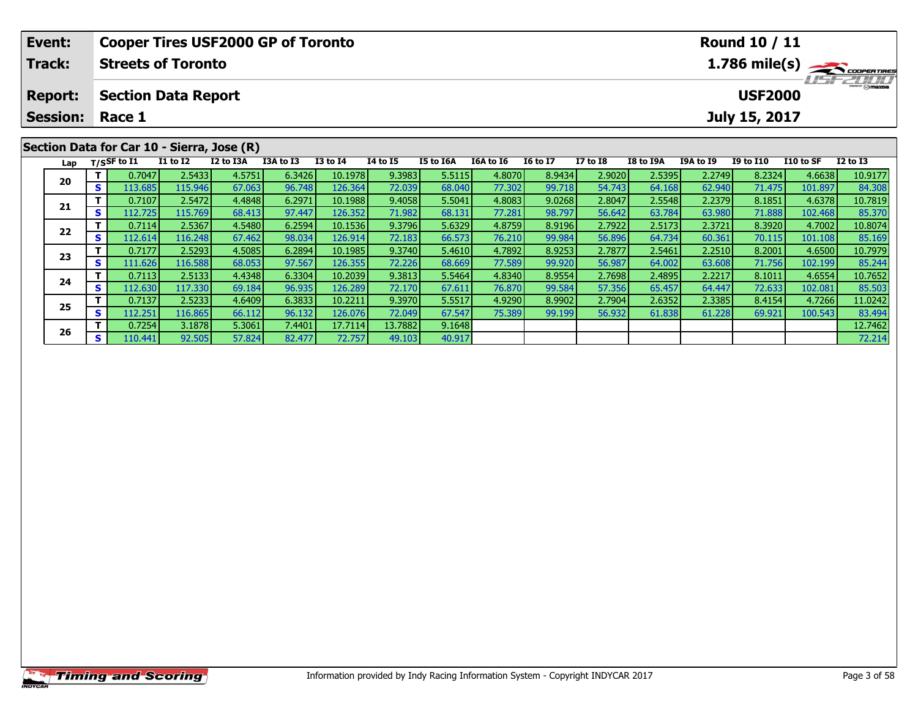| Event: | Cooper Tires USF2000 GP of Toronto | Round 10 / 11 |
|---|---|---|
| Track: | Streets of Toronto | 1.786 mile(s) |
| Report: | Section Data Report | USF2000 |
| Session: | Race 1 | July 15, 2017 |

## Section Data for Car 10 - Sierra, Jose (R)

| Lap | T/S | SF to I1 | I1 to I2 | I2 to I3A | I3A to I3 | I3 to I4 | I4 to I5 | I5 to I6A | I6A to I6 | I6 to I7 | I7 to I8 | I8 to I9A | I9A to I9 | I9 to I10 | I10 to SF | I2 to I3 |
|---|---|---|---|---|---|---|---|---|---|---|---|---|---|---|---|---|
| 20 | T | 0.7047 | 2.5433 | 4.5751 | 6.3426 | 10.1978 | 9.3983 | 5.5115 | 4.8070 | 8.9434 | 2.9020 | 2.5395 | 2.2749 | 8.2324 | 4.6638 | 10.9177 |
| | S | 113.685 | 115.946 | 67.063 | 96.748 | 126.364 | 72.039 | 68.040 | 77.302 | 99.718 | 54.743 | 64.168 | 62.940 | 71.475 | 101.897 | 84.308 |
| 21 | T | 0.7107 | 2.5472 | 4.4848 | 6.2971 | 10.1988 | 9.4058 | 5.5041 | 4.8083 | 9.0268 | 2.8047 | 2.5548 | 2.2379 | 8.1851 | 4.6378 | 10.7819 |
| | S | 112.725 | 115.769 | 68.413 | 97.447 | 126.352 | 71.982 | 68.131 | 77.281 | 98.797 | 56.642 | 63.784 | 63.980 | 71.888 | 102.468 | 85.370 |
| 22 | T | 0.7114 | 2.5367 | 4.5480 | 6.2594 | 10.1536 | 9.3796 | 5.6329 | 4.8759 | 8.9196 | 2.7922 | 2.5173 | 2.3721 | 8.3920 | 4.7002 | 10.8074 |
| | S | 112.614 | 116.248 | 67.462 | 98.034 | 126.914 | 72.183 | 66.573 | 76.210 | 99.984 | 56.896 | 64.734 | 60.361 | 70.115 | 101.108 | 85.169 |
| 23 | T | 0.7177 | 2.5293 | 4.5085 | 6.2894 | 10.1985 | 9.3740 | 5.4610 | 4.7892 | 8.9253 | 2.7877 | 2.5461 | 2.2510 | 8.2001 | 4.6500 | 10.7979 |
| | S | 111.626 | 116.588 | 68.053 | 97.567 | 126.355 | 72.226 | 68.669 | 77.589 | 99.920 | 56.987 | 64.002 | 63.608 | 71.756 | 102.199 | 85.244 |
| 24 | T | 0.7113 | 2.5133 | 4.4348 | 6.3304 | 10.2039 | 9.3813 | 5.5464 | 4.8340 | 8.9554 | 2.7698 | 2.4895 | 2.2217 | 8.1011 | 4.6554 | 10.7652 |
| | S | 112.630 | 117.330 | 69.184 | 96.935 | 126.289 | 72.170 | 67.611 | 76.870 | 99.584 | 57.356 | 65.457 | 64.447 | 72.633 | 102.081 | 85.503 |
| 25 | T | 0.7137 | 2.5233 | 4.6409 | 6.3833 | 10.2211 | 9.3970 | 5.5517 | 4.9290 | 8.9902 | 2.7904 | 2.6352 | 2.3385 | 8.4154 | 4.7266 | 11.0242 |
| | S | 112.251 | 116.865 | 66.112 | 96.132 | 126.076 | 72.049 | 67.547 | 75.389 | 99.199 | 56.932 | 61.838 | 61.228 | 69.921 | 100.543 | 83.494 |
| 26 | T | 0.7254 | 3.1878 | 5.3061 | 7.4401 | 17.7114 | 13.7882 | 9.1648 | | | | | | | | 12.7462 |
| | S | 110.441 | 92.505 | 57.824 | 82.477 | 72.757 | 49.103 | 40.917 | | | | | | | | 72.214 |

Information provided by Indy Racing Information System - Copyright INDYCAR 2017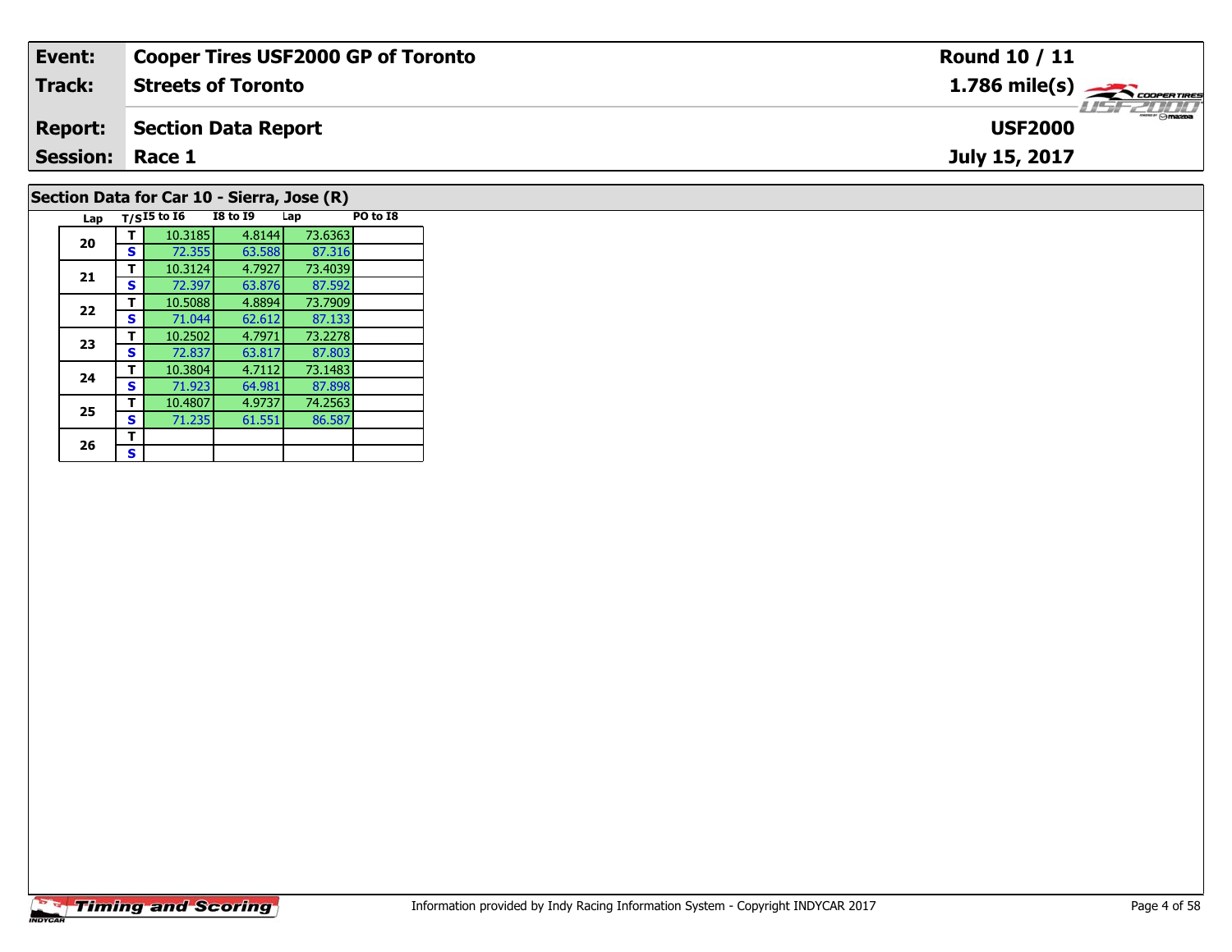| Event: | Cooper Tires USF2000 GP of Toronto | Round 10 / 11 |
|---|---|---|
| Track: | Streets of Toronto | 1.786 mile(s) |
| Report: | Section Data Report | USF2000 |
| Session: | Race 1 | July 15, 2017 |

## Section Data for Car 10 - Sierra, Jose (R)

| Lap | T/S | I5 to I6 | I8 to I9 | Lap | PO to I8 |
|---|---|---|---|---|---|
| 20 | T | 10.3185 | 4.8144 | 73.6363 | |
| | S | 72.355 | 63.588 | 87.316 | |
| 21 | T | 10.3124 | 4.7927 | 73.4039 | |
| | S | 72.397 | 63.876 | 87.592 | |
| 22 | T | 10.5088 | 4.8894 | 73.7909 | |
| | S | 71.044 | 62.612 | 87.133 | |
| 23 | T | 10.2502 | 4.7971 | 73.2278 | |
| | S | 72.837 | 63.817 | 87.803 | |
| 24 | T | 10.3804 | 4.7112 | 73.1483 | |
| | S | 71.923 | 64.981 | 87.898 | |
| 25 | T | 10.4807 | 4.9737 | 74.2563 | |
| | S | 71.235 | 61.551 | 86.587 | |
| 26 | T | | | | |
| | S | | | | |

Information provided by Indy Racing Information System - Copyright INDYCAR 2017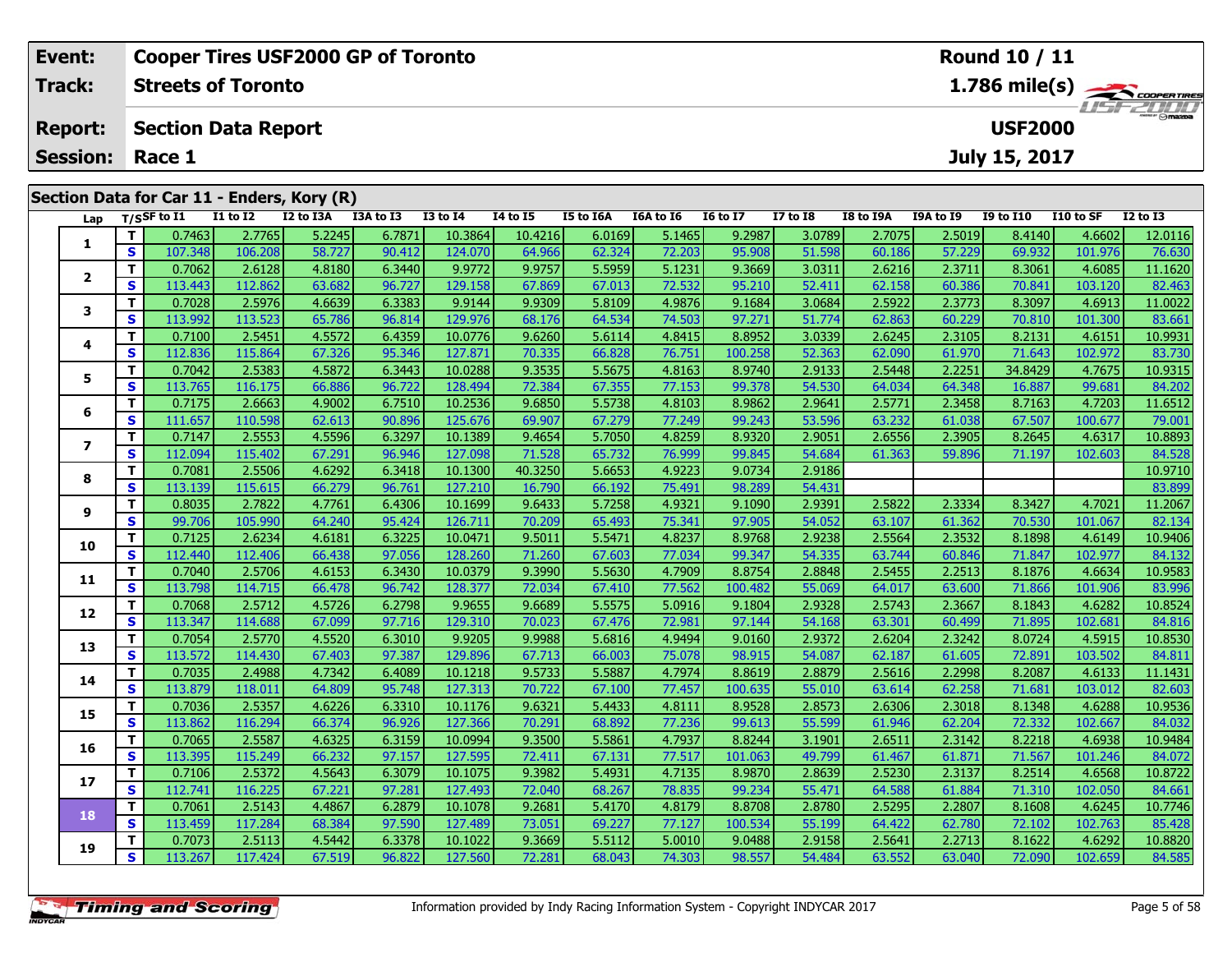| Event: | Cooper Tires USF2000 GP of Toronto | Round 10 / 11 |
|---|---|---|
| Track: | Streets of Toronto | 1.786 mile(s) |
| Report: | Section Data Report | USF2000 |
| Session: | Race 1 | July 15, 2017 |

## Section Data for Car 11 - Enders, Kory (R)

| Lap | T/S | SF to I1 | I1 to I2 | I2 to I3A | I3A to I3 | I3 to I4 | I4 to I5 | I5 to I6A | I6A to I6 | I6 to I7 | I7 to I8 | I8 to I9A | I9A to I9 | I9 to I10 | I10 to SF | I2 to I3 |
|---|---|---|---|---|---|---|---|---|---|---|---|---|---|---|---|---|
| 1 | T | 0.7463 | 2.7765 | 5.2245 | 6.7871 | 10.3864 | 10.4216 | 6.0169 | 5.1465 | 9.2987 | 3.0789 | 2.7075 | 2.5019 | 8.4140 | 4.6602 | 12.0116 |
| | S | 107.348 | 106.208 | 58.727 | 90.412 | 124.070 | 64.966 | 62.324 | 72.203 | 95.908 | 51.598 | 60.186 | 57.229 | 69.932 | 101.976 | 76.630 |
| 2 | T | 0.7062 | 2.6128 | 4.8180 | 6.3440 | 9.9772 | 9.9757 | 5.5959 | 5.1231 | 9.3669 | 3.0311 | 2.6216 | 2.3711 | 8.3061 | 4.6085 | 11.1620 |
| | S | 113.443 | 112.862 | 63.682 | 96.727 | 129.158 | 67.869 | 67.013 | 72.532 | 95.210 | 52.411 | 62.158 | 60.386 | 70.841 | 103.120 | 82.463 |
| 3 | T | 0.7028 | 2.5976 | 4.6639 | 6.3383 | 9.9144 | 9.9309 | 5.8109 | 4.9876 | 9.1684 | 3.0684 | 2.5922 | 2.3773 | 8.3097 | 4.6913 | 11.0022 |
| | S | 113.992 | 113.523 | 65.786 | 96.814 | 129.976 | 68.176 | 64.534 | 74.503 | 97.271 | 51.774 | 62.863 | 60.229 | 70.810 | 101.300 | 83.661 |
| 4 | T | 0.7100 | 2.5451 | 4.5572 | 6.4359 | 10.0776 | 9.6260 | 5.6114 | 4.8415 | 8.8952 | 3.0339 | 2.6245 | 2.3105 | 8.2131 | 4.6151 | 10.9931 |
| | S | 112.836 | 115.864 | 67.326 | 95.346 | 127.871 | 70.335 | 66.828 | 76.751 | 100.258 | 52.363 | 62.090 | 61.970 | 71.643 | 102.972 | 83.730 |
| 5 | T | 0.7042 | 2.5383 | 4.5872 | 6.3443 | 10.0288 | 9.3535 | 5.5675 | 4.8163 | 8.9740 | 2.9133 | 2.5448 | 2.2251 | 34.8429 | 4.7675 | 10.9315 |
| | S | 113.765 | 116.175 | 66.886 | 96.722 | 128.494 | 72.384 | 67.355 | 77.153 | 99.378 | 54.530 | 64.034 | 64.348 | 16.887 | 99.681 | 84.202 |
| 6 | T | 0.7175 | 2.6663 | 4.9002 | 6.7510 | 10.2536 | 9.6850 | 5.5738 | 4.8103 | 8.9862 | 2.9641 | 2.5771 | 2.3458 | 8.7163 | 4.7203 | 11.6512 |
| | S | 111.657 | 110.598 | 62.613 | 90.896 | 125.676 | 69.907 | 67.279 | 77.249 | 99.243 | 53.596 | 63.232 | 61.038 | 67.507 | 100.677 | 79.001 |
| 7 | T | 0.7147 | 2.5553 | 4.5596 | 6.3297 | 10.1389 | 9.4654 | 5.7050 | 4.8259 | 8.9320 | 2.9051 | 2.6556 | 2.3905 | 8.2645 | 4.6317 | 10.8893 |
| | S | 112.094 | 115.402 | 67.291 | 96.946 | 127.098 | 71.528 | 65.732 | 76.999 | 99.845 | 54.684 | 61.363 | 59.896 | 71.197 | 102.603 | 84.528 |
| 8 | T | 0.7081 | 2.5506 | 4.6292 | 6.3418 | 10.1300 | 40.3250 | 5.6653 | 4.9223 | 9.0734 | 2.9186 | | | | | 10.9710 |
| | S | 113.139 | 115.615 | 66.279 | 96.761 | 127.210 | 16.790 | 66.192 | 75.491 | 98.289 | 54.431 | | | | | 83.899 |
| 9 | T | 0.8035 | 2.7822 | 4.7761 | 6.4306 | 10.1699 | 9.6433 | 5.7258 | 4.9321 | 9.1090 | 2.9391 | 2.5822 | 2.3334 | 8.3427 | 4.7021 | 11.2067 |
| | S | 99.706 | 105.990 | 64.240 | 95.424 | 126.711 | 70.209 | 65.493 | 75.341 | 97.905 | 54.052 | 63.107 | 61.362 | 70.530 | 101.067 | 82.134 |
| 10 | T | 0.7125 | 2.6234 | 4.6181 | 6.3225 | 10.0471 | 9.5011 | 5.5471 | 4.8237 | 8.9768 | 2.9238 | 2.5564 | 2.3532 | 8.1898 | 4.6149 | 10.9406 |
| | S | 112.440 | 112.406 | 66.438 | 97.056 | 128.260 | 71.260 | 67.603 | 77.034 | 99.347 | 54.335 | 63.744 | 60.846 | 71.847 | 102.977 | 84.132 |
| 11 | T | 0.7040 | 2.5706 | 4.6153 | 6.3430 | 10.0379 | 9.3990 | 5.5630 | 4.7909 | 8.8754 | 2.8848 | 2.5455 | 2.2513 | 8.1876 | 4.6634 | 10.9583 |
| | S | 113.798 | 114.715 | 66.478 | 96.742 | 128.377 | 72.034 | 67.410 | 77.562 | 100.482 | 55.069 | 64.017 | 63.600 | 71.866 | 101.906 | 83.996 |
| 12 | T | 0.7068 | 2.5712 | 4.5726 | 6.2798 | 9.9655 | 9.6689 | 5.5575 | 5.0916 | 9.1804 | 2.9328 | 2.5743 | 2.3667 | 8.1843 | 4.6282 | 10.8524 |
| | S | 113.347 | 114.688 | 67.099 | 97.716 | 129.310 | 70.023 | 67.476 | 72.981 | 97.144 | 54.168 | 63.301 | 60.499 | 71.895 | 102.681 | 84.816 |
| 13 | T | 0.7054 | 2.5770 | 4.5520 | 6.3010 | 9.9205 | 9.9988 | 5.6816 | 4.9494 | 9.0160 | 2.9372 | 2.6204 | 2.3242 | 8.0724 | 4.5915 | 10.8530 |
| | S | 113.572 | 114.430 | 67.403 | 97.387 | 129.896 | 67.713 | 66.003 | 75.078 | 98.915 | 54.087 | 62.187 | 61.605 | 72.891 | 103.502 | 84.811 |
| 14 | T | 0.7035 | 2.4988 | 4.7342 | 6.4089 | 10.1218 | 9.5733 | 5.5887 | 4.7974 | 8.8619 | 2.8879 | 2.5616 | 2.2998 | 8.2087 | 4.6133 | 11.1431 |
| | S | 113.879 | 118.011 | 64.809 | 95.748 | 127.313 | 70.722 | 67.100 | 77.457 | 100.635 | 55.010 | 63.614 | 62.258 | 71.681 | 103.012 | 82.603 |
| 15 | T | 0.7036 | 2.5357 | 4.6226 | 6.3310 | 10.1176 | 9.6321 | 5.4433 | 4.8111 | 8.9528 | 2.8573 | 2.6306 | 2.3018 | 8.1348 | 4.6288 | 10.9536 |
| | S | 113.862 | 116.294 | 66.374 | 96.926 | 127.366 | 70.291 | 68.892 | 77.236 | 99.613 | 55.599 | 61.946 | 62.204 | 72.332 | 102.667 | 84.032 |
| 16 | T | 0.7065 | 2.5587 | 4.6325 | 6.3159 | 10.0994 | 9.3500 | 5.5861 | 4.7937 | 8.8244 | 3.1901 | 2.6511 | 2.3142 | 8.2218 | 4.6938 | 10.9484 |
| | S | 113.395 | 115.249 | 66.232 | 97.157 | 127.595 | 72.411 | 67.131 | 77.517 | 101.063 | 49.799 | 61.467 | 61.871 | 71.567 | 101.246 | 84.072 |
| 17 | T | 0.7106 | 2.5372 | 4.5643 | 6.3079 | 10.1075 | 9.3982 | 5.4931 | 4.7135 | 8.9870 | 2.8639 | 2.5230 | 2.3137 | 8.2514 | 4.6568 | 10.8722 |
| | S | 112.741 | 116.225 | 67.221 | 97.281 | 127.493 | 72.040 | 68.267 | 78.835 | 99.234 | 55.471 | 64.588 | 61.884 | 71.310 | 102.050 | 84.661 |
| 18 | T | 0.7061 | 2.5143 | 4.4867 | 6.2879 | 10.1078 | 9.2681 | 5.4170 | 4.8179 | 8.8708 | 2.8780 | 2.5295 | 2.2807 | 8.1608 | 4.6245 | 10.7746 |
| | S | 113.459 | 117.284 | 68.384 | 97.590 | 127.489 | 73.051 | 69.227 | 77.127 | 100.534 | 55.199 | 64.422 | 62.780 | 72.102 | 102.763 | 85.428 |
| 19 | T | 0.7073 | 2.5113 | 4.5442 | 6.3378 | 10.1022 | 9.3669 | 5.5112 | 5.0010 | 9.0488 | 2.9158 | 2.5641 | 2.2713 | 8.1622 | 4.6292 | 10.8820 |
| | S | 113.267 | 117.424 | 67.519 | 96.822 | 127.560 | 72.281 | 68.043 | 74.303 | 98.557 | 54.484 | 63.552 | 63.040 | 72.090 | 102.659 | 84.585 |

Information provided by Indy Racing Information System - Copyright INDYCAR 2017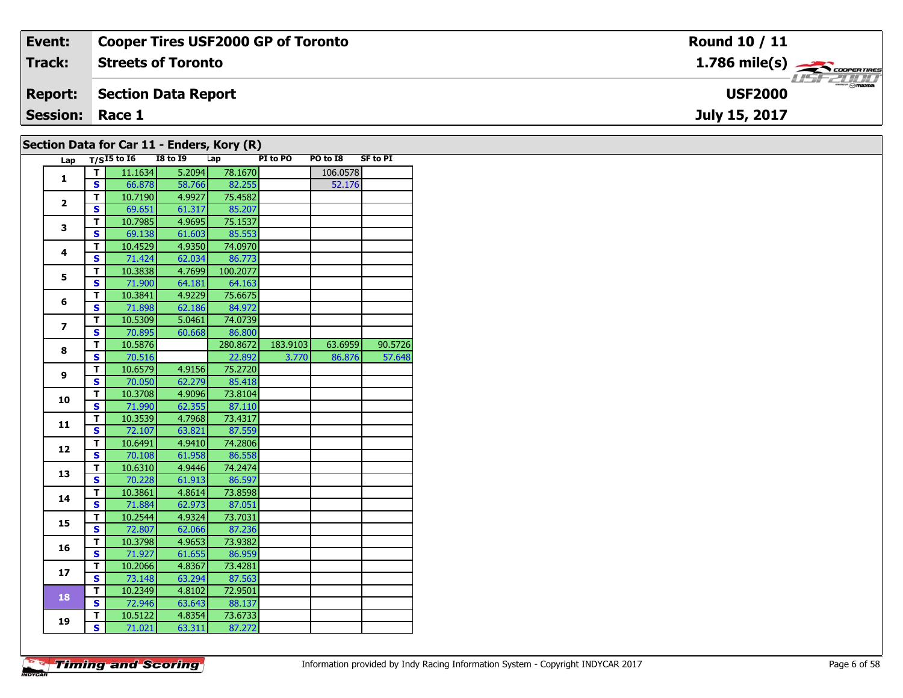| Event: | Cooper Tires USF2000 GP of Toronto | Round 10 / 11 |
|---|---|---|
| Track: | Streets of Toronto | 1.786 mile(s) |
| Report: | Section Data Report | USF2000 |
| Session: | Race 1 | July 15, 2017 |

## Section Data for Car 11 - Enders, Kory (R)

| Lap | T/S | I5 to I6 | I8 to I9 | Lap | PI to PO | PO to I8 | SF to PI |
|---|---|---|---|---|---|---|---|
| 1 | T | 11.1634 | 5.2094 | 78.1670 | | 106.0578 | |
| | S | 66.878 | 58.766 | 82.255 | | 52.176 | |
| 2 | T | 10.7190 | 4.9927 | 75.4582 | | | |
| | S | 69.651 | 61.317 | 85.207 | | | |
| 3 | T | 10.7985 | 4.9695 | 75.1537 | | | |
| | S | 69.138 | 61.603 | 85.553 | | | |
| 4 | T | 10.4529 | 4.9350 | 74.0970 | | | |
| | S | 71.424 | 62.034 | 86.773 | | | |
| 5 | T | 10.3838 | 4.7699 | 100.2077 | | | |
| | S | 71.900 | 64.181 | 64.163 | | | |
| 6 | T | 10.3841 | 4.9229 | 75.6675 | | | |
| | S | 71.898 | 62.186 | 84.972 | | | |
| 7 | T | 10.5309 | 5.0461 | 74.0739 | | | |
| | S | 70.895 | 60.668 | 86.800 | | | |
| 8 | T | 10.5876 | | 280.8672 | 183.9103 | 63.6959 | 90.5726 |
| | S | 70.516 | | 22.892 | 3.770 | 86.876 | 57.648 |
| 9 | T | 10.6579 | 4.9156 | 75.2720 | | | |
| | S | 70.050 | 62.279 | 85.418 | | | |
| 10 | T | 10.3708 | 4.9096 | 73.8104 | | | |
| | S | 71.990 | 62.355 | 87.110 | | | |
| 11 | T | 10.3539 | 4.7968 | 73.4317 | | | |
| | S | 72.107 | 63.821 | 87.559 | | | |
| 12 | T | 10.6491 | 4.9410 | 74.2806 | | | |
| | S | 70.108 | 61.958 | 86.558 | | | |
| 13 | T | 10.6310 | 4.9446 | 74.2474 | | | |
| | S | 70.228 | 61.913 | 86.597 | | | |
| 14 | T | 10.3861 | 4.8614 | 73.8598 | | | |
| | S | 71.884 | 62.973 | 87.051 | | | |
| 15 | T | 10.2544 | 4.9324 | 73.7031 | | | |
| | S | 72.807 | 62.066 | 87.236 | | | |
| 16 | T | 10.3798 | 4.9653 | 73.9382 | | | |
| | S | 71.927 | 61.655 | 86.959 | | | |
| 17 | T | 10.2066 | 4.8367 | 73.4281 | | | |
| | S | 73.148 | 63.294 | 87.563 | | | |
| 18 | T | 10.2349 | 4.8102 | 72.9501 | | | |
| | S | 72.946 | 63.643 | 88.137 | | | |
| 19 | T | 10.5122 | 4.8354 | 73.6733 | | | |
| | S | 71.021 | 63.311 | 87.272 | | | |

Information provided by Indy Racing Information System - Copyright INDYCAR 2017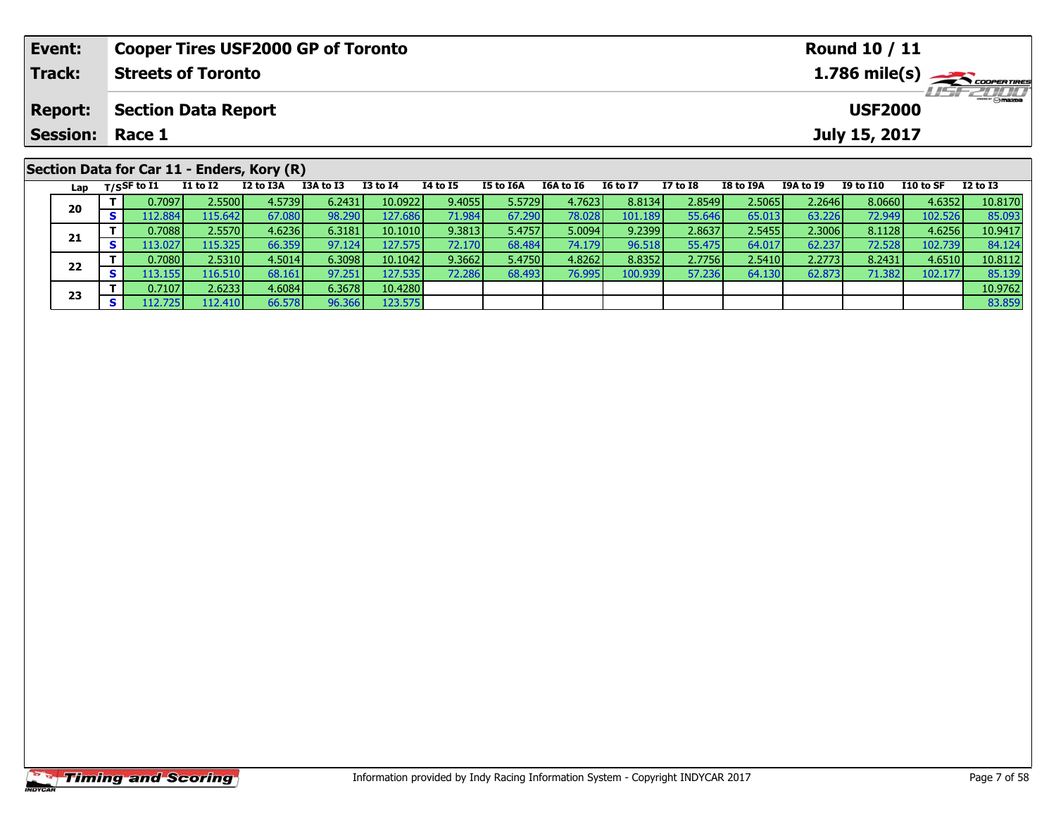| Event: | Cooper Tires USF2000 GP of Toronto | Round 10 / 11 |
|---|---|---|
| Track: | Streets of Toronto | 1.786 mile(s) |
| Report: | Section Data Report | USF2000 |
| Session: | Race 1 | July 15, 2017 |

## Section Data for Car 11 - Enders, Kory (R)

| Lap | T/S | SF to I1 | I1 to I2 | I2 to I3A | I3A to I3 | I3 to I4 | I4 to I5 | I5 to I6A | I6A to I6 | I6 to I7 | I7 to I8 | I8 to I9A | I9A to I9 | I9 to I10 | I10 to SF | I2 to I3 |
|---|---|---|---|---|---|---|---|---|---|---|---|---|---|---|---|---|
| 20 | T | 0.7097 | 2.5500 | 4.5739 | 6.2431 | 10.0922 | 9.4055 | 5.5729 | 4.7623 | 8.8134 | 2.8549 | 2.5065 | 2.2646 | 8.0660 | 4.6352 | 10.8170 |
| | S | 112.884 | 115.642 | 67.080 | 98.290 | 127.686 | 71.984 | 67.290 | 78.028 | 101.189 | 55.646 | 65.013 | 63.226 | 72.949 | 102.526 | 85.093 |
| 21 | T | 0.7088 | 2.5570 | 4.6236 | 6.3181 | 10.1010 | 9.3813 | 5.4757 | 5.0094 | 9.2399 | 2.8637 | 2.5455 | 2.3006 | 8.1128 | 4.6256 | 10.9417 |
| | S | 113.027 | 115.325 | 66.359 | 97.124 | 127.575 | 72.170 | 68.484 | 74.179 | 96.518 | 55.475 | 64.017 | 62.237 | 72.528 | 102.739 | 84.124 |
| 22 | T | 0.7080 | 2.5310 | 4.5014 | 6.3098 | 10.1042 | 9.3662 | 5.4750 | 4.8262 | 8.8352 | 2.7756 | 2.5410 | 2.2773 | 8.2431 | 4.6510 | 10.8112 |
| | S | 113.155 | 116.510 | 68.161 | 97.251 | 127.535 | 72.286 | 68.493 | 76.995 | 100.939 | 57.236 | 64.130 | 62.873 | 71.382 | 102.177 | 85.139 |
| 23 | T | 0.7107 | 2.6233 | 4.6084 | 6.3678 | 10.4280 | | | | | | | | | | 10.9762 |
| | S | 112.725 | 112.410 | 66.578 | 96.366 | 123.575 | | | | | | | | | | 83.859 |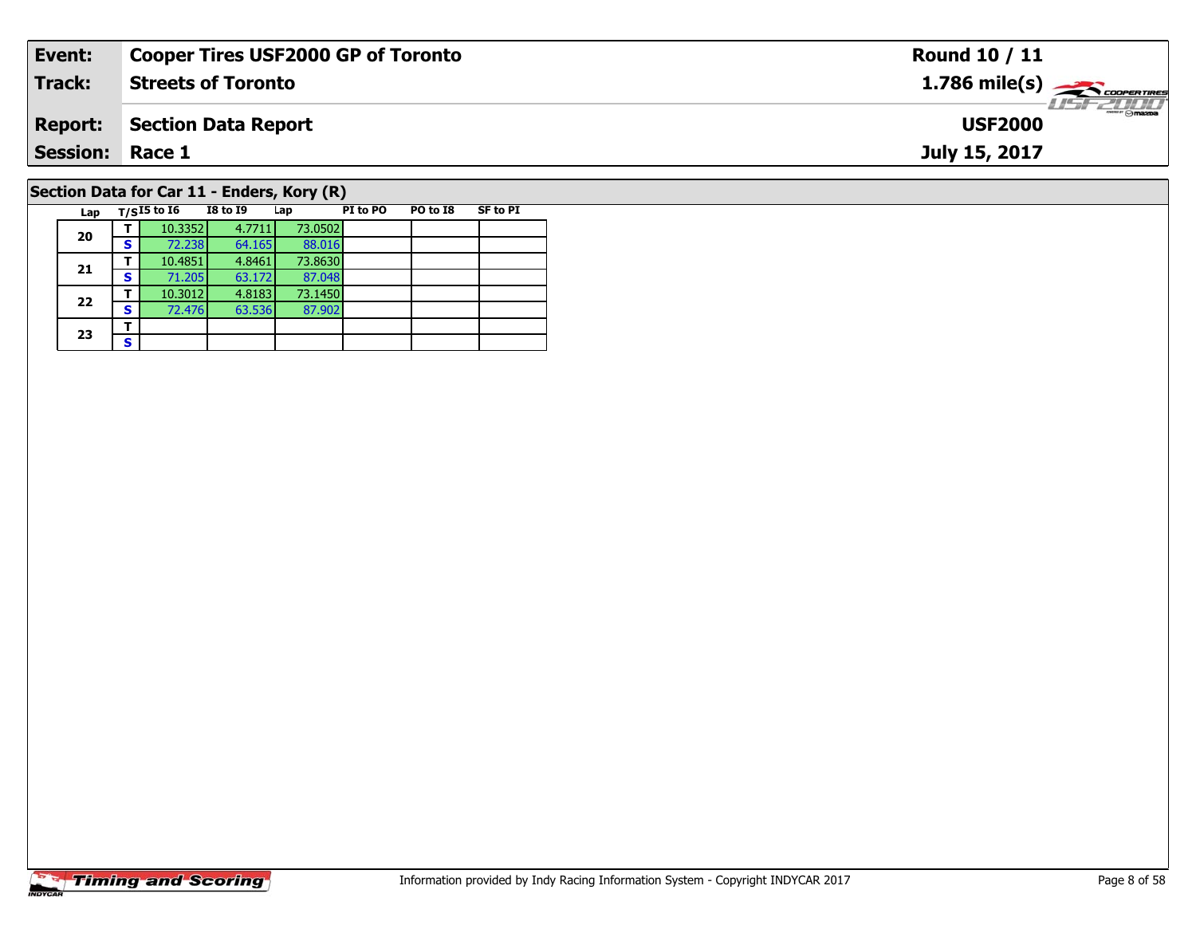| Event: | Cooper Tires USF2000 GP of Toronto | Round 10 / 11 |
|---|---|---|
| Track: | Streets of Toronto | 1.786 mile(s) |
| Report: | Section Data Report | USF2000 |
| Session: | Race 1 | July 15, 2017 |

## Section Data for Car 11 - Enders, Kory (R)

| Lap | T/S | I5 to I6 | I8 to I9 | Lap | PI to PO | PO to I8 | SF to PI |
|---|---|---|---|---|---|---|---|
| 20 | T | 10.3352 | 4.7711 | 73.0502 | | | |
| | S | 72.238 | 64.165 | 88.016 | | | |
| 21 | T | 10.4851 | 4.8461 | 73.8630 | | | |
| | S | 71.205 | 63.172 | 87.048 | | | |
| 22 | T | 10.3012 | 4.8183 | 73.1450 | | | |
| | S | 72.476 | 63.536 | 87.902 | | | |
| 23 | T | | | | | | |
| | S | | | | | | |

Information provided by Indy Racing Information System - Copyright INDYCAR 2017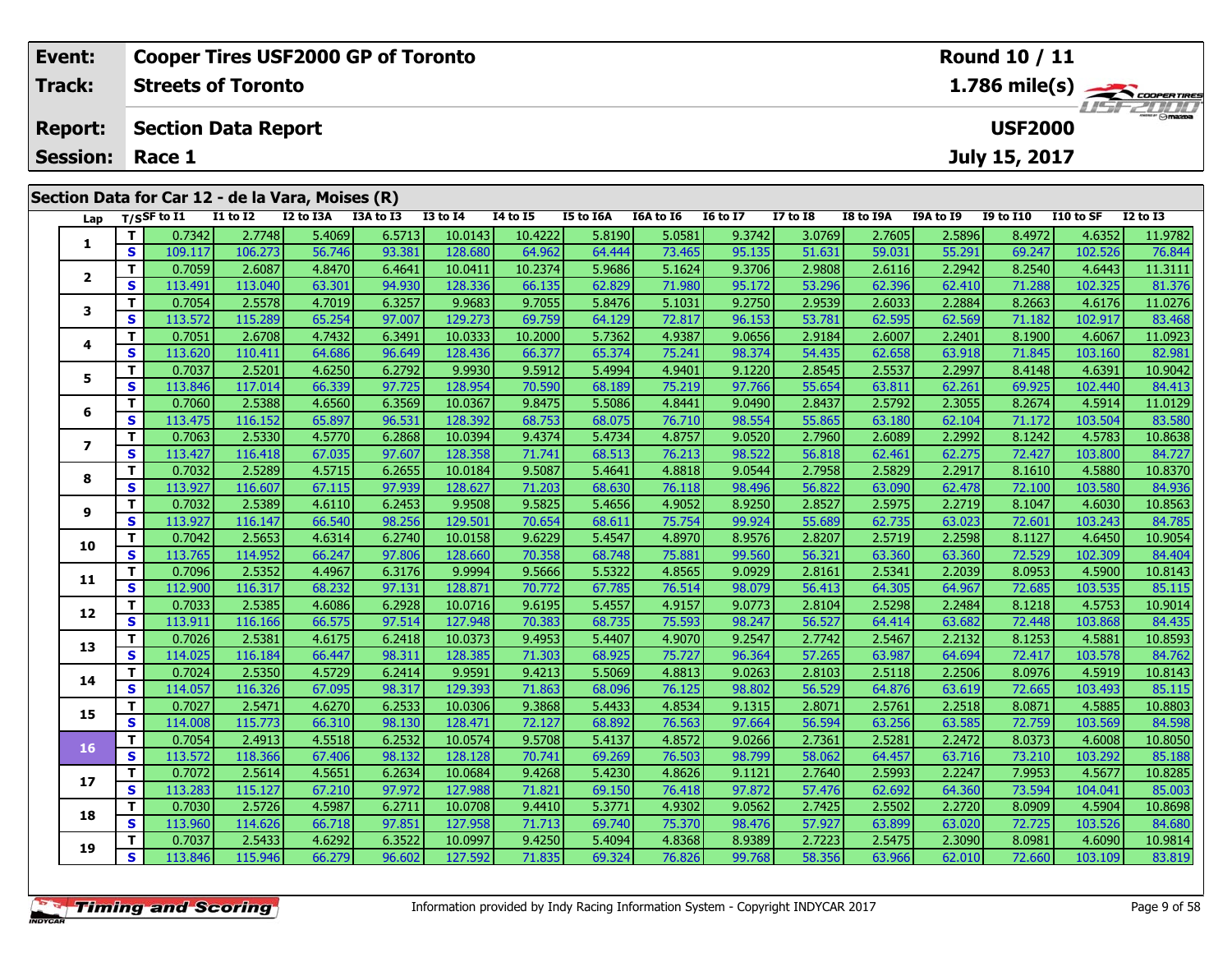| Event: | Cooper Tires USF2000 GP of Toronto | Round 10 / 11 |
|---|---|---|
| Track: | Streets of Toronto | 1.786 mile(s) |
| Report: | Section Data Report | USF2000 |
| Session: | Race 1 | July 15, 2017 |

## Section Data for Car 12 - de la Vara, Moises (R)

| Lap | T/S | SF to I1 | I1 to I2 | I2 to I3A | I3A to I3 | I3 to I4 | I4 to I5 | I5 to I6A | I6A to I6 | I6 to I7 | I7 to I8 | I8 to I9A | I9A to I9 | I9 to I10 | I10 to SF | I2 to I3 |
|---|---|---|---|---|---|---|---|---|---|---|---|---|---|---|---|---|
| 1 | T | 0.7342 | 2.7748 | 5.4069 | 6.5713 | 10.0143 | 10.4222 | 5.8190 | 5.0581 | 9.3742 | 3.0769 | 2.7605 | 2.5896 | 8.4972 | 4.6352 | 11.9782 |
| | S | 109.117 | 106.273 | 56.746 | 93.381 | 128.680 | 64.962 | 64.444 | 73.465 | 95.135 | 51.631 | 59.031 | 55.291 | 69.247 | 102.526 | 76.844 |
| 2 | T | 0.7059 | 2.6087 | 4.8470 | 6.4641 | 10.0411 | 10.2374 | 5.9686 | 5.1624 | 9.3706 | 2.9808 | 2.6116 | 2.2942 | 8.2540 | 4.6443 | 11.3111 |
| | S | 113.491 | 113.040 | 63.301 | 94.930 | 128.336 | 66.135 | 62.829 | 71.980 | 95.172 | 53.296 | 62.396 | 62.410 | 71.288 | 102.325 | 81.376 |
| 3 | T | 0.7054 | 2.5578 | 4.7019 | 6.3257 | 9.9683 | 9.7055 | 5.8476 | 5.1031 | 9.2750 | 2.9539 | 2.6033 | 2.2884 | 8.2663 | 4.6176 | 11.0276 |
| | S | 113.572 | 115.289 | 65.254 | 97.007 | 129.273 | 69.759 | 64.129 | 72.817 | 96.153 | 53.781 | 62.595 | 62.569 | 71.182 | 102.917 | 83.468 |
| 4 | T | 0.7051 | 2.6708 | 4.7432 | 6.3491 | 10.0333 | 10.2000 | 5.7362 | 4.9387 | 9.0656 | 2.9184 | 2.6007 | 2.2401 | 8.1900 | 4.6067 | 11.0923 |
| | S | 113.620 | 110.411 | 64.686 | 96.649 | 128.436 | 66.377 | 65.374 | 75.241 | 98.374 | 54.435 | 62.658 | 63.918 | 71.845 | 103.160 | 82.981 |
| 5 | T | 0.7037 | 2.5201 | 4.6250 | 6.2792 | 9.9930 | 9.5912 | 5.4994 | 4.9401 | 9.1220 | 2.8545 | 2.5537 | 2.2997 | 8.4148 | 4.6391 | 10.9042 |
| | S | 113.846 | 117.014 | 66.339 | 97.725 | 128.954 | 70.590 | 68.189 | 75.219 | 97.766 | 55.654 | 63.811 | 62.261 | 69.925 | 102.440 | 84.413 |
| 6 | T | 0.7060 | 2.5388 | 4.6560 | 6.3569 | 10.0367 | 9.8475 | 5.5086 | 4.8441 | 9.0490 | 2.8437 | 2.5792 | 2.3055 | 8.2674 | 4.5914 | 11.0129 |
| | S | 113.475 | 116.152 | 65.897 | 96.531 | 128.392 | 68.753 | 68.075 | 76.710 | 98.554 | 55.865 | 63.180 | 62.104 | 71.172 | 103.504 | 83.580 |
| 7 | T | 0.7063 | 2.5330 | 4.5770 | 6.2868 | 10.0394 | 9.4374 | 5.4734 | 4.8757 | 9.0520 | 2.7960 | 2.6089 | 2.2992 | 8.1242 | 4.5783 | 10.8638 |
| | S | 113.427 | 116.418 | 67.035 | 97.607 | 128.358 | 71.741 | 68.513 | 76.213 | 98.522 | 56.818 | 62.461 | 62.275 | 72.427 | 103.800 | 84.727 |
| 8 | T | 0.7032 | 2.5289 | 4.5715 | 6.2655 | 10.0184 | 9.5087 | 5.4641 | 4.8818 | 9.0544 | 2.7958 | 2.5829 | 2.2917 | 8.1610 | 4.5880 | 10.8370 |
| | S | 113.927 | 116.607 | 67.115 | 97.939 | 128.627 | 71.203 | 68.630 | 76.118 | 98.496 | 56.822 | 63.090 | 62.478 | 72.100 | 103.580 | 84.936 |
| 9 | T | 0.7032 | 2.5389 | 4.6110 | 6.2453 | 9.9508 | 9.5825 | 5.4656 | 4.9052 | 8.9250 | 2.8527 | 2.5975 | 2.2719 | 8.1047 | 4.6030 | 10.8563 |
| | S | 113.927 | 116.147 | 66.540 | 98.256 | 129.501 | 70.654 | 68.611 | 75.754 | 99.924 | 55.689 | 62.735 | 63.023 | 72.601 | 103.243 | 84.785 |
| 10 | T | 0.7042 | 2.5653 | 4.6314 | 6.2740 | 10.0158 | 9.6229 | 5.4547 | 4.8970 | 8.9576 | 2.8207 | 2.5719 | 2.2598 | 8.1127 | 4.6450 | 10.9054 |
| | S | 113.765 | 114.952 | 66.247 | 97.806 | 128.660 | 70.358 | 68.748 | 75.881 | 99.560 | 56.321 | 63.360 | 63.360 | 72.529 | 102.309 | 84.404 |
| 11 | T | 0.7096 | 2.5352 | 4.4967 | 6.3176 | 9.9994 | 9.5666 | 5.5322 | 4.8565 | 9.0929 | 2.8161 | 2.5341 | 2.2039 | 8.0953 | 4.5900 | 10.8143 |
| | S | 112.900 | 116.317 | 68.232 | 97.131 | 128.871 | 70.772 | 67.785 | 76.514 | 98.079 | 56.413 | 64.305 | 64.967 | 72.685 | 103.535 | 85.115 |
| 12 | T | 0.7033 | 2.5385 | 4.6086 | 6.2928 | 10.0716 | 9.6195 | 5.4557 | 4.9157 | 9.0773 | 2.8104 | 2.5298 | 2.2484 | 8.1218 | 4.5753 | 10.9014 |
| | S | 113.911 | 116.166 | 66.575 | 97.514 | 127.948 | 70.383 | 68.735 | 75.593 | 98.247 | 56.527 | 64.414 | 63.682 | 72.448 | 103.868 | 84.435 |
| 13 | T | 0.7026 | 2.5381 | 4.6175 | 6.2418 | 10.0373 | 9.4953 | 5.4407 | 4.9070 | 9.2547 | 2.7742 | 2.5467 | 2.2132 | 8.1253 | 4.5881 | 10.8593 |
| | S | 114.025 | 116.184 | 66.447 | 98.311 | 128.385 | 71.303 | 68.925 | 75.727 | 96.364 | 57.265 | 63.987 | 64.694 | 72.417 | 103.578 | 84.762 |
| 14 | T | 0.7024 | 2.5350 | 4.5729 | 6.2414 | 9.9591 | 9.4213 | 5.5069 | 4.8813 | 9.0263 | 2.8103 | 2.5118 | 2.2506 | 8.0976 | 4.5919 | 10.8143 |
| | S | 114.057 | 116.326 | 67.095 | 98.317 | 129.393 | 71.863 | 68.096 | 76.125 | 98.802 | 56.529 | 64.876 | 63.619 | 72.665 | 103.493 | 85.115 |
| 15 | T | 0.7027 | 2.5471 | 4.6270 | 6.2533 | 10.0306 | 9.3868 | 5.4433 | 4.8534 | 9.1315 | 2.8071 | 2.5761 | 2.2518 | 8.0871 | 4.5885 | 10.8803 |
| | S | 114.008 | 115.773 | 66.310 | 98.130 | 128.471 | 72.127 | 68.892 | 76.563 | 97.664 | 56.594 | 63.256 | 63.585 | 72.759 | 103.569 | 84.598 |
| 16 | T | 0.7054 | 2.4913 | 4.5518 | 6.2532 | 10.0574 | 9.5708 | 5.4137 | 4.8572 | 9.0266 | 2.7361 | 2.5281 | 2.2472 | 8.0373 | 4.6008 | 10.8050 |
| | S | 113.572 | 118.366 | 67.406 | 98.132 | 128.128 | 70.741 | 69.269 | 76.503 | 98.799 | 58.062 | 64.457 | 63.716 | 73.210 | 103.292 | 85.188 |
| 17 | T | 0.7072 | 2.5614 | 4.5651 | 6.2634 | 10.0684 | 9.4268 | 5.4230 | 4.8626 | 9.1121 | 2.7640 | 2.5993 | 2.2247 | 7.9953 | 4.5677 | 10.8285 |
| | S | 113.283 | 115.127 | 67.210 | 97.972 | 127.988 | 71.821 | 69.150 | 76.418 | 97.872 | 57.476 | 62.692 | 64.360 | 73.594 | 104.041 | 85.003 |
| 18 | T | 0.7030 | 2.5726 | 4.5987 | 6.2711 | 10.0708 | 9.4410 | 5.3771 | 4.9302 | 9.0562 | 2.7425 | 2.5502 | 2.2720 | 8.0909 | 4.5904 | 10.8698 |
| | S | 113.960 | 114.626 | 66.718 | 97.851 | 127.958 | 71.713 | 69.740 | 75.370 | 98.476 | 57.927 | 63.899 | 63.020 | 72.725 | 103.526 | 84.680 |
| 19 | T | 0.7037 | 2.5433 | 4.6292 | 6.3522 | 10.0997 | 9.4250 | 5.4094 | 4.8368 | 8.9389 | 2.7223 | 2.5475 | 2.3090 | 8.0981 | 4.6090 | 10.9814 |
| | S | 113.846 | 115.946 | 66.279 | 96.602 | 127.592 | 71.835 | 69.324 | 76.826 | 99.768 | 58.356 | 63.966 | 62.010 | 72.660 | 103.109 | 83.819 |

Information provided by Indy Racing Information System - Copyright INDYCAR 2017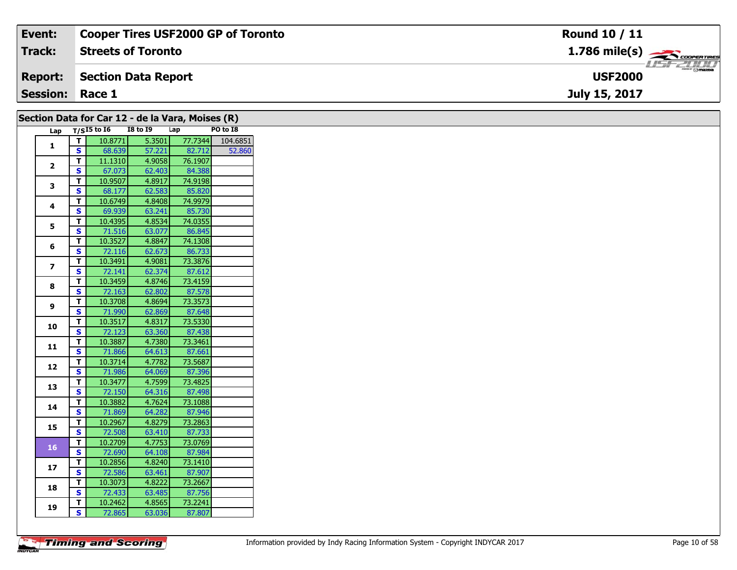| Event: | Cooper Tires USF2000 GP of Toronto | Round 10 / 11 |
|---|---|---|
| Track: | Streets of Toronto | 1.786 mile(s) |
| Report: | Section Data Report | USF2000 |
| Session: | Race 1 | July 15, 2017 |

## Section Data for Car 12 - de la Vara, Moises (R)

| Lap | T/S | I5 to I6 | I8 to I9 | Lap | PO to I8 |
|---|---|---|---|---|---|
| 1 | T | 10.8771 | 5.3501 | 77.7344 | 104.6851 |
| | S | 68.639 | 57.221 | 82.712 | 52.860 |
| 2 | T | 11.1310 | 4.9058 | 76.1907 | |
| | S | 67.073 | 62.403 | 84.388 | |
| 3 | T | 10.9507 | 4.8917 | 74.9198 | |
| | S | 68.177 | 62.583 | 85.820 | |
| 4 | T | 10.6749 | 4.8408 | 74.9979 | |
| | S | 69.939 | 63.241 | 85.730 | |
| 5 | T | 10.4395 | 4.8534 | 74.0355 | |
| | S | 71.516 | 63.077 | 86.845 | |
| 6 | T | 10.3527 | 4.8847 | 74.1308 | |
| | S | 72.116 | 62.673 | 86.733 | |
| 7 | T | 10.3491 | 4.9081 | 73.3876 | |
| | S | 72.141 | 62.374 | 87.612 | |
| 8 | T | 10.3459 | 4.8746 | 73.4159 | |
| | S | 72.163 | 62.802 | 87.578 | |
| 9 | T | 10.3708 | 4.8694 | 73.3573 | |
| | S | 71.990 | 62.869 | 87.648 | |
| 10 | T | 10.3517 | 4.8317 | 73.5330 | |
| | S | 72.123 | 63.360 | 87.438 | |
| 11 | T | 10.3887 | 4.7380 | 73.3461 | |
| | S | 71.866 | 64.613 | 87.661 | |
| 12 | T | 10.3714 | 4.7782 | 73.5687 | |
| | S | 71.986 | 64.069 | 87.396 | |
| 13 | T | 10.3477 | 4.7599 | 73.4825 | |
| | S | 72.150 | 64.316 | 87.498 | |
| 14 | T | 10.3882 | 4.7624 | 73.1088 | |
| | S | 71.869 | 64.282 | 87.946 | |
| 15 | T | 10.2967 | 4.8279 | 73.2863 | |
| | S | 72.508 | 63.410 | 87.733 | |
| 16 | T | 10.2709 | 4.7753 | 73.0769 | |
| | S | 72.690 | 64.108 | 87.984 | |
| 17 | T | 10.2856 | 4.8240 | 73.1410 | |
| | S | 72.586 | 63.461 | 87.907 | |
| 18 | T | 10.3073 | 4.8222 | 73.2667 | |
| | S | 72.433 | 63.485 | 87.756 | |
| 19 | T | 10.2462 | 4.8565 | 73.2241 | |
| | S | 72.865 | 63.036 | 87.807 | |

Information provided by Indy Racing Information System - Copyright INDYCAR 2017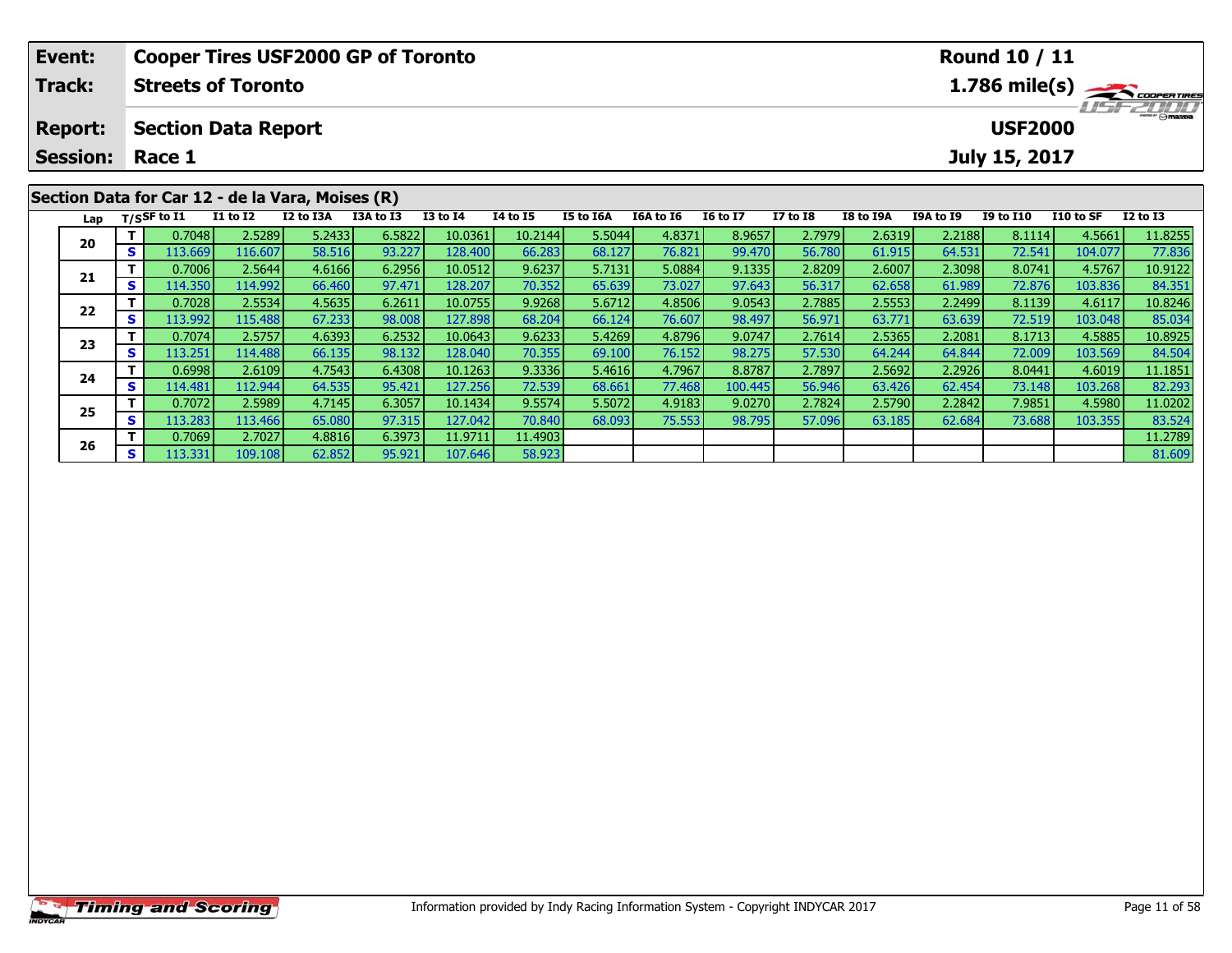| Event: | Cooper Tires USF2000 GP of Toronto | Round 10 / 11 |
|---|---|---|
| Track: | Streets of Toronto | 1.786 mile(s) |
| Report: | Section Data Report | USF2000 |
| Session: | Race 1 | July 15, 2017 |

## Section Data for Car 12 - de la Vara, Moises (R)

| Lap | T/S | SF to I1 | I1 to I2 | I2 to I3A | I3A to I3 | I3 to I4 | I4 to I5 | I5 to I6A | I6A to I6 | I6 to I7 | I7 to I8 | I8 to I9A | I9A to I9 | I9 to I10 | I10 to SF | I2 to I3 |
|---|---|---|---|---|---|---|---|---|---|---|---|---|---|---|---|---|
| 20 | T | 0.7048 | 2.5289 | 5.2433 | 6.5822 | 10.0361 | 10.2144 | 5.5044 | 4.8371 | 8.9657 | 2.7979 | 2.6319 | 2.2188 | 8.1114 | 4.5661 | 11.8255 |
| | S | 113.669 | 116.607 | 58.516 | 93.227 | 128.400 | 66.283 | 68.127 | 76.821 | 99.470 | 56.780 | 61.915 | 64.531 | 72.541 | 104.077 | 77.836 |
| 21 | T | 0.7006 | 2.5644 | 4.6166 | 6.2956 | 10.0512 | 9.6237 | 5.7131 | 5.0884 | 9.1335 | 2.8209 | 2.6007 | 2.3098 | 8.0741 | 4.5767 | 10.9122 |
| | S | 114.350 | 114.992 | 66.460 | 97.471 | 128.207 | 70.352 | 65.639 | 73.027 | 97.643 | 56.317 | 62.658 | 61.989 | 72.876 | 103.836 | 84.351 |
| 22 | T | 0.7028 | 2.5534 | 4.5635 | 6.2611 | 10.0755 | 9.9268 | 5.6712 | 4.8506 | 9.0543 | 2.7885 | 2.5553 | 2.2499 | 8.1139 | 4.6117 | 10.8246 |
| | S | 113.992 | 115.488 | 67.233 | 98.008 | 127.898 | 68.204 | 66.124 | 76.607 | 98.497 | 56.971 | 63.771 | 63.639 | 72.519 | 103.048 | 85.034 |
| 23 | T | 0.7074 | 2.5757 | 4.6393 | 6.2532 | 10.0643 | 9.6233 | 5.4269 | 4.8796 | 9.0747 | 2.7614 | 2.5365 | 2.2081 | 8.1713 | 4.5885 | 10.8925 |
| | S | 113.251 | 114.488 | 66.135 | 98.132 | 128.040 | 70.355 | 69.100 | 76.152 | 98.275 | 57.530 | 64.244 | 64.844 | 72.009 | 103.569 | 84.504 |
| 24 | T | 0.6998 | 2.6109 | 4.7543 | 6.4308 | 10.1263 | 9.3336 | 5.4616 | 4.7967 | 8.8787 | 2.7897 | 2.5692 | 2.2926 | 8.0441 | 4.6019 | 11.1851 |
| | S | 114.481 | 112.944 | 64.535 | 95.421 | 127.256 | 72.539 | 68.661 | 77.468 | 100.445 | 56.946 | 63.426 | 62.454 | 73.148 | 103.268 | 82.293 |
| 25 | T | 0.7072 | 2.5989 | 4.7145 | 6.3057 | 10.1434 | 9.5574 | 5.5072 | 4.9183 | 9.0270 | 2.7824 | 2.5790 | 2.2842 | 7.9851 | 4.5980 | 11.0202 |
| | S | 113.283 | 113.466 | 65.080 | 97.315 | 127.042 | 70.840 | 68.093 | 75.553 | 98.795 | 57.096 | 63.185 | 62.684 | 73.688 | 103.355 | 83.524 |
| 26 | T | 0.7069 | 2.7027 | 4.8816 | 6.3973 | 11.9711 | 11.4903 | | | | | | | | | 11.2789 |
| | S | 113.331 | 109.108 | 62.852 | 95.921 | 107.646 | 58.923 | | | | | | | | | 81.609 |

Timing and Scoring

Information provided by Indy Racing Information System - Copyright INDYCAR 2017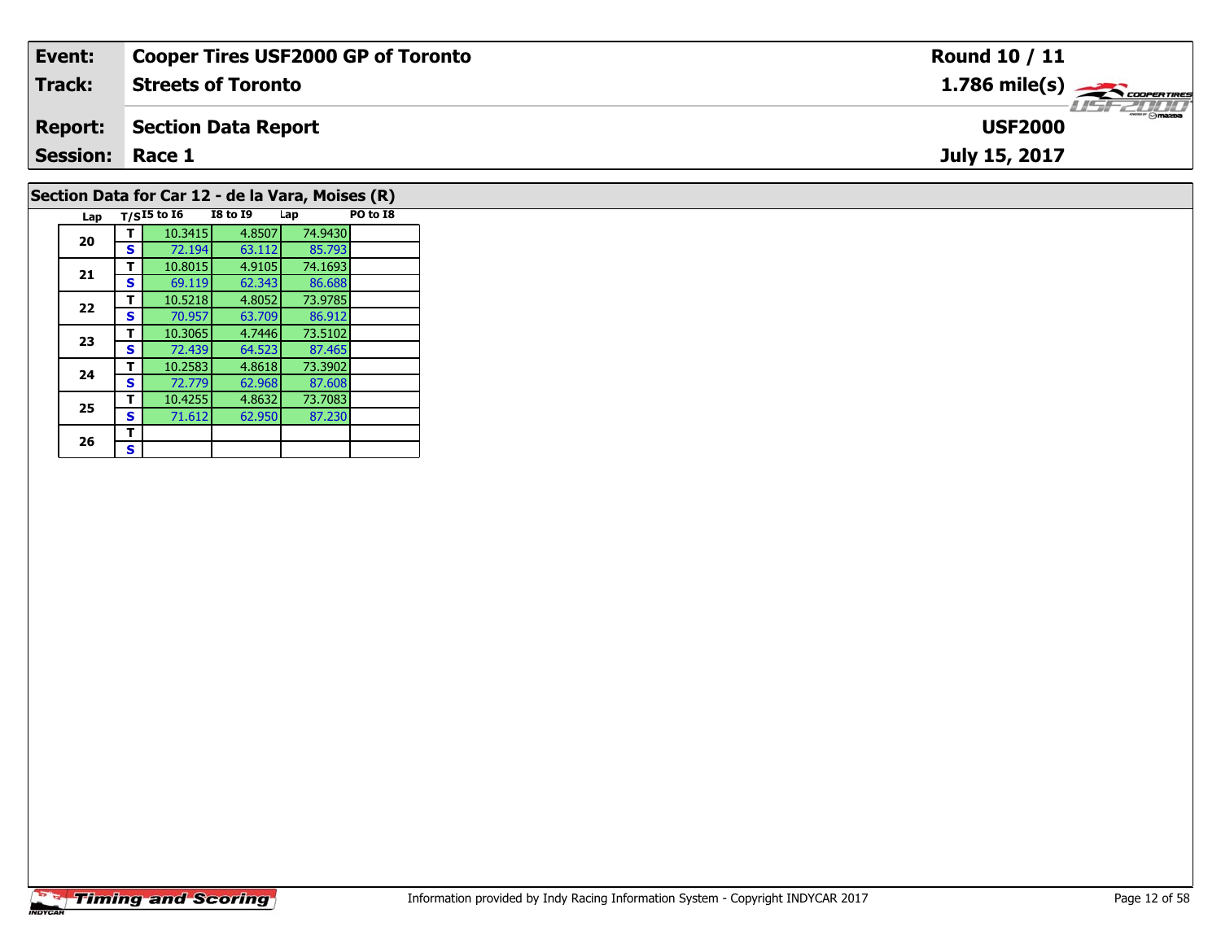| | |
|---|---|
| **Event:** | **Cooper Tires USF2000 GP of Toronto** |
| **Track:** | **Streets of Toronto** |
| **Report:** | **Section Data Report** |
| **Session:** | **Race 1** |

**Round 10 / 11**
**1.786 mile(s)**
**USF2000**
**July 15, 2017**

## Section Data for Car 12 - de la Vara, Moises (R)

| Lap | T/S | I5 to I6 | I8 to I9 | Lap | PO to I8 |
|---|---|---|---|---|---|
| 20 | T | 10.3415 | 4.8507 | 74.9430 | |
| | S | 72.194 | 63.112 | 85.793 | |
| 21 | T | 10.8015 | 4.9105 | 74.1693 | |
| | S | 69.119 | 62.343 | 86.688 | |
| 22 | T | 10.5218 | 4.8052 | 73.9785 | |
| | S | 70.957 | 63.709 | 86.912 | |
| 23 | T | 10.3065 | 4.7446 | 73.5102 | |
| | S | 72.439 | 64.523 | 87.465 | |
| 24 | T | 10.2583 | 4.8618 | 73.3902 | |
| | S | 72.779 | 62.968 | 87.608 | |
| 25 | T | 10.4255 | 4.8632 | 73.7083 | |
| | S | 71.612 | 62.950 | 87.230 | |
| 26 | T | | | | |
| | S | | | | |

Information provided by Indy Racing Information System - Copyright INDYCAR 2017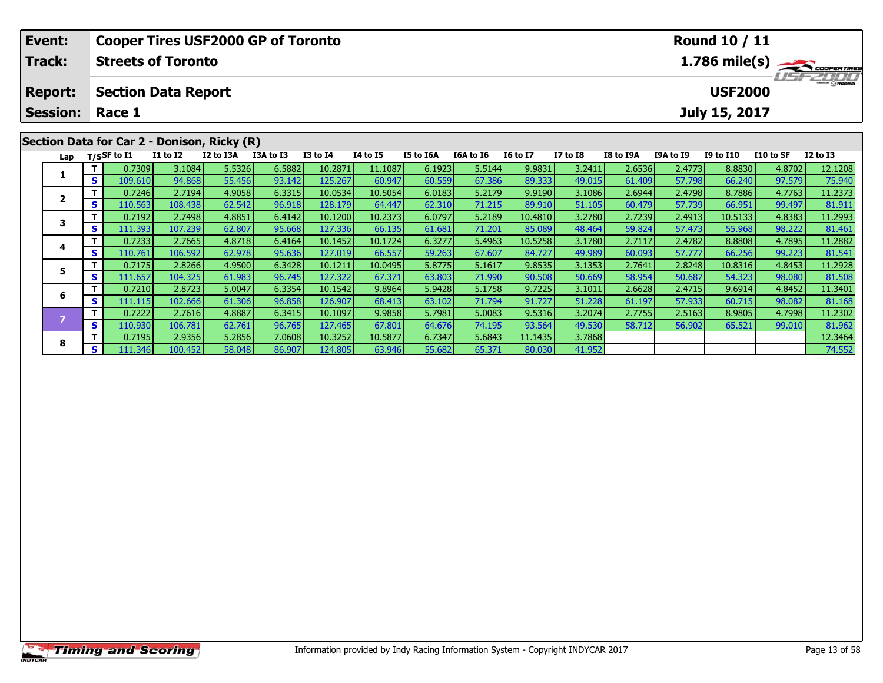| Event: | Cooper Tires USF2000 GP of Toronto | Round 10 / 11 |
|---|---|---|
| Track: | Streets of Toronto | 1.786 mile(s) |
| Report: | Section Data Report | USF2000 |
| Session: | Race 1 | July 15, 2017 |

## Section Data for Car 2 - Donison, Ricky (R)

| Lap | T/S | SF to I1 | I1 to I2 | I2 to I3A | I3A to I3 | I3 to I4 | I4 to I5 | I5 to I6A | I6A to I6 | I6 to I7 | I7 to I8 | I8 to I9A | I9A to I9 | I9 to I10 | I10 to SF | I2 to I3 |
|---|---|---|---|---|---|---|---|---|---|---|---|---|---|---|---|---|
| 1 | T | 0.7309 | 3.1084 | 5.5326 | 6.5882 | 10.2871 | 11.1087 | 6.1923 | 5.5144 | 9.9831 | 3.2411 | 2.6536 | 2.4773 | 8.8830 | 4.8702 | 12.1208 |
| | S | 109.610 | 94.868 | 55.456 | 93.142 | 125.267 | 60.947 | 60.559 | 67.386 | 89.333 | 49.015 | 61.409 | 57.798 | 66.240 | 97.579 | 75.940 |
| 2 | T | 0.7246 | 2.7194 | 4.9058 | 6.3315 | 10.0534 | 10.5054 | 6.0183 | 5.2179 | 9.9190 | 3.1086 | 2.6944 | 2.4798 | 8.7886 | 4.7763 | 11.2373 |
| | S | 110.563 | 108.438 | 62.542 | 96.918 | 128.179 | 64.447 | 62.310 | 71.215 | 89.910 | 51.105 | 60.479 | 57.739 | 66.951 | 99.497 | 81.911 |
| 3 | T | 0.7192 | 2.7498 | 4.8851 | 6.4142 | 10.1200 | 10.2373 | 6.0797 | 5.2189 | 10.4810 | 3.2780 | 2.7239 | 2.4913 | 10.5133 | 4.8383 | 11.2993 |
| | S | 111.393 | 107.239 | 62.807 | 95.668 | 127.336 | 66.135 | 61.681 | 71.201 | 85.089 | 48.464 | 59.824 | 57.473 | 55.968 | 98.222 | 81.461 |
| 4 | T | 0.7233 | 2.7665 | 4.8718 | 6.4164 | 10.1452 | 10.1724 | 6.3277 | 5.4963 | 10.5258 | 3.1780 | 2.7117 | 2.4782 | 8.8808 | 4.7895 | 11.2882 |
| | S | 110.761 | 106.592 | 62.978 | 95.636 | 127.019 | 66.557 | 59.263 | 67.607 | 84.727 | 49.989 | 60.093 | 57.777 | 66.256 | 99.223 | 81.541 |
| 5 | T | 0.7175 | 2.8266 | 4.9500 | 6.3428 | 10.1211 | 10.0495 | 5.8775 | 5.1617 | 9.8535 | 3.1353 | 2.7641 | 2.8248 | 10.8316 | 4.8453 | 11.2928 |
| | S | 111.657 | 104.325 | 61.983 | 96.745 | 127.322 | 67.371 | 63.803 | 71.990 | 90.508 | 50.669 | 58.954 | 50.687 | 54.323 | 98.080 | 81.508 |
| 6 | T | 0.7210 | 2.8723 | 5.0047 | 6.3354 | 10.1542 | 9.8964 | 5.9428 | 5.1758 | 9.7225 | 3.1011 | 2.6628 | 2.4715 | 9.6914 | 4.8452 | 11.3401 |
| | S | 111.115 | 102.666 | 61.306 | 96.858 | 126.907 | 68.413 | 63.102 | 71.794 | 91.727 | 51.228 | 61.197 | 57.933 | 60.715 | 98.082 | 81.168 |
| 7 | T | 0.7222 | 2.7616 | 4.8887 | 6.3415 | 10.1097 | 9.9858 | 5.7981 | 5.0083 | 9.5316 | 3.2074 | 2.7755 | 2.5163 | 8.9805 | 4.7998 | 11.2302 |
| | S | 110.930 | 106.781 | 62.761 | 96.765 | 127.465 | 67.801 | 64.676 | 74.195 | 93.564 | 49.530 | 58.712 | 56.902 | 65.521 | 99.010 | 81.962 |
| 8 | T | 0.7195 | 2.9356 | 5.2856 | 7.0608 | 10.3252 | 10.5877 | 6.7347 | 5.6843 | 11.1435 | 3.7868 | | | | | 12.3464 |
| | S | 111.346 | 100.452 | 58.048 | 86.907 | 124.805 | 63.946 | 55.682 | 65.371 | 80.030 | 41.952 | | | | | 74.552 |

Information provided by Indy Racing Information System - Copyright INDYCAR 2017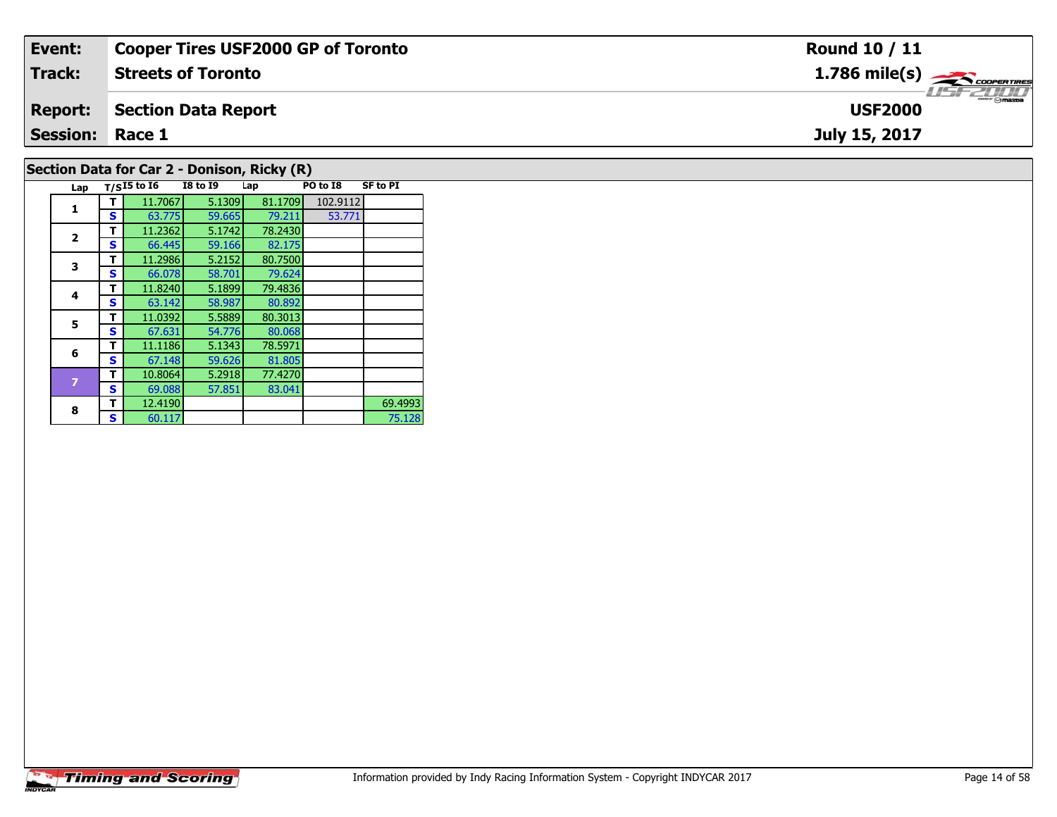| Event: | Cooper Tires USF2000 GP of Toronto | Round 10 / 11 |
|---|---|---|
| Track: | Streets of Toronto | 1.786 mile(s) |
| Report: | Section Data Report | USF2000 |
| Session: | Race 1 | July 15, 2017 |

## Section Data for Car 2 - Donison, Ricky (R)

| Lap | T/S | I5 to I6 | I8 to I9 | Lap | PO to I8 | SF to PI |
|---|---|---|---|---|---|---|
| 1 | T | 11.7067 | 5.1309 | 81.1709 | 102.9112 | |
| | S | 63.775 | 59.665 | 79.211 | 53.771 | |
| 2 | T | 11.2362 | 5.1742 | 78.2430 | | |
| | S | 66.445 | 59.166 | 82.175 | | |
| 3 | T | 11.2986 | 5.2152 | 80.7500 | | |
| | S | 66.078 | 58.701 | 79.624 | | |
| 4 | T | 11.8240 | 5.1899 | 79.4836 | | |
| | S | 63.142 | 58.987 | 80.892 | | |
| 5 | T | 11.0392 | 5.5889 | 80.3013 | | |
| | S | 67.631 | 54.776 | 80.068 | | |
| 6 | T | 11.1186 | 5.1343 | 78.5971 | | |
| | S | 67.148 | 59.626 | 81.805 | | |
| 7 | T | 10.8064 | 5.2918 | 77.4270 | | |
| | S | 69.088 | 57.851 | 83.041 | | |
| 8 | T | 12.4190 | | | | 69.4993 |
| | S | 60.117 | | | | 75.128 |

Information provided by Indy Racing Information System - Copyright INDYCAR 2017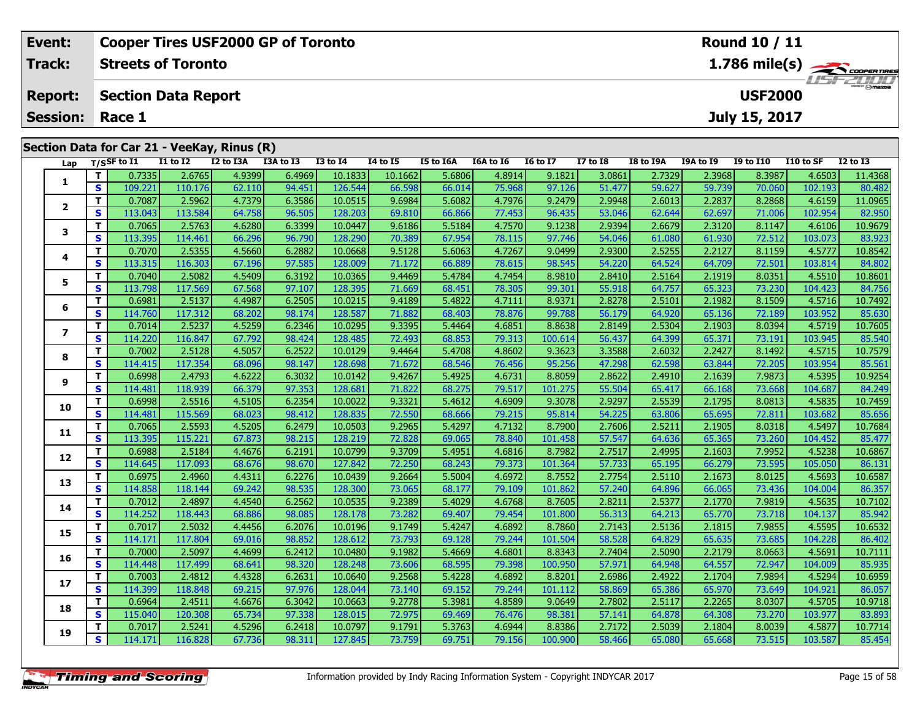| Event: | Cooper Tires USF2000 GP of Toronto | Round 10 / 11 |
|---|---|---|
| Track: | Streets of Toronto | 1.786 mile(s) |
| Report: | Section Data Report | USF2000 |
| Session: | Race 1 | July 15, 2017 |

## Section Data for Car 21 - VeeKay, Rinus (R)

| Lap | T/S | SF to I1 | I1 to I2 | I2 to I3A | I3A to I3 | I3 to I4 | I4 to I5 | I5 to I6A | I6A to I6 | I6 to I7 | I7 to I8 | I8 to I9A | I9A to I9 | I9 to I10 | I10 to SF | I2 to I3 |
|---|---|---|---|---|---|---|---|---|---|---|---|---|---|---|---|---|
| 1 | T | 0.7335 | 2.6765 | 4.9399 | 6.4969 | 10.1833 | 10.1662 | 5.6806 | 4.8914 | 9.1821 | 3.0861 | 2.7329 | 2.3968 | 8.3987 | 4.6503 | 11.4368 |
| | S | 109.221 | 110.176 | 62.110 | 94.451 | 126.544 | 66.598 | 66.014 | 75.968 | 97.126 | 51.477 | 59.627 | 59.739 | 70.060 | 102.193 | 80.482 |
| 2 | T | 0.7087 | 2.5962 | 4.7379 | 6.3586 | 10.0515 | 9.6984 | 5.6082 | 4.7976 | 9.2479 | 2.9948 | 2.6013 | 2.2837 | 8.2868 | 4.6159 | 11.0965 |
| | S | 113.043 | 113.584 | 64.758 | 96.505 | 128.203 | 69.810 | 66.866 | 77.453 | 96.435 | 53.046 | 62.644 | 62.697 | 71.006 | 102.954 | 82.950 |
| 3 | T | 0.7065 | 2.5763 | 4.6280 | 6.3399 | 10.0447 | 9.6186 | 5.5184 | 4.7570 | 9.1238 | 2.9394 | 2.6679 | 2.3120 | 8.1147 | 4.6106 | 10.9679 |
| | S | 113.395 | 114.461 | 66.296 | 96.790 | 128.290 | 70.389 | 67.954 | 78.115 | 97.746 | 54.046 | 61.080 | 61.930 | 72.512 | 103.073 | 83.923 |
| 4 | T | 0.7070 | 2.5355 | 4.5660 | 6.2882 | 10.0668 | 9.5128 | 5.6063 | 4.7267 | 9.0499 | 2.9300 | 2.5255 | 2.2127 | 8.1159 | 4.5777 | 10.8542 |
| | S | 113.315 | 116.303 | 67.196 | 97.585 | 128.009 | 71.172 | 66.889 | 78.615 | 98.545 | 54.220 | 64.524 | 64.709 | 72.501 | 103.814 | 84.802 |
| 5 | T | 0.7040 | 2.5082 | 4.5409 | 6.3192 | 10.0365 | 9.4469 | 5.4784 | 4.7454 | 8.9810 | 2.8410 | 2.5164 | 2.1919 | 8.0351 | 4.5510 | 10.8601 |
| | S | 113.798 | 117.569 | 67.568 | 97.107 | 128.395 | 71.669 | 68.451 | 78.305 | 99.301 | 55.918 | 64.757 | 65.323 | 73.230 | 104.423 | 84.756 |
| 6 | T | 0.6981 | 2.5137 | 4.4987 | 6.2505 | 10.0215 | 9.4189 | 5.4822 | 4.7111 | 8.9371 | 2.8278 | 2.5101 | 2.1982 | 8.1509 | 4.5716 | 10.7492 |
| | S | 114.760 | 117.312 | 68.202 | 98.174 | 128.587 | 71.882 | 68.403 | 78.876 | 99.788 | 56.179 | 64.920 | 65.136 | 72.189 | 103.952 | 85.630 |
| 7 | T | 0.7014 | 2.5237 | 4.5259 | 6.2346 | 10.0295 | 9.3395 | 5.4464 | 4.6851 | 8.8638 | 2.8149 | 2.5304 | 2.1903 | 8.0394 | 4.5719 | 10.7605 |
| | S | 114.220 | 116.847 | 67.792 | 98.424 | 128.485 | 72.493 | 68.853 | 79.313 | 100.614 | 56.437 | 64.399 | 65.371 | 73.191 | 103.945 | 85.540 |
| 8 | T | 0.7002 | 2.5128 | 4.5057 | 6.2522 | 10.0129 | 9.4464 | 5.4708 | 4.8602 | 9.3623 | 3.3588 | 2.6032 | 2.2427 | 8.1492 | 4.5715 | 10.7579 |
| | S | 114.415 | 117.354 | 68.096 | 98.147 | 128.698 | 71.672 | 68.546 | 76.456 | 95.256 | 47.298 | 62.598 | 63.844 | 72.205 | 103.954 | 85.561 |
| 9 | T | 0.6998 | 2.4793 | 4.6222 | 6.3032 | 10.0142 | 9.4267 | 5.4925 | 4.6731 | 8.8059 | 2.8622 | 2.4910 | 2.1639 | 7.9873 | 4.5395 | 10.9254 |
| | S | 114.481 | 118.939 | 66.379 | 97.353 | 128.681 | 71.822 | 68.275 | 79.517 | 101.275 | 55.504 | 65.417 | 66.168 | 73.668 | 104.687 | 84.249 |
| 10 | T | 0.6998 | 2.5516 | 4.5105 | 6.2354 | 10.0022 | 9.3321 | 5.4612 | 4.6909 | 9.3078 | 2.9297 | 2.5539 | 2.1795 | 8.0813 | 4.5835 | 10.7459 |
| | S | 114.481 | 115.569 | 68.023 | 98.412 | 128.835 | 72.550 | 68.666 | 79.215 | 95.814 | 54.225 | 63.806 | 65.695 | 72.811 | 103.682 | 85.656 |
| 11 | T | 0.7065 | 2.5593 | 4.5205 | 6.2479 | 10.0503 | 9.2965 | 5.4297 | 4.7132 | 8.7900 | 2.7606 | 2.5211 | 2.1905 | 8.0318 | 4.5497 | 10.7684 |
| | S | 113.395 | 115.221 | 67.873 | 98.215 | 128.219 | 72.828 | 69.065 | 78.840 | 101.458 | 57.547 | 64.636 | 65.365 | 73.260 | 104.452 | 85.477 |
| 12 | T | 0.6988 | 2.5184 | 4.4676 | 6.2191 | 10.0799 | 9.3709 | 5.4951 | 4.6816 | 8.7982 | 2.7517 | 2.4995 | 2.1603 | 7.9952 | 4.5238 | 10.6867 |
| | S | 114.645 | 117.093 | 68.676 | 98.670 | 127.842 | 72.250 | 68.243 | 79.373 | 101.364 | 57.733 | 65.195 | 66.279 | 73.595 | 105.050 | 86.131 |
| 13 | T | 0.6975 | 2.4960 | 4.4311 | 6.2276 | 10.0439 | 9.2664 | 5.5004 | 4.6972 | 8.7552 | 2.7754 | 2.5110 | 2.1673 | 8.0125 | 4.5693 | 10.6587 |
| | S | 114.858 | 118.144 | 69.242 | 98.535 | 128.300 | 73.065 | 68.177 | 79.109 | 101.862 | 57.240 | 64.896 | 66.065 | 73.436 | 104.004 | 86.357 |
| 14 | T | 0.7012 | 2.4897 | 4.4540 | 6.2562 | 10.0535 | 9.2389 | 5.4029 | 4.6768 | 8.7605 | 2.8211 | 2.5377 | 2.1770 | 7.9819 | 4.5635 | 10.7102 |
| | S | 114.252 | 118.443 | 68.886 | 98.085 | 128.178 | 73.282 | 69.407 | 79.454 | 101.800 | 56.313 | 64.213 | 65.770 | 73.718 | 104.137 | 85.942 |
| 15 | T | 0.7017 | 2.5032 | 4.4456 | 6.2076 | 10.0196 | 9.1749 | 5.4247 | 4.6892 | 8.7860 | 2.7143 | 2.5136 | 2.1815 | 7.9855 | 4.5595 | 10.6532 |
| | S | 114.171 | 117.804 | 69.016 | 98.852 | 128.612 | 73.793 | 69.128 | 79.244 | 101.504 | 58.528 | 64.829 | 65.635 | 73.685 | 104.228 | 86.402 |
| 16 | T | 0.7000 | 2.5097 | 4.4699 | 6.2412 | 10.0480 | 9.1982 | 5.4669 | 4.6801 | 8.8343 | 2.7404 | 2.5090 | 2.2179 | 8.0663 | 4.5691 | 10.7111 |
| | S | 114.448 | 117.499 | 68.641 | 98.320 | 128.248 | 73.606 | 68.595 | 79.398 | 100.950 | 57.971 | 64.948 | 64.557 | 72.947 | 104.009 | 85.935 |
| 17 | T | 0.7003 | 2.4812 | 4.4328 | 6.2631 | 10.0640 | 9.2568 | 5.4228 | 4.6892 | 8.8201 | 2.6986 | 2.4922 | 2.1704 | 7.9894 | 4.5294 | 10.6959 |
| | S | 114.399 | 118.848 | 69.215 | 97.976 | 128.044 | 73.140 | 69.152 | 79.244 | 101.112 | 58.869 | 65.386 | 65.970 | 73.649 | 104.921 | 86.057 |
| 18 | T | 0.6964 | 2.4511 | 4.6676 | 6.3042 | 10.0663 | 9.2778 | 5.3981 | 4.8589 | 9.0649 | 2.7802 | 2.5117 | 2.2265 | 8.0307 | 4.5705 | 10.9718 |
| | S | 115.040 | 120.308 | 65.734 | 97.338 | 128.015 | 72.975 | 69.469 | 76.476 | 98.381 | 57.141 | 64.878 | 64.308 | 73.270 | 103.977 | 83.893 |
| 19 | T | 0.7017 | 2.5241 | 4.5296 | 6.2418 | 10.0797 | 9.1791 | 5.3763 | 4.6944 | 8.8386 | 2.7172 | 2.5039 | 2.1804 | 8.0039 | 4.5877 | 10.7714 |
| | S | 114.171 | 116.828 | 67.736 | 98.311 | 127.845 | 73.759 | 69.751 | 79.156 | 100.900 | 58.466 | 65.080 | 65.668 | 73.515 | 103.587 | 85.454 |

Information provided by Indy Racing Information System - Copyright INDYCAR 2017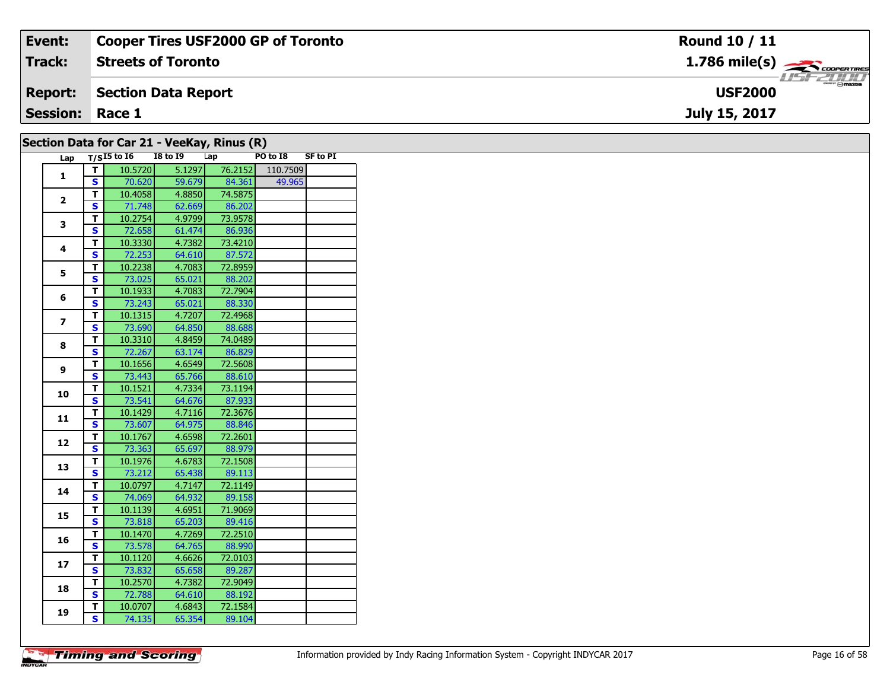| **Event:** | **Cooper Tires USF2000 GP of Toronto** | **Round 10 / 11** |
|---|---|---|
| **Track:** | **Streets of Toronto** | **1.786 mile(s)** |
| **Report:** | **Section Data Report** | **USF2000** |
| **Session:** | **Race 1** | **July 15, 2017** |

## Section Data for Car 21 - VeeKay, Rinus (R)

| Lap | T/S | I5 to I6 | I8 to I9 | Lap | PO to I8 | SF to PI |
|---|---|---|---|---|---|---|
| 1 | T | 10.5720 | 5.1297 | 76.2152 | 110.7509 | |
| | S | 70.620 | 59.679 | 84.361 | 49.965 | |
| 2 | T | 10.4058 | 4.8850 | 74.5875 | | |
| | S | 71.748 | 62.669 | 86.202 | | |
| 3 | T | 10.2754 | 4.9799 | 73.9578 | | |
| | S | 72.658 | 61.474 | 86.936 | | |
| 4 | T | 10.3330 | 4.7382 | 73.4210 | | |
| | S | 72.253 | 64.610 | 87.572 | | |
| 5 | T | 10.2238 | 4.7083 | 72.8959 | | |
| | S | 73.025 | 65.021 | 88.202 | | |
| 6 | T | 10.1933 | 4.7083 | 72.7904 | | |
| | S | 73.243 | 65.021 | 88.330 | | |
| 7 | T | 10.1315 | 4.7207 | 72.4968 | | |
| | S | 73.690 | 64.850 | 88.688 | | |
| 8 | T | 10.3310 | 4.8459 | 74.0489 | | |
| | S | 72.267 | 63.174 | 86.829 | | |
| 9 | T | 10.1656 | 4.6549 | 72.5608 | | |
| | S | 73.443 | 65.766 | 88.610 | | |
| 10 | T | 10.1521 | 4.7334 | 73.1194 | | |
| | S | 73.541 | 64.676 | 87.933 | | |
| 11 | T | 10.1429 | 4.7116 | 72.3676 | | |
| | S | 73.607 | 64.975 | 88.846 | | |
| 12 | T | 10.1767 | 4.6598 | 72.2601 | | |
| | S | 73.363 | 65.697 | 88.979 | | |
| 13 | T | 10.1976 | 4.6783 | 72.1508 | | |
| | S | 73.212 | 65.438 | 89.113 | | |
| 14 | T | 10.0797 | 4.7147 | 72.1149 | | |
| | S | 74.069 | 64.932 | 89.158 | | |
| 15 | T | 10.1139 | 4.6951 | 71.9069 | | |
| | S | 73.818 | 65.203 | 89.416 | | |
| 16 | T | 10.1470 | 4.7269 | 72.2510 | | |
| | S | 73.578 | 64.765 | 88.990 | | |
| 17 | T | 10.1120 | 4.6626 | 72.0103 | | |
| | S | 73.832 | 65.658 | 89.287 | | |
| 18 | T | 10.2570 | 4.7382 | 72.9049 | | |
| | S | 72.788 | 64.610 | 88.192 | | |
| 19 | T | 10.0707 | 4.6843 | 72.1584 | | |
| | S | 74.135 | 65.354 | 89.104 | | |

Information provided by Indy Racing Information System - Copyright INDYCAR 2017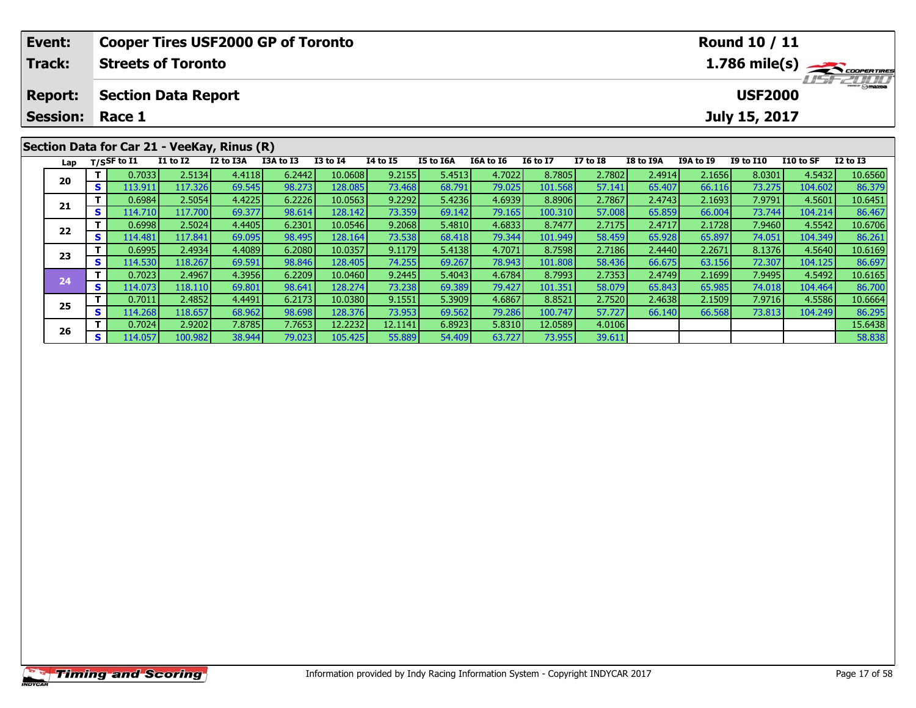| **Event:** | **Cooper Tires USF2000 GP of Toronto** | **Round 10 / 11** |
|---|---|---|
| **Track:** | **Streets of Toronto** | **1.786 mile(s)** |
| **Report:** | **Section Data Report** | **USF2000** |
| **Session:** | **Race 1** | **July 15, 2017** |

## Section Data for Car 21 - VeeKay, Rinus (R)

| Lap | T/S | SF to I1 | I1 to I2 | I2 to I3A | I3A to I3 | I3 to I4 | I4 to I5 | I5 to I6A | I6A to I6 | I6 to I7 | I7 to I8 | I8 to I9A | I9A to I9 | I9 to I10 | I10 to SF | I2 to I3 |
|---|---|---|---|---|---|---|---|---|---|---|---|---|---|---|---|---|
| 20 | T | 0.7033 | 2.5134 | 4.4118 | 6.2442 | 10.0608 | 9.2155 | 5.4513 | 4.7022 | 8.7805 | 2.7802 | 2.4914 | 2.1656 | 8.0301 | 4.5432 | 10.6560 |
| | S | 113.911 | 117.326 | 69.545 | 98.273 | 128.085 | 73.468 | 68.791 | 79.025 | 101.568 | 57.141 | 65.407 | 66.116 | 73.275 | 104.602 | 86.379 |
| 21 | T | 0.6984 | 2.5054 | 4.4225 | 6.2226 | 10.0563 | 9.2292 | 5.4236 | 4.6939 | 8.8906 | 2.7867 | 2.4743 | 2.1693 | 7.9791 | 4.5601 | 10.6451 |
| | S | 114.710 | 117.700 | 69.377 | 98.614 | 128.142 | 73.359 | 69.142 | 79.165 | 100.310 | 57.008 | 65.859 | 66.004 | 73.744 | 104.214 | 86.467 |
| 22 | T | 0.6998 | 2.5024 | 4.4405 | 6.2301 | 10.0546 | 9.2068 | 5.4810 | 4.6833 | 8.7477 | 2.7175 | 2.4717 | 2.1728 | 7.9460 | 4.5542 | 10.6706 |
| | S | 114.481 | 117.841 | 69.095 | 98.495 | 128.164 | 73.538 | 68.418 | 79.344 | 101.949 | 58.459 | 65.928 | 65.897 | 74.051 | 104.349 | 86.261 |
| 23 | T | 0.6995 | 2.4934 | 4.4089 | 6.2080 | 10.0357 | 9.1179 | 5.4138 | 4.7071 | 8.7598 | 2.7186 | 2.4440 | 2.2671 | 8.1376 | 4.5640 | 10.6169 |
| | S | 114.530 | 118.267 | 69.591 | 98.846 | 128.405 | 74.255 | 69.267 | 78.943 | 101.808 | 58.436 | 66.675 | 63.156 | 72.307 | 104.125 | 86.697 |
| 24 | T | 0.7023 | 2.4967 | 4.3956 | 6.2209 | 10.0460 | 9.2445 | 5.4043 | 4.6784 | 8.7993 | 2.7353 | 2.4749 | 2.1699 | 7.9495 | 4.5492 | 10.6165 |
| | S | 114.073 | 118.110 | 69.801 | 98.641 | 128.274 | 73.238 | 69.389 | 79.427 | 101.351 | 58.079 | 65.843 | 65.985 | 74.018 | 104.464 | 86.700 |
| 25 | T | 0.7011 | 2.4852 | 4.4491 | 6.2173 | 10.0380 | 9.1551 | 5.3909 | 4.6867 | 8.8521 | 2.7520 | 2.4638 | 2.1509 | 7.9716 | 4.5586 | 10.6664 |
| | S | 114.268 | 118.657 | 68.962 | 98.698 | 128.376 | 73.953 | 69.562 | 79.286 | 100.747 | 57.727 | 66.140 | 66.568 | 73.813 | 104.249 | 86.295 |
| 26 | T | 0.7024 | 2.9202 | 7.8785 | 7.7653 | 12.2232 | 12.1141 | 6.8923 | 5.8310 | 12.0589 | 4.0106 | | | | | 15.6438 |
| | S | 114.057 | 100.982 | 38.944 | 79.023 | 105.425 | 55.889 | 54.409 | 63.727 | 73.955 | 39.611 | | | | | 58.838 |

Information provided by Indy Racing Information System - Copyright INDYCAR 2017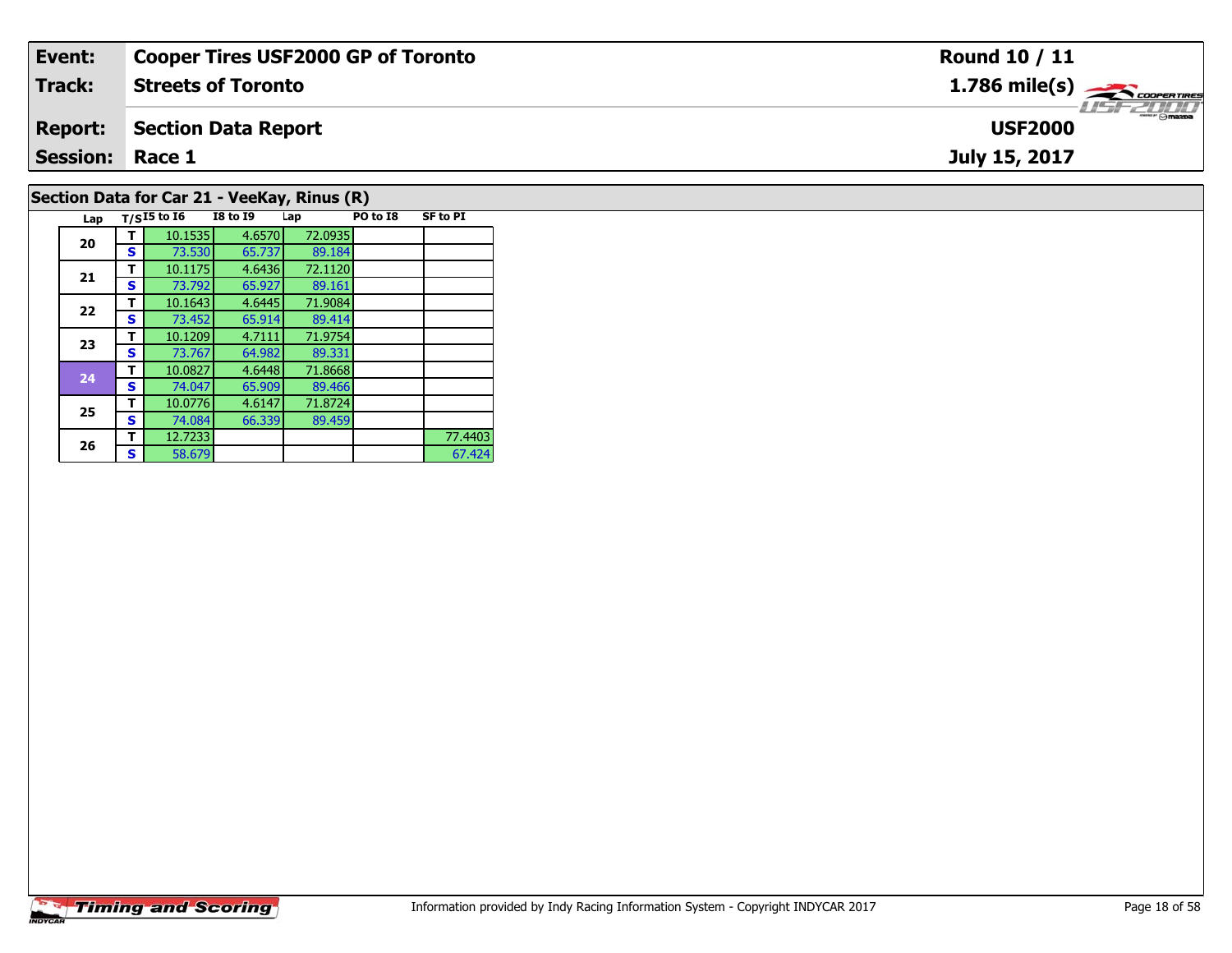| **Event:** | **Cooper Tires USF2000 GP of Toronto** | **Round 10 / 11** |
|---|---|---|
| **Track:** | **Streets of Toronto** | **1.786 mile(s)** |
| **Report:** | **Section Data Report** | **USF2000** |
| **Session:** | **Race 1** | **July 15, 2017** |

## Section Data for Car 21 - VeeKay, Rinus (R)

| Lap | T/S | I5 to I6 | I8 to I9 | Lap | PO to I8 | SF to PI |
|---|---|---|---|---|---|---|
| 20 | T | 10.1535 | 4.6570 | 72.0935 | | |
| | S | 73.530 | 65.737 | 89.184 | | |
| 21 | T | 10.1175 | 4.6436 | 72.1120 | | |
| | S | 73.792 | 65.927 | 89.161 | | |
| 22 | T | 10.1643 | 4.6445 | 71.9084 | | |
| | S | 73.452 | 65.914 | 89.414 | | |
| 23 | T | 10.1209 | 4.7111 | 71.9754 | | |
| | S | 73.767 | 64.982 | 89.331 | | |
| 24 | T | 10.0827 | 4.6448 | 71.8668 | | |
| | S | 74.047 | 65.909 | 89.466 | | |
| 25 | T | 10.0776 | 4.6147 | 71.8724 | | |
| | S | 74.084 | 66.339 | 89.459 | | |
| 26 | T | 12.7233 | | | | 77.4403 |
| | S | 58.679 | | | | 67.424 |

Information provided by Indy Racing Information System - Copyright INDYCAR 2017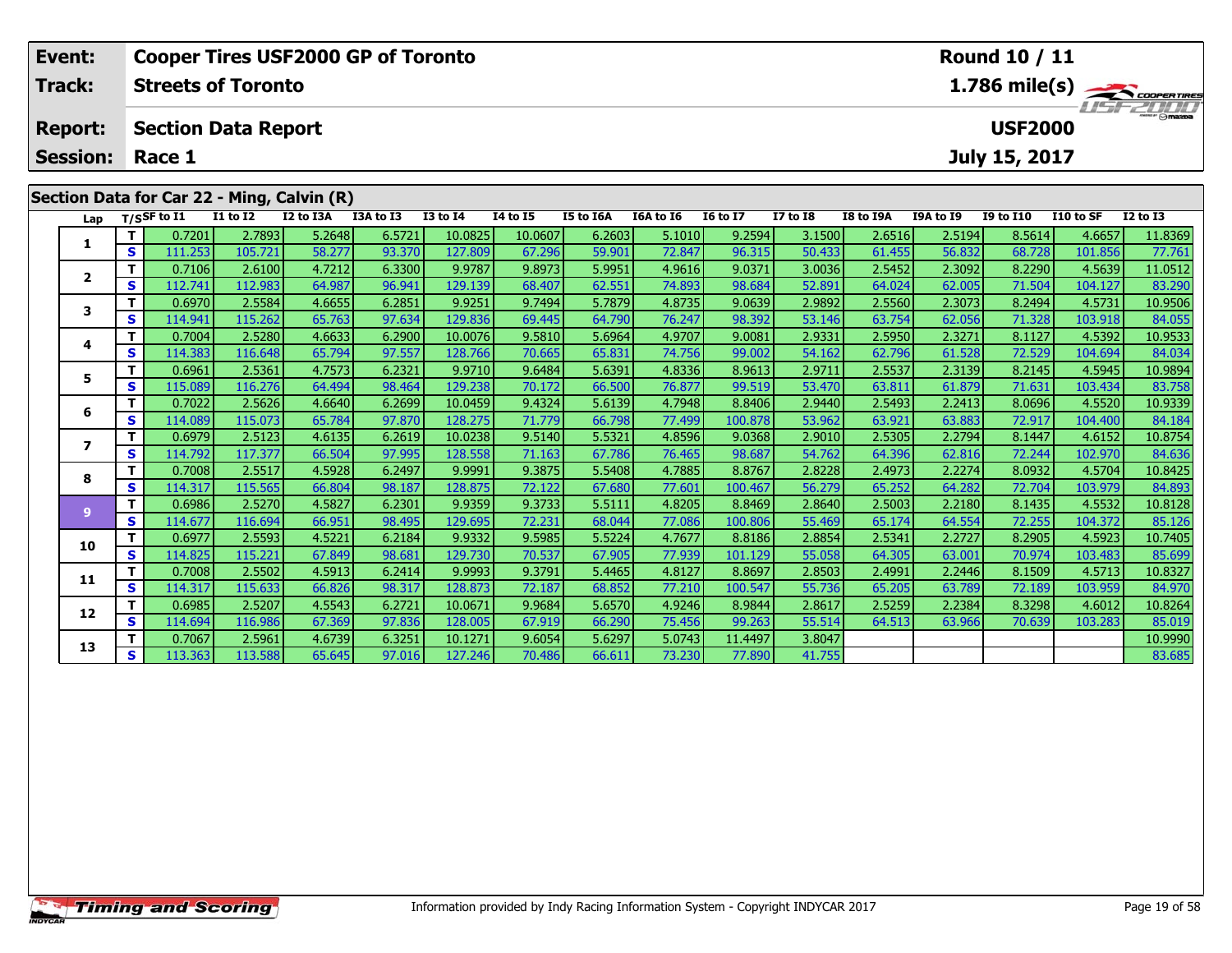| Event: | Cooper Tires USF2000 GP of Toronto | Round 10 / 11 |
|---|---|---|
| Track: | Streets of Toronto | 1.786 mile(s) |
| Report: | Section Data Report | USF2000 |
| Session: | Race 1 | July 15, 2017 |

## Section Data for Car 22 - Ming, Calvin (R)

| Lap | T/S | SF to I1 | I1 to I2 | I2 to I3A | I3A to I3 | I3 to I4 | I4 to I5 | I5 to I6A | I6A to I6 | I6 to I7 | I7 to I8 | I8 to I9A | I9A to I9 | I9 to I10 | I10 to SF | I2 to I3 |
|---|---|---|---|---|---|---|---|---|---|---|---|---|---|---|---|---|
| 1 | T | 0.7201 | 2.7893 | 5.2648 | 6.5721 | 10.0825 | 10.0607 | 6.2603 | 5.1010 | 9.2594 | 3.1500 | 2.6516 | 2.5194 | 8.5614 | 4.6657 | 11.8369 |
| | S | 111.253 | 105.721 | 58.277 | 93.370 | 127.809 | 67.296 | 59.901 | 72.847 | 96.315 | 50.433 | 61.455 | 56.832 | 68.728 | 101.856 | 77.761 |
| 2 | T | 0.7106 | 2.6100 | 4.7212 | 6.3300 | 9.9787 | 9.8973 | 5.9951 | 4.9616 | 9.0371 | 3.0036 | 2.5452 | 2.3092 | 8.2290 | 4.5639 | 11.0512 |
| | S | 112.741 | 112.983 | 64.987 | 96.941 | 129.139 | 68.407 | 62.551 | 74.893 | 98.684 | 52.891 | 64.024 | 62.005 | 71.504 | 104.127 | 83.290 |
| 3 | T | 0.6970 | 2.5584 | 4.6655 | 6.2851 | 9.9251 | 9.7494 | 5.7879 | 4.8735 | 9.0639 | 2.9892 | 2.5560 | 2.3073 | 8.2494 | 4.5731 | 10.9506 |
| | S | 114.941 | 115.262 | 65.763 | 97.634 | 129.836 | 69.445 | 64.790 | 76.247 | 98.392 | 53.146 | 63.754 | 62.056 | 71.328 | 103.918 | 84.055 |
| 4 | T | 0.7004 | 2.5280 | 4.6633 | 6.2900 | 10.0076 | 9.5810 | 5.6964 | 4.9707 | 9.0081 | 2.9331 | 2.5950 | 2.3271 | 8.1127 | 4.5392 | 10.9533 |
| | S | 114.383 | 116.648 | 65.794 | 97.557 | 128.766 | 70.665 | 65.831 | 74.756 | 99.002 | 54.162 | 62.796 | 61.528 | 72.529 | 104.694 | 84.034 |
| 5 | T | 0.6961 | 2.5361 | 4.7573 | 6.2321 | 9.9710 | 9.6484 | 5.6391 | 4.8336 | 8.9613 | 2.9711 | 2.5537 | 2.3139 | 8.2145 | 4.5945 | 10.9894 |
| | S | 115.089 | 116.276 | 64.494 | 98.464 | 129.238 | 70.172 | 66.500 | 76.877 | 99.519 | 53.470 | 63.811 | 61.879 | 71.631 | 103.434 | 83.758 |
| 6 | T | 0.7022 | 2.5626 | 4.6640 | 6.2699 | 10.0459 | 9.4324 | 5.6139 | 4.7948 | 8.8406 | 2.9440 | 2.5493 | 2.2413 | 8.0696 | 4.5520 | 10.9339 |
| | S | 114.089 | 115.073 | 65.784 | 97.870 | 128.275 | 71.779 | 66.798 | 77.499 | 100.878 | 53.962 | 63.921 | 63.883 | 72.917 | 104.400 | 84.184 |
| 7 | T | 0.6979 | 2.5123 | 4.6135 | 6.2619 | 10.0238 | 9.5140 | 5.5321 | 4.8596 | 9.0368 | 2.9010 | 2.5305 | 2.2794 | 8.1447 | 4.6152 | 10.8754 |
| | S | 114.792 | 117.377 | 66.504 | 97.995 | 128.558 | 71.163 | 67.786 | 76.465 | 98.687 | 54.762 | 64.396 | 62.816 | 72.244 | 102.970 | 84.636 |
| 8 | T | 0.7008 | 2.5517 | 4.5928 | 6.2497 | 9.9991 | 9.3875 | 5.5408 | 4.7885 | 8.8767 | 2.8228 | 2.4973 | 2.2274 | 8.0932 | 4.5704 | 10.8425 |
| | S | 114.317 | 115.565 | 66.804 | 98.187 | 128.875 | 72.122 | 67.680 | 77.601 | 100.467 | 56.279 | 65.252 | 64.282 | 72.704 | 103.979 | 84.893 |
| 9 | T | 0.6986 | 2.5270 | 4.5827 | 6.2301 | 9.9359 | 9.3733 | 5.5111 | 4.8205 | 8.8469 | 2.8640 | 2.5003 | 2.2180 | 8.1435 | 4.5532 | 10.8128 |
| | S | 114.677 | 116.694 | 66.951 | 98.495 | 129.695 | 72.231 | 68.044 | 77.086 | 100.806 | 55.469 | 65.174 | 64.554 | 72.255 | 104.372 | 85.126 |
| 10 | T | 0.6977 | 2.5593 | 4.5221 | 6.2184 | 9.9332 | 9.5985 | 5.5224 | 4.7677 | 8.8186 | 2.8854 | 2.5341 | 2.2727 | 8.2905 | 4.5923 | 10.7405 |
| | S | 114.825 | 115.221 | 67.849 | 98.681 | 129.730 | 70.537 | 67.905 | 77.939 | 101.129 | 55.058 | 64.305 | 63.001 | 70.974 | 103.483 | 85.699 |
| 11 | T | 0.7008 | 2.5502 | 4.5913 | 6.2414 | 9.9993 | 9.3791 | 5.4465 | 4.8127 | 8.8697 | 2.8503 | 2.4991 | 2.2446 | 8.1509 | 4.5713 | 10.8327 |
| | S | 114.317 | 115.633 | 66.826 | 98.317 | 128.873 | 72.187 | 68.852 | 77.210 | 100.547 | 55.736 | 65.205 | 63.789 | 72.189 | 103.959 | 84.970 |
| 12 | T | 0.6985 | 2.5207 | 4.5543 | 6.2721 | 10.0671 | 9.9684 | 5.6570 | 4.9246 | 8.9844 | 2.8617 | 2.5259 | 2.2384 | 8.3298 | 4.6012 | 10.8264 |
| | S | 114.694 | 116.986 | 67.369 | 97.836 | 128.005 | 67.919 | 66.290 | 75.456 | 99.263 | 55.514 | 64.513 | 63.966 | 70.639 | 103.283 | 85.019 |
| 13 | T | 0.7067 | 2.5961 | 4.6739 | 6.3251 | 10.1271 | 9.6054 | 5.6297 | 5.0743 | 11.4497 | 3.8047 | | | | | 10.9990 |
| | S | 113.363 | 113.588 | 65.645 | 97.016 | 127.246 | 70.486 | 66.611 | 73.230 | 77.890 | 41.755 | | | | | 83.685 |

Information provided by Indy Racing Information System - Copyright INDYCAR 2017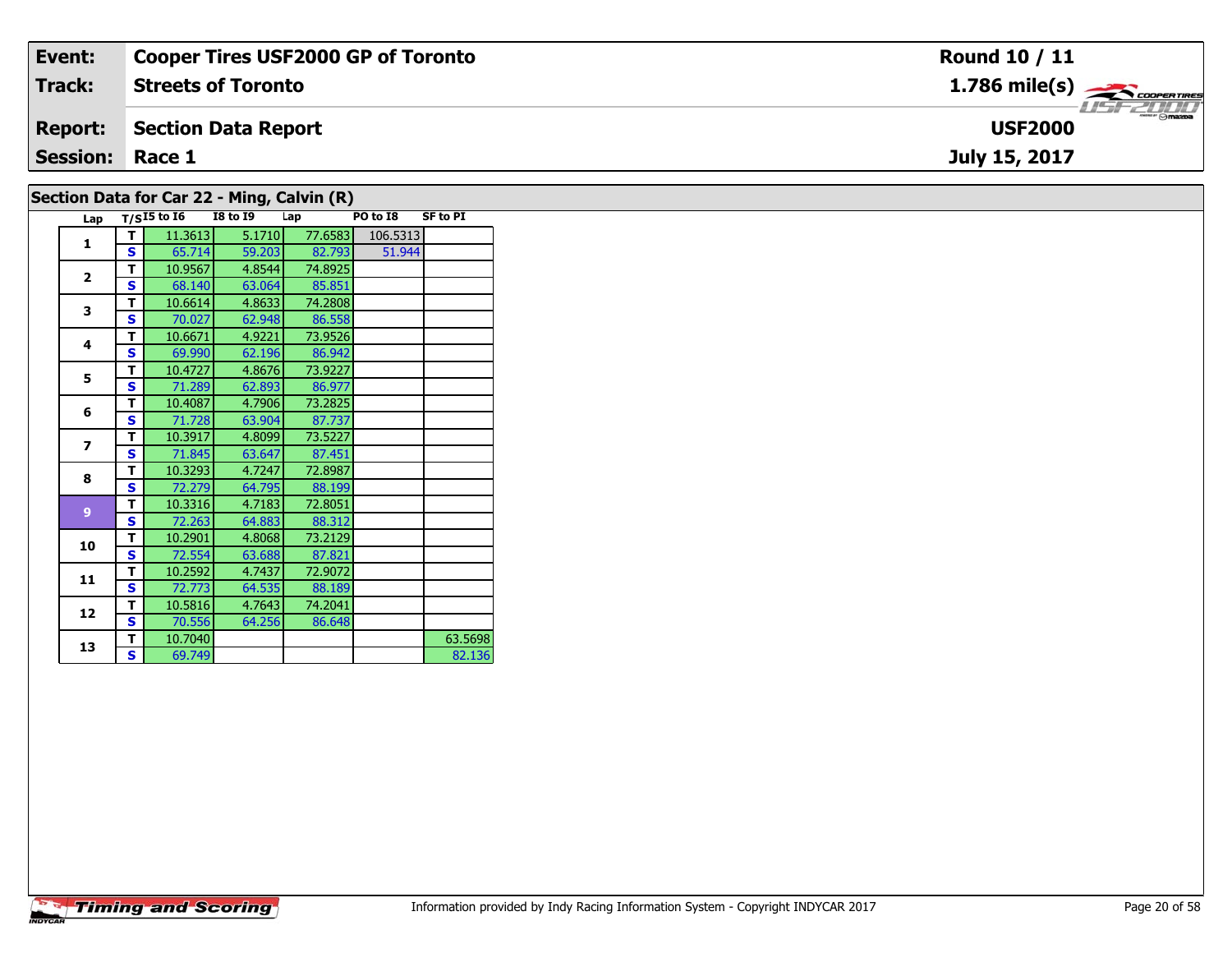| Event: | Cooper Tires USF2000 GP of Toronto | Round 10 / 11 |
|---|---|---|
| Track: | Streets of Toronto | 1.786 mile(s) |
| Report: | Section Data Report | USF2000 |
| Session: | Race 1 | July 15, 2017 |

## Section Data for Car 22 - Ming, Calvin (R)

| Lap | T/S | I5 to I6 | I8 to I9 | Lap | PO to I8 | SF to PI |
|---|---|---|---|---|---|---|
| 1 | T | 11.3613 | 5.1710 | 77.6583 | 106.5313 | |
| | S | 65.714 | 59.203 | 82.793 | 51.944 | |
| 2 | T | 10.9567 | 4.8544 | 74.8925 | | |
| | S | 68.140 | 63.064 | 85.851 | | |
| 3 | T | 10.6614 | 4.8633 | 74.2808 | | |
| | S | 70.027 | 62.948 | 86.558 | | |
| 4 | T | 10.6671 | 4.9221 | 73.9526 | | |
| | S | 69.990 | 62.196 | 86.942 | | |
| 5 | T | 10.4727 | 4.8676 | 73.9227 | | |
| | S | 71.289 | 62.893 | 86.977 | | |
| 6 | T | 10.4087 | 4.7906 | 73.2825 | | |
| | S | 71.728 | 63.904 | 87.737 | | |
| 7 | T | 10.3917 | 4.8099 | 73.5227 | | |
| | S | 71.845 | 63.647 | 87.451 | | |
| 8 | T | 10.3293 | 4.7247 | 72.8987 | | |
| | S | 72.279 | 64.795 | 88.199 | | |
| 9 | T | 10.3316 | 4.7183 | 72.8051 | | |
| | S | 72.263 | 64.883 | 88.312 | | |
| 10 | T | 10.2901 | 4.8068 | 73.2129 | | |
| | S | 72.554 | 63.688 | 87.821 | | |
| 11 | T | 10.2592 | 4.7437 | 72.9072 | | |
| | S | 72.773 | 64.535 | 88.189 | | |
| 12 | T | 10.5816 | 4.7643 | 74.2041 | | |
| | S | 70.556 | 64.256 | 86.648 | | |
| 13 | T | 10.7040 | | | | 63.5698 |
| | S | 69.749 | | | | 82.136 |

Information provided by Indy Racing Information System - Copyright INDYCAR 2017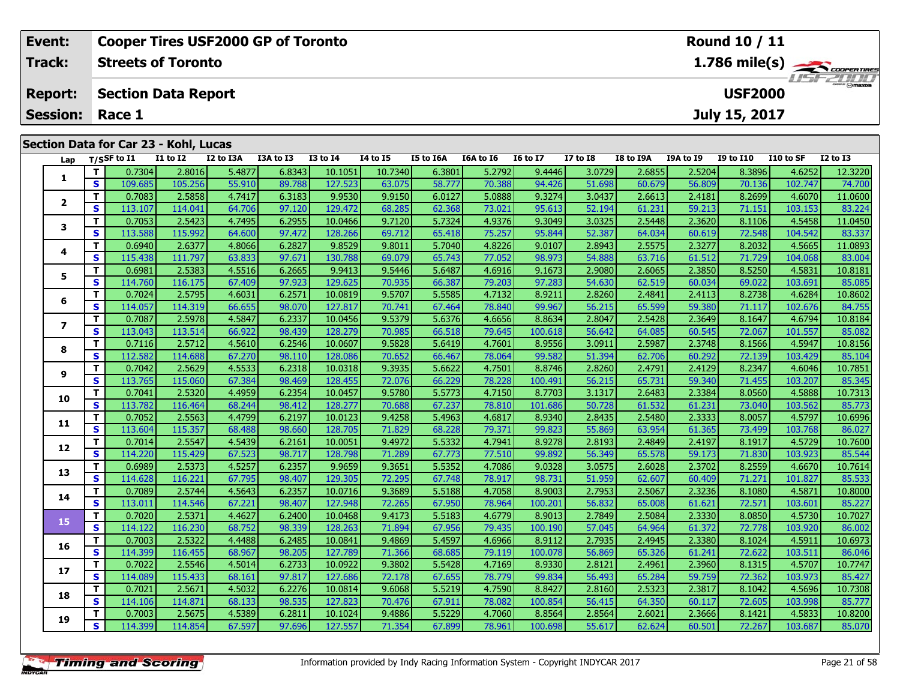| Event: | Cooper Tires USF2000 GP of Toronto | Round 10 / 11 |
|---|---|---|
| Track: | Streets of Toronto | 1.786 mile(s) |
| Report: | Section Data Report | USF2000 |
| Session: | Race 1 | July 15, 2017 |

## Section Data for Car 23 - Kohl, Lucas

| Lap | T/S | SF to I1 | I1 to I2 | I2 to I3A | I3A to I3 | I3 to I4 | I4 to I5 | I5 to I6A | I6A to I6 | I6 to I7 | I7 to I8 | I8 to I9A | I9A to I9 | I9 to I10 | I10 to SF | I2 to I3 |
|---|---|---|---|---|---|---|---|---|---|---|---|---|---|---|---|---|
| 1 | T | 0.7304 | 2.8016 | 5.4877 | 6.8343 | 10.1051 | 10.7340 | 6.3801 | 5.2792 | 9.4446 | 3.0729 | 2.6855 | 2.5204 | 8.3896 | 4.6252 | 12.3220 |
| | S | 109.685 | 105.256 | 55.910 | 89.788 | 127.523 | 63.075 | 58.777 | 70.388 | 94.426 | 51.698 | 60.679 | 56.809 | 70.136 | 102.747 | 74.700 |
| 2 | T | 0.7083 | 2.5858 | 4.7417 | 6.3183 | 9.9530 | 9.9150 | 6.0127 | 5.0888 | 9.3274 | 3.0437 | 2.6613 | 2.4181 | 8.2699 | 4.6070 | 11.0600 |
| | S | 113.107 | 114.041 | 64.706 | 97.120 | 129.472 | 68.285 | 62.368 | 73.021 | 95.613 | 52.194 | 61.231 | 59.213 | 71.151 | 103.153 | 83.224 |
| 3 | T | 0.7053 | 2.5423 | 4.7495 | 6.2955 | 10.0466 | 9.7120 | 5.7324 | 4.9376 | 9.3049 | 3.0325 | 2.5448 | 2.3620 | 8.1106 | 4.5458 | 11.0450 |
| | S | 113.588 | 115.992 | 64.600 | 97.472 | 128.266 | 69.712 | 65.418 | 75.257 | 95.844 | 52.387 | 64.034 | 60.619 | 72.548 | 104.542 | 83.337 |
| 4 | T | 0.6940 | 2.6377 | 4.8066 | 6.2827 | 9.8529 | 9.8011 | 5.7040 | 4.8226 | 9.0107 | 2.8943 | 2.5575 | 2.3277 | 8.2032 | 4.5665 | 11.0893 |
| | S | 115.438 | 111.797 | 63.833 | 97.671 | 130.788 | 69.079 | 65.743 | 77.052 | 98.973 | 54.888 | 63.716 | 61.512 | 71.729 | 104.068 | 83.004 |
| 5 | T | 0.6981 | 2.5383 | 4.5516 | 6.2665 | 9.9413 | 9.5446 | 5.6487 | 4.6916 | 9.1673 | 2.9080 | 2.6065 | 2.3850 | 8.5250 | 4.5831 | 10.8181 |
| | S | 114.760 | 116.175 | 67.409 | 97.923 | 129.625 | 70.935 | 66.387 | 79.203 | 97.283 | 54.630 | 62.519 | 60.034 | 69.022 | 103.691 | 85.085 |
| 6 | T | 0.7024 | 2.5795 | 4.6031 | 6.2571 | 10.0819 | 9.5707 | 5.5585 | 4.7132 | 8.9211 | 2.8260 | 2.4841 | 2.4113 | 8.2738 | 4.6284 | 10.8602 |
| | S | 114.057 | 114.319 | 66.655 | 98.070 | 127.817 | 70.741 | 67.464 | 78.840 | 99.967 | 56.215 | 65.599 | 59.380 | 71.117 | 102.676 | 84.755 |
| 7 | T | 0.7087 | 2.5978 | 4.5847 | 6.2337 | 10.0456 | 9.5379 | 5.6376 | 4.6656 | 8.8634 | 2.8047 | 2.5428 | 2.3649 | 8.1647 | 4.6794 | 10.8184 |
| | S | 113.043 | 113.514 | 66.922 | 98.439 | 128.279 | 70.985 | 66.518 | 79.645 | 100.618 | 56.642 | 64.085 | 60.545 | 72.067 | 101.557 | 85.082 |
| 8 | T | 0.7116 | 2.5712 | 4.5610 | 6.2546 | 10.0607 | 9.5828 | 5.6419 | 4.7601 | 8.9556 | 3.0911 | 2.5987 | 2.3748 | 8.1566 | 4.5947 | 10.8156 |
| | S | 112.582 | 114.688 | 67.270 | 98.110 | 128.086 | 70.652 | 66.467 | 78.064 | 99.582 | 51.394 | 62.706 | 60.292 | 72.139 | 103.429 | 85.104 |
| 9 | T | 0.7042 | 2.5629 | 4.5533 | 6.2318 | 10.0318 | 9.3935 | 5.6622 | 4.7501 | 8.8746 | 2.8260 | 2.4791 | 2.4129 | 8.2347 | 4.6046 | 10.7851 |
| | S | 113.765 | 115.060 | 67.384 | 98.469 | 128.455 | 72.076 | 66.229 | 78.228 | 100.491 | 56.215 | 65.731 | 59.340 | 71.455 | 103.207 | 85.345 |
| 10 | T | 0.7041 | 2.5320 | 4.4959 | 6.2354 | 10.0457 | 9.5780 | 5.5773 | 4.7150 | 8.7703 | 3.1317 | 2.6483 | 2.3384 | 8.0560 | 4.5888 | 10.7313 |
| | S | 113.782 | 116.464 | 68.244 | 98.412 | 128.277 | 70.688 | 67.237 | 78.810 | 101.686 | 50.728 | 61.532 | 61.231 | 73.040 | 103.562 | 85.773 |
| 11 | T | 0.7052 | 2.5563 | 4.4799 | 6.2197 | 10.0123 | 9.4258 | 5.4963 | 4.6817 | 8.9340 | 2.8435 | 2.5480 | 2.3333 | 8.0057 | 4.5797 | 10.6996 |
| | S | 113.604 | 115.357 | 68.488 | 98.660 | 128.705 | 71.829 | 68.228 | 79.371 | 99.823 | 55.869 | 63.954 | 61.365 | 73.499 | 103.768 | 86.027 |
| 12 | T | 0.7014 | 2.5547 | 4.5439 | 6.2161 | 10.0051 | 9.4972 | 5.5332 | 4.7941 | 8.9278 | 2.8193 | 2.4849 | 2.4197 | 8.1917 | 4.5729 | 10.7600 |
| | S | 114.220 | 115.429 | 67.523 | 98.717 | 128.798 | 71.289 | 67.773 | 77.510 | 99.892 | 56.349 | 65.578 | 59.173 | 71.830 | 103.923 | 85.544 |
| 13 | T | 0.6989 | 2.5373 | 4.5257 | 6.2357 | 9.9659 | 9.3651 | 5.5352 | 4.7086 | 9.0328 | 3.0575 | 2.6028 | 2.3702 | 8.2559 | 4.6670 | 10.7614 |
| | S | 114.628 | 116.221 | 67.795 | 98.407 | 129.305 | 72.295 | 67.748 | 78.917 | 98.731 | 51.959 | 62.607 | 60.409 | 71.271 | 101.827 | 85.533 |
| 14 | T | 0.7089 | 2.5744 | 4.5643 | 6.2357 | 10.0716 | 9.3689 | 5.5188 | 4.7058 | 8.9003 | 2.7953 | 2.5067 | 2.3236 | 8.1080 | 4.5871 | 10.8000 |
| | S | 113.011 | 114.546 | 67.221 | 98.407 | 127.948 | 72.265 | 67.950 | 78.964 | 100.201 | 56.832 | 65.008 | 61.621 | 72.571 | 103.601 | 85.227 |
| 15 | T | 0.7020 | 2.5371 | 4.4627 | 6.2400 | 10.0468 | 9.4173 | 5.5183 | 4.6779 | 8.9013 | 2.7849 | 2.5084 | 2.3330 | 8.0850 | 4.5730 | 10.7027 |
| | S | 114.122 | 116.230 | 68.752 | 98.339 | 128.263 | 71.894 | 67.956 | 79.435 | 100.190 | 57.045 | 64.964 | 61.372 | 72.778 | 103.920 | 86.002 |
| 16 | T | 0.7003 | 2.5322 | 4.4488 | 6.2485 | 10.0841 | 9.4869 | 5.4597 | 4.6966 | 8.9112 | 2.7935 | 2.4945 | 2.3380 | 8.1024 | 4.5911 | 10.6973 |
| | S | 114.399 | 116.455 | 68.967 | 98.205 | 127.789 | 71.366 | 68.685 | 79.119 | 100.078 | 56.869 | 65.326 | 61.241 | 72.622 | 103.511 | 86.046 |
| 17 | T | 0.7022 | 2.5546 | 4.5014 | 6.2733 | 10.0922 | 9.3802 | 5.5428 | 4.7169 | 8.9330 | 2.8121 | 2.4961 | 2.3960 | 8.1315 | 4.5707 | 10.7747 |
| | S | 114.089 | 115.433 | 68.161 | 97.817 | 127.686 | 72.178 | 67.655 | 78.779 | 99.834 | 56.493 | 65.284 | 59.759 | 72.362 | 103.973 | 85.427 |
| 18 | T | 0.7021 | 2.5671 | 4.5032 | 6.2276 | 10.0814 | 9.6068 | 5.5219 | 4.7590 | 8.8427 | 2.8160 | 2.5323 | 2.3817 | 8.1042 | 4.5696 | 10.7308 |
| | S | 114.106 | 114.871 | 68.133 | 98.535 | 127.823 | 70.476 | 67.911 | 78.082 | 100.854 | 56.415 | 64.350 | 60.117 | 72.605 | 103.998 | 85.777 |
| 19 | T | 0.7003 | 2.5675 | 4.5389 | 6.2811 | 10.1024 | 9.4886 | 5.5229 | 4.7060 | 8.8564 | 2.8564 | 2.6021 | 2.3666 | 8.1421 | 4.5833 | 10.8200 |
| | S | 114.399 | 114.854 | 67.597 | 97.696 | 127.557 | 71.354 | 67.899 | 78.961 | 100.698 | 55.617 | 62.624 | 60.501 | 72.267 | 103.687 | 85.070 |

Information provided by Indy Racing Information System - Copyright INDYCAR 2017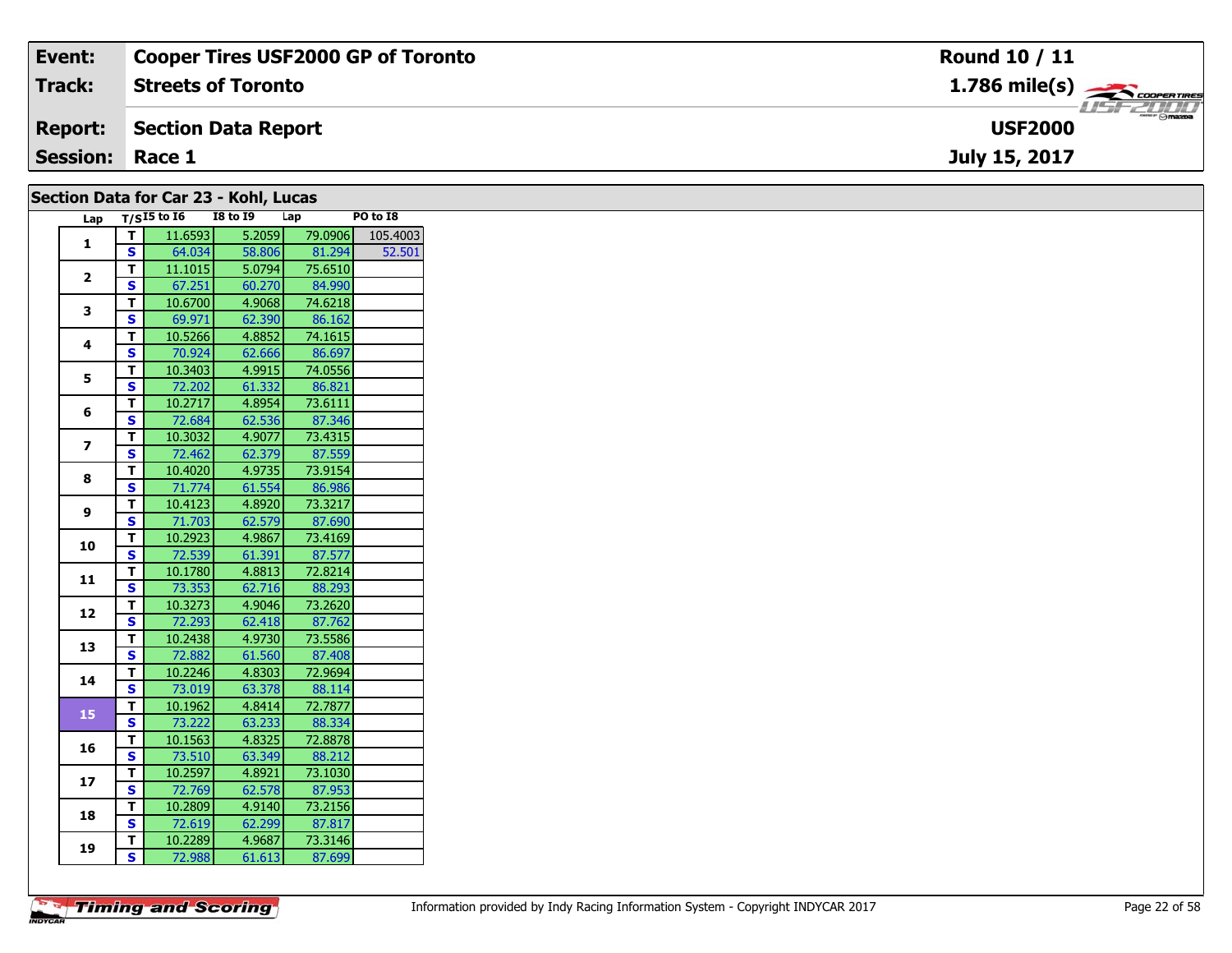| **Event:** | **Cooper Tires USF2000 GP of Toronto** | **Round 10 / 11** |
|---|---|---|
| **Track:** | **Streets of Toronto** | **1.786 mile(s)** |
| **Report:** | **Section Data Report** | **USF2000** |
| **Session:** | **Race 1** | **July 15, 2017** |

## Section Data for Car 23 - Kohl, Lucas

| Lap | T/S | I5 to I6 | I8 to I9 | Lap | PO to I8 |
|---|---|---|---|---|---|
| 1 | T | 11.6593 | 5.2059 | 79.0906 | 105.4003 |
| | S | 64.034 | 58.806 | 81.294 | 52.501 |
| 2 | T | 11.1015 | 5.0794 | 75.6510 | |
| | S | 67.251 | 60.270 | 84.990 | |
| 3 | T | 10.6700 | 4.9068 | 74.6218 | |
| | S | 69.971 | 62.390 | 86.162 | |
| 4 | T | 10.5266 | 4.8852 | 74.1615 | |
| | S | 70.924 | 62.666 | 86.697 | |
| 5 | T | 10.3403 | 4.9915 | 74.0556 | |
| | S | 72.202 | 61.332 | 86.821 | |
| 6 | T | 10.2717 | 4.8954 | 73.6111 | |
| | S | 72.684 | 62.536 | 87.346 | |
| 7 | T | 10.3032 | 4.9077 | 73.4315 | |
| | S | 72.462 | 62.379 | 87.559 | |
| 8 | T | 10.4020 | 4.9735 | 73.9154 | |
| | S | 71.774 | 61.554 | 86.986 | |
| 9 | T | 10.4123 | 4.8920 | 73.3217 | |
| | S | 71.703 | 62.579 | 87.690 | |
| 10 | T | 10.2923 | 4.9867 | 73.4169 | |
| | S | 72.539 | 61.391 | 87.577 | |
| 11 | T | 10.1780 | 4.8813 | 72.8214 | |
| | S | 73.353 | 62.716 | 88.293 | |
| 12 | T | 10.3273 | 4.9046 | 73.2620 | |
| | S | 72.293 | 62.418 | 87.762 | |
| 13 | T | 10.2438 | 4.9730 | 73.5586 | |
| | S | 72.882 | 61.560 | 87.408 | |
| 14 | T | 10.2246 | 4.8303 | 72.9694 | |
| | S | 73.019 | 63.378 | 88.114 | |
| 15 | T | 10.1962 | 4.8414 | 72.7877 | |
| | S | 73.222 | 63.233 | 88.334 | |
| 16 | T | 10.1563 | 4.8325 | 72.8878 | |
| | S | 73.510 | 63.349 | 88.212 | |
| 17 | T | 10.2597 | 4.8921 | 73.1030 | |
| | S | 72.769 | 62.578 | 87.953 | |
| 18 | T | 10.2809 | 4.9140 | 73.2156 | |
| | S | 72.619 | 62.299 | 87.817 | |
| 19 | T | 10.2289 | 4.9687 | 73.3146 | |
| | S | 72.988 | 61.613 | 87.699 | |

Information provided by Indy Racing Information System - Copyright INDYCAR 2017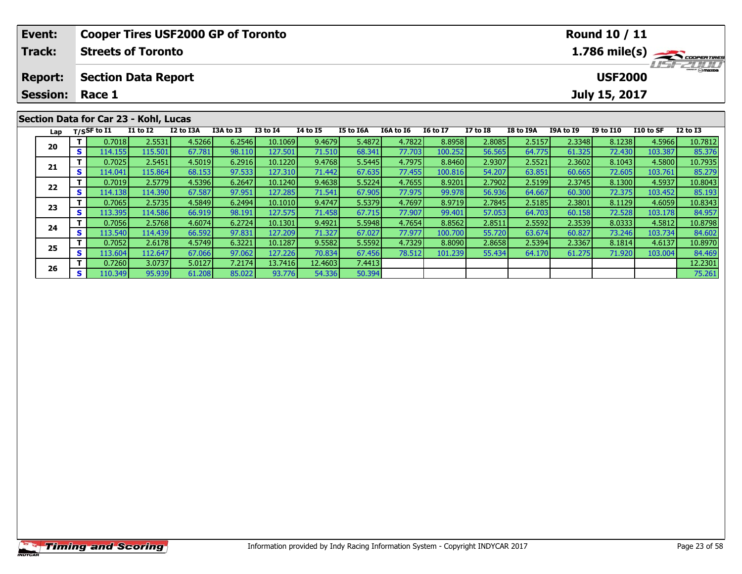| Event: | Cooper Tires USF2000 GP of Toronto | Round 10 / 11 |
|---|---|---|
| Track: | Streets of Toronto | 1.786 mile(s) |
| Report: | Section Data Report | USF2000 |
| Session: | Race 1 | July 15, 2017 |

## Section Data for Car 23 - Kohl, Lucas

| Lap | T/S | SF to I1 | I1 to I2 | I2 to I3A | I3A to I3 | I3 to I4 | I4 to I5 | I5 to I6A | I6A to I6 | I6 to I7 | I7 to I8 | I8 to I9A | I9A to I9 | I9 to I10 | I10 to SF | I2 to I3 |
|---|---|---|---|---|---|---|---|---|---|---|---|---|---|---|---|---|
| 20 | T | 0.7018 | 2.5531 | 4.5266 | 6.2546 | 10.1069 | 9.4679 | 5.4872 | 4.7822 | 8.8958 | 2.8085 | 2.5157 | 2.3348 | 8.1238 | 4.5966 | 10.7812 |
| | S | 114.155 | 115.501 | 67.781 | 98.110 | 127.501 | 71.510 | 68.341 | 77.703 | 100.252 | 56.565 | 64.775 | 61.325 | 72.430 | 103.387 | 85.376 |
| 21 | T | 0.7025 | 2.5451 | 4.5019 | 6.2916 | 10.1220 | 9.4768 | 5.5445 | 4.7975 | 8.8460 | 2.9307 | 2.5521 | 2.3602 | 8.1043 | 4.5800 | 10.7935 |
| | S | 114.041 | 115.864 | 68.153 | 97.533 | 127.310 | 71.442 | 67.635 | 77.455 | 100.816 | 54.207 | 63.851 | 60.665 | 72.605 | 103.761 | 85.279 |
| 22 | T | 0.7019 | 2.5779 | 4.5396 | 6.2647 | 10.1240 | 9.4638 | 5.5224 | 4.7655 | 8.9201 | 2.7902 | 2.5199 | 2.3745 | 8.1300 | 4.5937 | 10.8043 |
| | S | 114.138 | 114.390 | 67.587 | 97.951 | 127.285 | 71.541 | 67.905 | 77.975 | 99.978 | 56.936 | 64.667 | 60.300 | 72.375 | 103.452 | 85.193 |
| 23 | T | 0.7065 | 2.5735 | 4.5849 | 6.2494 | 10.1010 | 9.4747 | 5.5379 | 4.7697 | 8.9719 | 2.7845 | 2.5185 | 2.3801 | 8.1129 | 4.6059 | 10.8343 |
| | S | 113.395 | 114.586 | 66.919 | 98.191 | 127.575 | 71.458 | 67.715 | 77.907 | 99.401 | 57.053 | 64.703 | 60.158 | 72.528 | 103.178 | 84.957 |
| 24 | T | 0.7056 | 2.5768 | 4.6074 | 6.2724 | 10.1301 | 9.4921 | 5.5948 | 4.7654 | 8.8562 | 2.8511 | 2.5592 | 2.3539 | 8.0333 | 4.5812 | 10.8798 |
| | S | 113.540 | 114.439 | 66.592 | 97.831 | 127.209 | 71.327 | 67.027 | 77.977 | 100.700 | 55.720 | 63.674 | 60.827 | 73.246 | 103.734 | 84.602 |
| 25 | T | 0.7052 | 2.6178 | 4.5749 | 6.3221 | 10.1287 | 9.5582 | 5.5592 | 4.7329 | 8.8090 | 2.8658 | 2.5394 | 2.3367 | 8.1814 | 4.6137 | 10.8970 |
| | S | 113.604 | 112.647 | 67.066 | 97.062 | 127.226 | 70.834 | 67.456 | 78.512 | 101.239 | 55.434 | 64.170 | 61.275 | 71.920 | 103.004 | 84.469 |
| 26 | T | 0.7260 | 3.0737 | 5.0127 | 7.2174 | 13.7416 | 12.4603 | 7.4413 | | | | | | | | 12.2301 |
| | S | 110.349 | 95.939 | 61.208 | 85.022 | 93.776 | 54.336 | 50.394 | | | | | | | | 75.261 |

Information provided by Indy Racing Information System - Copyright INDYCAR 2017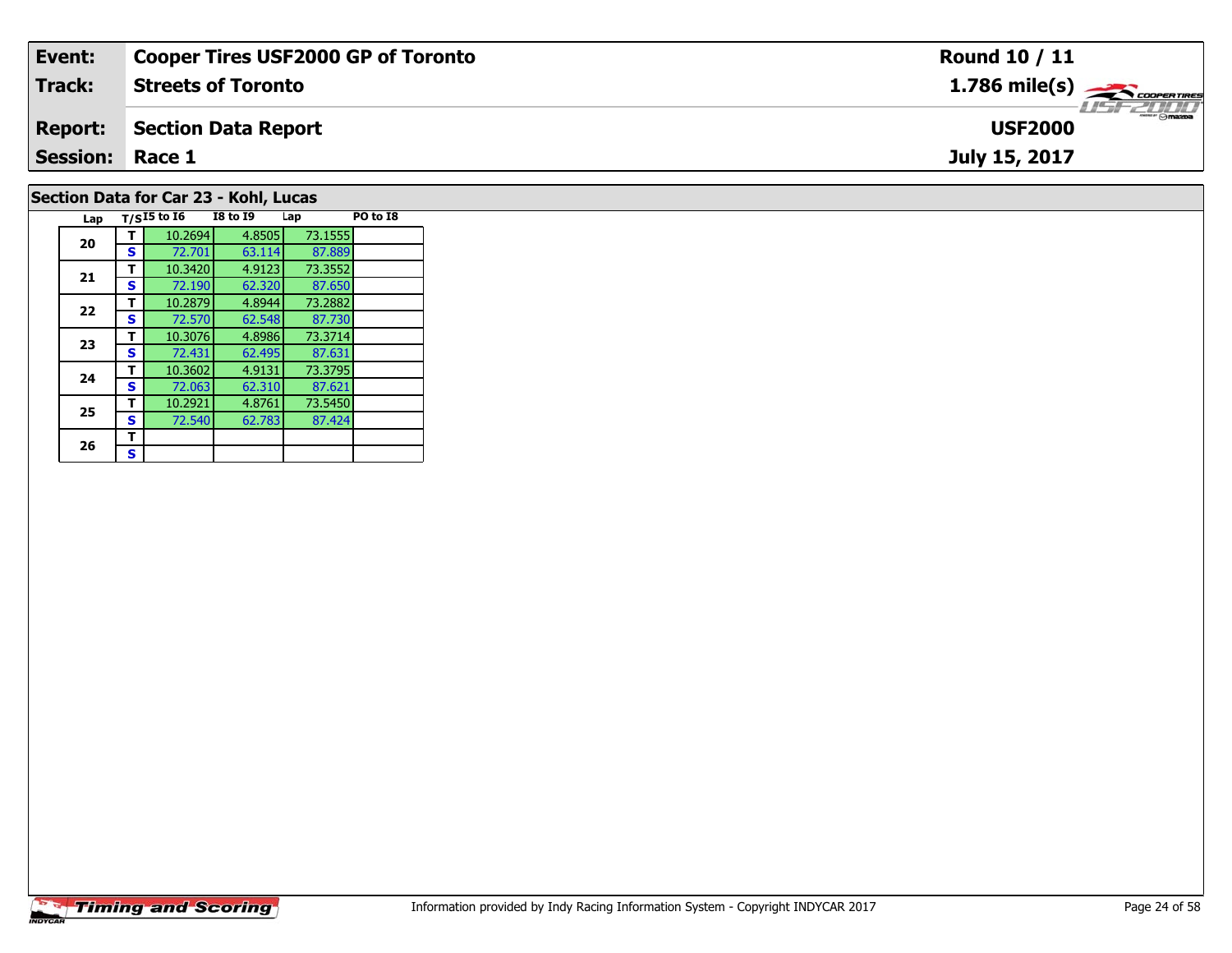| Event: | Cooper Tires USF2000 GP of Toronto | Round 10 / 11 |
|---|---|---|
| Track: | Streets of Toronto | 1.786 mile(s) |
| Report: | Section Data Report | USF2000 |
| Session: | Race 1 | July 15, 2017 |

## Section Data for Car 23 - Kohl, Lucas

| Lap | T/S | I5 to I6 | I8 to I9 | Lap | PO to I8 |
|---|---|---|---|---|---|
| 20 | T | 10.2694 | 4.8505 | 73.1555 | |
| | S | 72.701 | 63.114 | 87.889 | |
| 21 | T | 10.3420 | 4.9123 | 73.3552 | |
| | S | 72.190 | 62.320 | 87.650 | |
| 22 | T | 10.2879 | 4.8944 | 73.2882 | |
| | S | 72.570 | 62.548 | 87.730 | |
| 23 | T | 10.3076 | 4.8986 | 73.3714 | |
| | S | 72.431 | 62.495 | 87.631 | |
| 24 | T | 10.3602 | 4.9131 | 73.3795 | |
| | S | 72.063 | 62.310 | 87.621 | |
| 25 | T | 10.2921 | 4.8761 | 73.5450 | |
| | S | 72.540 | 62.783 | 87.424 | |
| 26 | T | | | | |
| | S | | | | |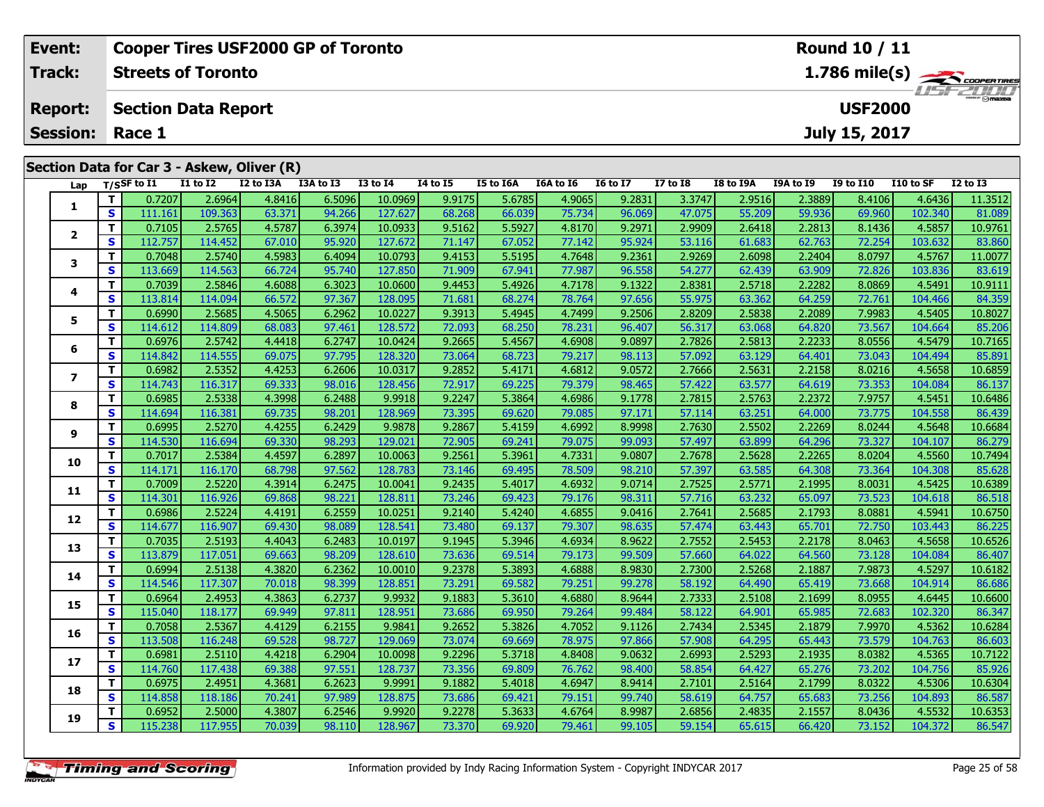| Event: | Cooper Tires USF2000 GP of Toronto | Round 10 / 11 |
|---|---|---|
| Track: | Streets of Toronto | 1.786 mile(s) |
| Report: | Section Data Report | USF2000 |
| Session: | Race 1 | July 15, 2017 |

## Section Data for Car 3 - Askew, Oliver (R)

| Lap | T/S | SF to I1 | I1 to I2 | I2 to I3A | I3A to I3 | I3 to I4 | I4 to I5 | I5 to I6A | I6A to I6 | I6 to I7 | I7 to I8 | I8 to I9A | I9A to I9 | I9 to I10 | I10 to SF | I2 to I3 |
|---|---|---|---|---|---|---|---|---|---|---|---|---|---|---|---|---|
| 1 | T | 0.7207 | 2.6964 | 4.8416 | 6.5096 | 10.0969 | 9.9175 | 5.6785 | 4.9065 | 9.2831 | 3.3747 | 2.9516 | 2.3889 | 8.4106 | 4.6436 | 11.3512 |
| | S | 111.161 | 109.363 | 63.371 | 94.266 | 127.627 | 68.268 | 66.039 | 75.734 | 96.069 | 47.075 | 55.209 | 59.936 | 69.960 | 102.340 | 81.089 |
| 2 | T | 0.7105 | 2.5765 | 4.5787 | 6.3974 | 10.0933 | 9.5162 | 5.5927 | 4.8170 | 9.2971 | 2.9909 | 2.6418 | 2.2813 | 8.1436 | 4.5857 | 10.9761 |
| | S | 112.757 | 114.452 | 67.010 | 95.920 | 127.672 | 71.147 | 67.052 | 77.142 | 95.924 | 53.116 | 61.683 | 62.763 | 72.254 | 103.632 | 83.860 |
| 3 | T | 0.7048 | 2.5740 | 4.5983 | 6.4094 | 10.0793 | 9.4153 | 5.5195 | 4.7648 | 9.2361 | 2.9269 | 2.6098 | 2.2404 | 8.0797 | 4.5767 | 11.0077 |
| | S | 113.669 | 114.563 | 66.724 | 95.740 | 127.850 | 71.909 | 67.941 | 77.987 | 96.558 | 54.277 | 62.439 | 63.909 | 72.826 | 103.836 | 83.619 |
| 4 | T | 0.7039 | 2.5846 | 4.6088 | 6.3023 | 10.0600 | 9.4453 | 5.4926 | 4.7178 | 9.1322 | 2.8381 | 2.5718 | 2.2282 | 8.0869 | 4.5491 | 10.9111 |
| | S | 113.814 | 114.094 | 66.572 | 97.367 | 128.095 | 71.681 | 68.274 | 78.764 | 97.656 | 55.975 | 63.362 | 64.259 | 72.761 | 104.466 | 84.359 |
| 5 | T | 0.6990 | 2.5685 | 4.5065 | 6.2962 | 10.0227 | 9.3913 | 5.4945 | 4.7499 | 9.2506 | 2.8209 | 2.5838 | 2.2089 | 7.9983 | 4.5405 | 10.8027 |
| | S | 114.612 | 114.809 | 68.083 | 97.461 | 128.572 | 72.093 | 68.250 | 78.231 | 96.407 | 56.317 | 63.068 | 64.820 | 73.567 | 104.664 | 85.206 |
| 6 | T | 0.6976 | 2.5742 | 4.4418 | 6.2747 | 10.0424 | 9.2665 | 5.4567 | 4.6908 | 9.0897 | 2.7826 | 2.5813 | 2.2233 | 8.0556 | 4.5479 | 10.7165 |
| | S | 114.842 | 114.555 | 69.075 | 97.795 | 128.320 | 73.064 | 68.723 | 79.217 | 98.113 | 57.092 | 63.129 | 64.401 | 73.043 | 104.494 | 85.891 |
| 7 | T | 0.6982 | 2.5352 | 4.4253 | 6.2606 | 10.0317 | 9.2852 | 5.4171 | 4.6812 | 9.0572 | 2.7666 | 2.5631 | 2.2158 | 8.0216 | 4.5658 | 10.6859 |
| | S | 114.743 | 116.317 | 69.333 | 98.016 | 128.456 | 72.917 | 69.225 | 79.379 | 98.465 | 57.422 | 63.577 | 64.619 | 73.353 | 104.084 | 86.137 |
| 8 | T | 0.6985 | 2.5338 | 4.3998 | 6.2488 | 9.9918 | 9.2247 | 5.3864 | 4.6986 | 9.1778 | 2.7815 | 2.5763 | 2.2372 | 7.9757 | 4.5451 | 10.6486 |
| | S | 114.694 | 116.381 | 69.735 | 98.201 | 128.969 | 73.395 | 69.620 | 79.085 | 97.171 | 57.114 | 63.251 | 64.000 | 73.775 | 104.558 | 86.439 |
| 9 | T | 0.6995 | 2.5270 | 4.4255 | 6.2429 | 9.9878 | 9.2867 | 5.4159 | 4.6992 | 8.9998 | 2.7630 | 2.5502 | 2.2269 | 8.0244 | 4.5648 | 10.6684 |
| | S | 114.530 | 116.694 | 69.330 | 98.293 | 129.021 | 72.905 | 69.241 | 79.075 | 99.093 | 57.497 | 63.899 | 64.296 | 73.327 | 104.107 | 86.279 |
| 10 | T | 0.7017 | 2.5384 | 4.4597 | 6.2897 | 10.0063 | 9.2561 | 5.3961 | 4.7331 | 9.0807 | 2.7678 | 2.5628 | 2.2265 | 8.0204 | 4.5560 | 10.7494 |
| | S | 114.171 | 116.170 | 68.798 | 97.562 | 128.783 | 73.146 | 69.495 | 78.509 | 98.210 | 57.397 | 63.585 | 64.308 | 73.364 | 104.308 | 85.628 |
| 11 | T | 0.7009 | 2.5220 | 4.3914 | 6.2475 | 10.0041 | 9.2435 | 5.4017 | 4.6932 | 9.0714 | 2.7525 | 2.5771 | 2.1995 | 8.0031 | 4.5425 | 10.6389 |
| | S | 114.301 | 116.926 | 69.868 | 98.221 | 128.811 | 73.246 | 69.423 | 79.176 | 98.311 | 57.716 | 63.232 | 65.097 | 73.523 | 104.618 | 86.518 |
| 12 | T | 0.6986 | 2.5224 | 4.4191 | 6.2559 | 10.0251 | 9.2140 | 5.4240 | 4.6855 | 9.0416 | 2.7641 | 2.5685 | 2.1793 | 8.0881 | 4.5941 | 10.6750 |
| | S | 114.677 | 116.907 | 69.430 | 98.089 | 128.541 | 73.480 | 69.137 | 79.307 | 98.635 | 57.474 | 63.443 | 65.701 | 72.750 | 103.443 | 86.225 |
| 13 | T | 0.7035 | 2.5193 | 4.4043 | 6.2483 | 10.0197 | 9.1945 | 5.3946 | 4.6934 | 8.9622 | 2.7552 | 2.5453 | 2.2178 | 8.0463 | 4.5658 | 10.6526 |
| | S | 113.879 | 117.051 | 69.663 | 98.209 | 128.610 | 73.636 | 69.514 | 79.173 | 99.509 | 57.660 | 64.022 | 64.560 | 73.128 | 104.084 | 86.407 |
| 14 | T | 0.6994 | 2.5138 | 4.3820 | 6.2362 | 10.0010 | 9.2378 | 5.3893 | 4.6888 | 8.9830 | 2.7300 | 2.5268 | 2.1887 | 7.9873 | 4.5297 | 10.6182 |
| | S | 114.546 | 117.307 | 70.018 | 98.399 | 128.851 | 73.291 | 69.582 | 79.251 | 99.278 | 58.192 | 64.490 | 65.419 | 73.668 | 104.914 | 86.686 |
| 15 | T | 0.6964 | 2.4953 | 4.3863 | 6.2737 | 9.9932 | 9.1883 | 5.3610 | 4.6880 | 8.9644 | 2.7333 | 2.5108 | 2.1699 | 8.0955 | 4.6445 | 10.6600 |
| | S | 115.040 | 118.177 | 69.949 | 97.811 | 128.951 | 73.686 | 69.950 | 79.264 | 99.484 | 58.122 | 64.901 | 65.985 | 72.683 | 102.320 | 86.347 |
| 16 | T | 0.7058 | 2.5367 | 4.4129 | 6.2155 | 9.9841 | 9.2652 | 5.3826 | 4.7052 | 9.1126 | 2.7434 | 2.5345 | 2.1879 | 7.9970 | 4.5362 | 10.6284 |
| | S | 113.508 | 116.248 | 69.528 | 98.727 | 129.069 | 73.074 | 69.669 | 78.975 | 97.866 | 57.908 | 64.295 | 65.443 | 73.579 | 104.763 | 86.603 |
| 17 | T | 0.6981 | 2.5110 | 4.4218 | 6.2904 | 10.0098 | 9.2296 | 5.3718 | 4.8408 | 9.0632 | 2.6993 | 2.5293 | 2.1935 | 8.0382 | 4.5365 | 10.7122 |
| | S | 114.760 | 117.438 | 69.388 | 97.551 | 128.737 | 73.356 | 69.809 | 76.762 | 98.400 | 58.854 | 64.427 | 65.276 | 73.202 | 104.756 | 85.926 |
| 18 | T | 0.6975 | 2.4951 | 4.3681 | 6.2623 | 9.9991 | 9.1882 | 5.4018 | 4.6947 | 8.9414 | 2.7101 | 2.5164 | 2.1799 | 8.0322 | 4.5306 | 10.6304 |
| | S | 114.858 | 118.186 | 70.241 | 97.989 | 128.875 | 73.686 | 69.421 | 79.151 | 99.740 | 58.619 | 64.757 | 65.683 | 73.256 | 104.893 | 86.587 |
| 19 | T | 0.6952 | 2.5000 | 4.3807 | 6.2546 | 9.9920 | 9.2278 | 5.3633 | 4.6764 | 8.9987 | 2.6856 | 2.4835 | 2.1557 | 8.0436 | 4.5532 | 10.6353 |
| | S | 115.238 | 117.955 | 70.039 | 98.110 | 128.967 | 73.370 | 69.920 | 79.461 | 99.105 | 59.154 | 65.615 | 66.420 | 73.152 | 104.372 | 86.547 |

Information provided by Indy Racing Information System - Copyright INDYCAR 2017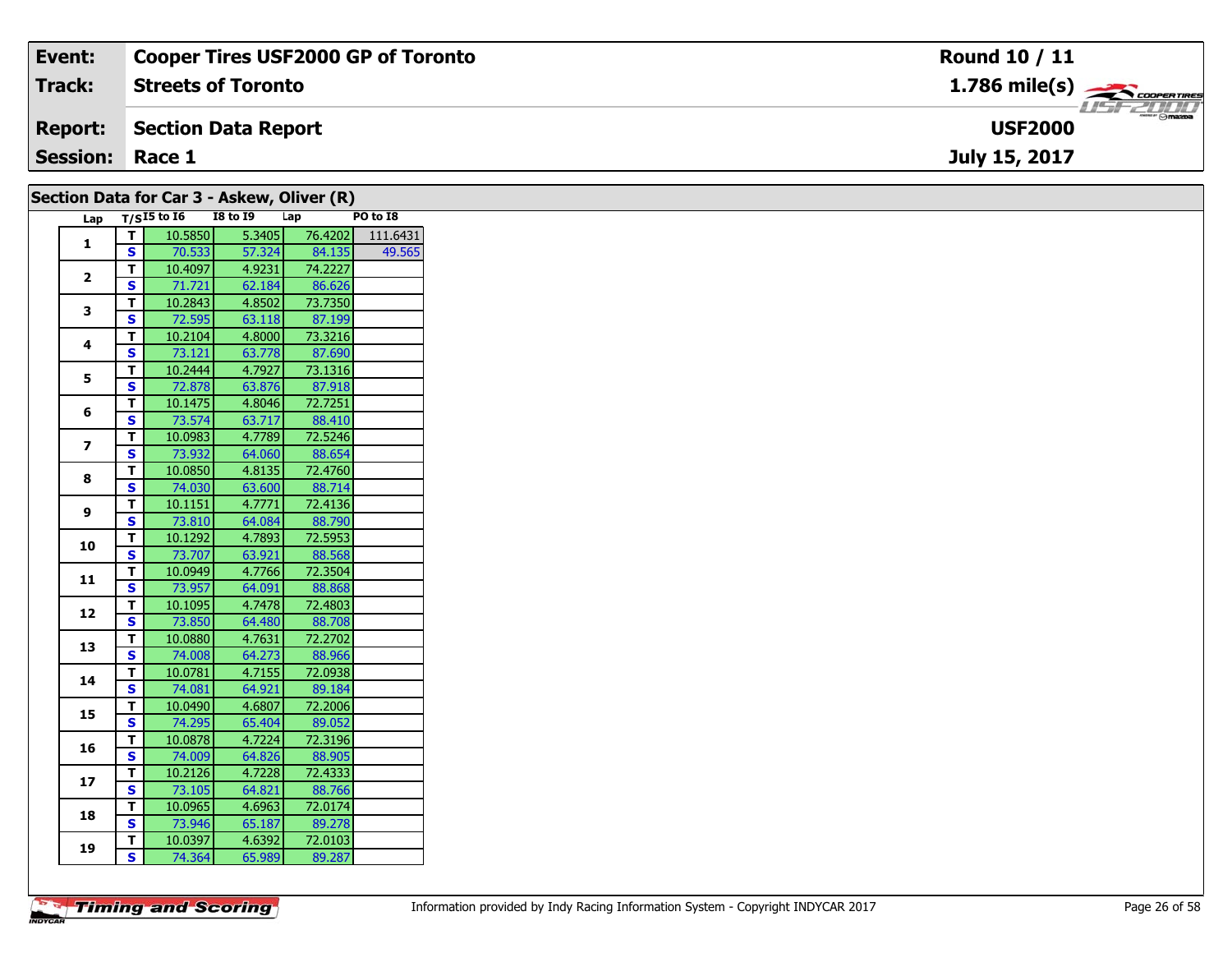| Event: | Cooper Tires USF2000 GP of Toronto | Round 10 / 11 |
|---|---|---|
| Track: | Streets of Toronto | 1.786 mile(s) |
| Report: | Section Data Report | USF2000 |
| Session: | Race 1 | July 15, 2017 |

## Section Data for Car 3 - Askew, Oliver (R)

| Lap | T/S | I5 to I6 | I8 to I9 | Lap | PO to I8 |
|---|---|---|---|---|---|
| 1 | T | 10.5850 | 5.3405 | 76.4202 | 111.6431 |
| | S | 70.533 | 57.324 | 84.135 | 49.565 |
| 2 | T | 10.4097 | 4.9231 | 74.2227 | |
| | S | 71.721 | 62.184 | 86.626 | |
| 3 | T | 10.2843 | 4.8502 | 73.7350 | |
| | S | 72.595 | 63.118 | 87.199 | |
| 4 | T | 10.2104 | 4.8000 | 73.3216 | |
| | S | 73.121 | 63.778 | 87.690 | |
| 5 | T | 10.2444 | 4.7927 | 73.1316 | |
| | S | 72.878 | 63.876 | 87.918 | |
| 6 | T | 10.1475 | 4.8046 | 72.7251 | |
| | S | 73.574 | 63.717 | 88.410 | |
| 7 | T | 10.0983 | 4.7789 | 72.5246 | |
| | S | 73.932 | 64.060 | 88.654 | |
| 8 | T | 10.0850 | 4.8135 | 72.4760 | |
| | S | 74.030 | 63.600 | 88.714 | |
| 9 | T | 10.1151 | 4.7771 | 72.4136 | |
| | S | 73.810 | 64.084 | 88.790 | |
| 10 | T | 10.1292 | 4.7893 | 72.5953 | |
| | S | 73.707 | 63.921 | 88.568 | |
| 11 | T | 10.0949 | 4.7766 | 72.3504 | |
| | S | 73.957 | 64.091 | 88.868 | |
| 12 | T | 10.1095 | 4.7478 | 72.4803 | |
| | S | 73.850 | 64.480 | 88.708 | |
| 13 | T | 10.0880 | 4.7631 | 72.2702 | |
| | S | 74.008 | 64.273 | 88.966 | |
| 14 | T | 10.0781 | 4.7155 | 72.0938 | |
| | S | 74.081 | 64.921 | 89.184 | |
| 15 | T | 10.0490 | 4.6807 | 72.2006 | |
| | S | 74.295 | 65.404 | 89.052 | |
| 16 | T | 10.0878 | 4.7224 | 72.3196 | |
| | S | 74.009 | 64.826 | 88.905 | |
| 17 | T | 10.2126 | 4.7228 | 72.4333 | |
| | S | 73.105 | 64.821 | 88.766 | |
| 18 | T | 10.0965 | 4.6963 | 72.0174 | |
| | S | 73.946 | 65.187 | 89.278 | |
| 19 | T | 10.0397 | 4.6392 | 72.0103 | |
| | S | 74.364 | 65.989 | 89.287 | |

Information provided by Indy Racing Information System - Copyright INDYCAR 2017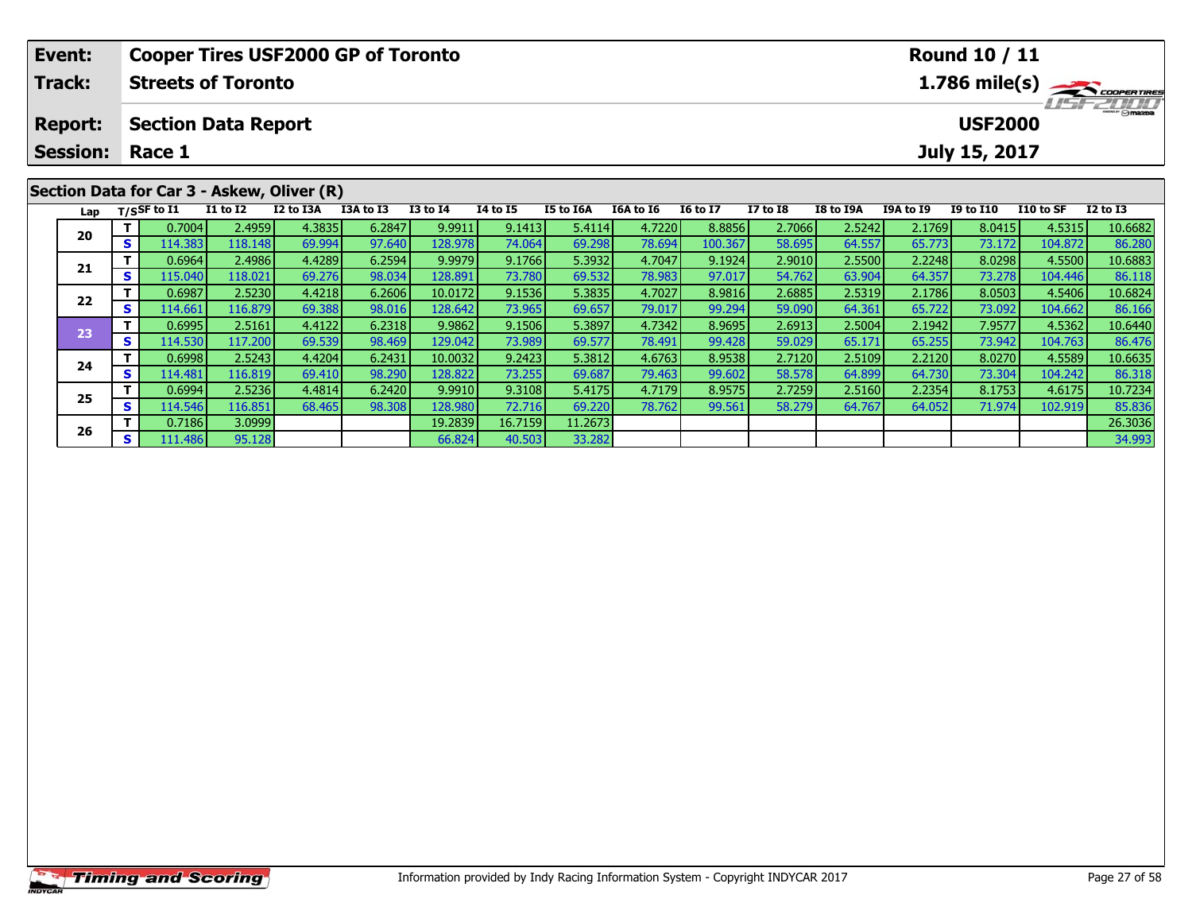| Event: | Cooper Tires USF2000 GP of Toronto | Round 10 / 11 |
|---|---|---|
| Track: | Streets of Toronto | 1.786 mile(s) |
| Report: | Section Data Report | USF2000 |
| Session: | Race 1 | July 15, 2017 |

## Section Data for Car 3 - Askew, Oliver (R)

| Lap | T/S | SF to I1 | I1 to I2 | I2 to I3A | I3A to I3 | I3 to I4 | I4 to I5 | I5 to I6A | I6A to I6 | I6 to I7 | I7 to I8 | I8 to I9A | I9A to I9 | I9 to I10 | I10 to SF | I2 to I3 |
|---|---|---|---|---|---|---|---|---|---|---|---|---|---|---|---|---|
| 20 | T | 0.7004 | 2.4959 | 4.3835 | 6.2847 | 9.9911 | 9.1413 | 5.4114 | 4.7220 | 8.8856 | 2.7066 | 2.5242 | 2.1769 | 8.0415 | 4.5315 | 10.6682 |
| | S | 114.383 | 118.148 | 69.994 | 97.640 | 128.978 | 74.064 | 69.298 | 78.694 | 100.367 | 58.695 | 64.557 | 65.773 | 73.172 | 104.872 | 86.280 |
| 21 | T | 0.6964 | 2.4986 | 4.4289 | 6.2594 | 9.9979 | 9.1766 | 5.3932 | 4.7047 | 9.1924 | 2.9010 | 2.5500 | 2.2248 | 8.0298 | 4.5500 | 10.6883 |
| | S | 115.040 | 118.021 | 69.276 | 98.034 | 128.891 | 73.780 | 69.532 | 78.983 | 97.017 | 54.762 | 63.904 | 64.357 | 73.278 | 104.446 | 86.118 |
| 22 | T | 0.6987 | 2.5230 | 4.4218 | 6.2606 | 10.0172 | 9.1536 | 5.3835 | 4.7027 | 8.9816 | 2.6885 | 2.5319 | 2.1786 | 8.0503 | 4.5406 | 10.6824 |
| | S | 114.661 | 116.879 | 69.388 | 98.016 | 128.642 | 73.965 | 69.657 | 79.017 | 99.294 | 59.090 | 64.361 | 65.722 | 73.092 | 104.662 | 86.166 |
| 23 | T | 0.6995 | 2.5161 | 4.4122 | 6.2318 | 9.9862 | 9.1506 | 5.3897 | 4.7342 | 8.9695 | 2.6913 | 2.5004 | 2.1942 | 7.9577 | 4.5362 | 10.6440 |
| | S | 114.530 | 117.200 | 69.539 | 98.469 | 129.042 | 73.989 | 69.577 | 78.491 | 99.428 | 59.029 | 65.171 | 65.255 | 73.942 | 104.763 | 86.476 |
| 24 | T | 0.6998 | 2.5243 | 4.4204 | 6.2431 | 10.0032 | 9.2423 | 5.3812 | 4.6763 | 8.9538 | 2.7120 | 2.5109 | 2.2120 | 8.0270 | 4.5589 | 10.6635 |
| | S | 114.481 | 116.819 | 69.410 | 98.290 | 128.822 | 73.255 | 69.687 | 79.463 | 99.602 | 58.578 | 64.899 | 64.730 | 73.304 | 104.242 | 86.318 |
| 25 | T | 0.6994 | 2.5236 | 4.4814 | 6.2420 | 9.9910 | 9.3108 | 5.4175 | 4.7179 | 8.9575 | 2.7259 | 2.5160 | 2.2354 | 8.1753 | 4.6175 | 10.7234 |
| | S | 114.546 | 116.851 | 68.465 | 98.308 | 128.980 | 72.716 | 69.220 | 78.762 | 99.561 | 58.279 | 64.767 | 64.052 | 71.974 | 102.919 | 85.836 |
| 26 | T | 0.7186 | 3.0999 | | | 19.2839 | 16.7159 | 11.2673 | | | | | | | | 26.3036 |
| | S | 111.486 | 95.128 | | | 66.824 | 40.503 | 33.282 | | | | | | | | 34.993 |

Information provided by Indy Racing Information System - Copyright INDYCAR 2017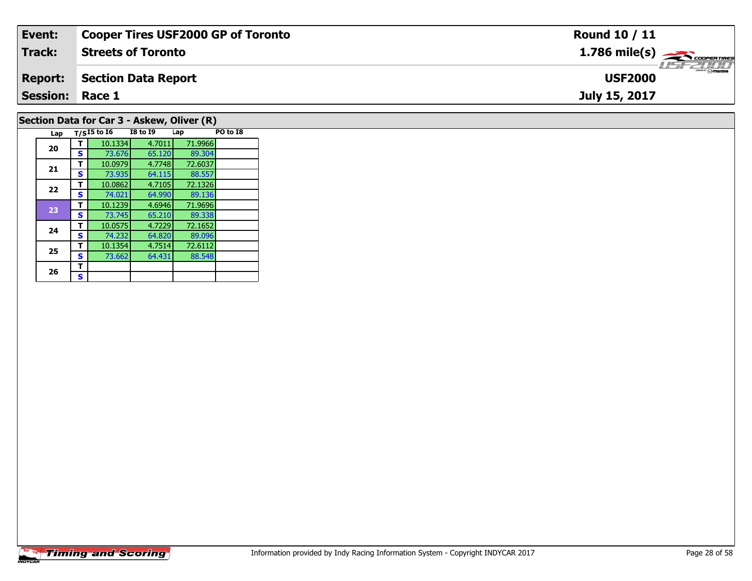| Event: | Cooper Tires USF2000 GP of Toronto | Round 10 / 11 |
|---|---|---|
| Track: | Streets of Toronto | 1.786 mile(s) |
| Report: | Section Data Report | USF2000 |
| Session: | Race 1 | July 15, 2017 |

## Section Data for Car 3 - Askew, Oliver (R)

| Lap | T/S | I5 to I6 | I8 to I9 | Lap | PO to I8 |
|---|---|---|---|---|---|
| 20 | T | 10.1334 | 4.7011 | 71.9966 | |
| | S | 73.676 | 65.120 | 89.304 | |
| 21 | T | 10.0979 | 4.7748 | 72.6037 | |
| | S | 73.935 | 64.115 | 88.557 | |
| 22 | T | 10.0862 | 4.7105 | 72.1326 | |
| | S | 74.021 | 64.990 | 89.136 | |
| 23 | T | 10.1239 | 4.6946 | 71.9696 | |
| | S | 73.745 | 65.210 | 89.338 | |
| 24 | T | 10.0575 | 4.7229 | 72.1652 | |
| | S | 74.232 | 64.820 | 89.096 | |
| 25 | T | 10.1354 | 4.7514 | 72.6112 | |
| | S | 73.662 | 64.431 | 88.548 | |
| 26 | T | | | | |
| | S | | | | |

Information provided by Indy Racing Information System - Copyright INDYCAR 2017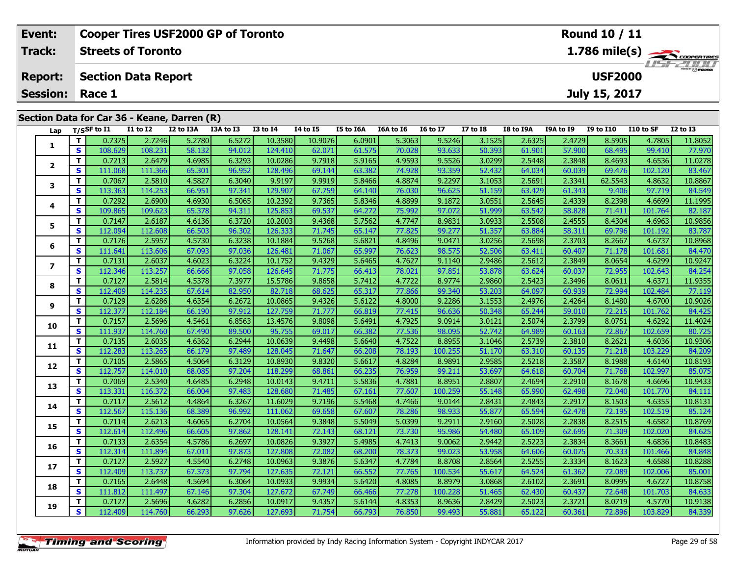| Event: | Cooper Tires USF2000 GP of Toronto | Round 10 / 11 |
|---|---|---|
| Track: | Streets of Toronto | 1.786 mile(s) |
| Report: | Section Data Report | USF2000 |
| Session: | Race 1 | July 15, 2017 |

## Section Data for Car 36 - Keane, Darren (R)

| Lap | T/S | SF to I1 | I1 to I2 | I2 to I3A | I3A to I3 | I3 to I4 | I4 to I5 | I5 to I6A | I6A to I6 | I6 to I7 | I7 to I8 | I8 to I9A | I9A to I9 | I9 to I10 | I10 to SF | I2 to I3 |
|---|---|---|---|---|---|---|---|---|---|---|---|---|---|---|---|---|
| 1 | T | 0.7375 | 2.7246 | 5.2780 | 6.5272 | 10.3580 | 10.9076 | 6.0901 | 5.3063 | 9.5246 | 3.1525 | 2.6325 | 2.4729 | 8.5905 | 4.7805 | 11.8052 |
| | S | 108.629 | 108.231 | 58.132 | 94.012 | 124.410 | 62.071 | 61.575 | 70.028 | 93.633 | 50.393 | 61.901 | 57.900 | 68.495 | 99.410 | 77.970 |
| 2 | T | 0.7213 | 2.6479 | 4.6985 | 6.3293 | 10.0286 | 9.7918 | 5.9165 | 4.9593 | 9.5526 | 3.0299 | 2.5448 | 2.3848 | 8.4693 | 4.6536 | 11.0278 |
| | S | 111.068 | 111.366 | 65.301 | 96.952 | 128.496 | 69.144 | 63.382 | 74.928 | 93.359 | 52.432 | 64.034 | 60.039 | 69.476 | 102.120 | 83.467 |
| 3 | T | 0.7067 | 2.5810 | 4.5827 | 6.3040 | 9.9197 | 9.9919 | 5.8466 | 4.8874 | 9.2297 | 3.1053 | 2.5691 | 2.3341 | 62.5543 | 4.8632 | 10.8867 |
| | S | 113.363 | 114.253 | 66.951 | 97.341 | 129.907 | 67.759 | 64.140 | 76.030 | 96.625 | 51.159 | 63.429 | 61.343 | 9.406 | 97.719 | 84.549 |
| 4 | T | 0.7292 | 2.6900 | 4.6930 | 6.5065 | 10.2392 | 9.7365 | 5.8346 | 4.8899 | 9.1872 | 3.0551 | 2.5645 | 2.4339 | 8.2398 | 4.6699 | 11.1995 |
| | S | 109.865 | 109.623 | 65.378 | 94.311 | 125.853 | 69.537 | 64.272 | 75.992 | 97.072 | 51.999 | 63.542 | 58.828 | 71.411 | 101.764 | 82.187 |
| 5 | T | 0.7147 | 2.6187 | 4.6136 | 6.3720 | 10.2003 | 9.4368 | 5.7562 | 4.7747 | 8.9831 | 3.0933 | 2.5508 | 2.4555 | 8.4304 | 4.6963 | 10.9856 |
| | S | 112.094 | 112.608 | 66.503 | 96.302 | 126.333 | 71.745 | 65.147 | 77.825 | 99.277 | 51.357 | 63.884 | 58.311 | 69.796 | 101.192 | 83.787 |
| 6 | T | 0.7176 | 2.5957 | 4.5730 | 6.3238 | 10.1884 | 9.5268 | 5.6821 | 4.8496 | 9.0471 | 3.0256 | 2.5698 | 2.3703 | 8.2667 | 4.6737 | 10.8968 |
| | S | 111.641 | 113.606 | 67.093 | 97.036 | 126.481 | 71.067 | 65.997 | 76.623 | 98.575 | 52.506 | 63.411 | 60.407 | 71.178 | 101.681 | 84.470 |
| 7 | T | 0.7131 | 2.6037 | 4.6023 | 6.3224 | 10.1752 | 9.4329 | 5.6465 | 4.7627 | 9.1140 | 2.9486 | 2.5612 | 2.3849 | 8.0654 | 4.6299 | 10.9247 |
| | S | 112.346 | 113.257 | 66.666 | 97.058 | 126.645 | 71.775 | 66.413 | 78.021 | 97.851 | 53.878 | 63.624 | 60.037 | 72.955 | 102.643 | 84.254 |
| 8 | T | 0.7127 | 2.5814 | 4.5378 | 7.3977 | 15.5786 | 9.8658 | 5.7412 | 4.7722 | 8.9774 | 2.9860 | 2.5423 | 2.3496 | 8.0611 | 4.6371 | 11.9355 |
| | S | 112.409 | 114.235 | 67.614 | 82.950 | 82.718 | 68.625 | 65.317 | 77.866 | 99.340 | 53.203 | 64.097 | 60.939 | 72.994 | 102.484 | 77.119 |
| 9 | T | 0.7129 | 2.6286 | 4.6354 | 6.2672 | 10.0865 | 9.4326 | 5.6122 | 4.8000 | 9.2286 | 3.1553 | 2.4976 | 2.4264 | 8.1480 | 4.6700 | 10.9026 |
| | S | 112.377 | 112.184 | 66.190 | 97.912 | 127.759 | 71.777 | 66.819 | 77.415 | 96.636 | 50.348 | 65.244 | 59.010 | 72.215 | 101.762 | 84.425 |
| 10 | T | 0.7157 | 2.5696 | 4.5461 | 6.8563 | 13.4576 | 9.8098 | 5.6491 | 4.7925 | 9.0914 | 3.0121 | 2.5074 | 2.3799 | 8.0751 | 4.6292 | 11.4024 |
| | S | 111.937 | 114.760 | 67.490 | 89.500 | 95.755 | 69.017 | 66.382 | 77.536 | 98.095 | 52.742 | 64.989 | 60.163 | 72.867 | 102.659 | 80.725 |
| 11 | T | 0.7135 | 2.6035 | 4.6362 | 6.2944 | 10.0639 | 9.4498 | 5.6640 | 4.7522 | 8.8955 | 3.1046 | 2.5739 | 2.3810 | 8.2621 | 4.6036 | 10.9306 |
| | S | 112.283 | 113.265 | 66.179 | 97.489 | 128.045 | 71.647 | 66.208 | 78.193 | 100.255 | 51.170 | 63.310 | 60.135 | 71.218 | 103.229 | 84.209 |
| 12 | T | 0.7105 | 2.5865 | 4.5064 | 6.3129 | 10.8930 | 9.8320 | 5.6617 | 4.8284 | 8.9891 | 2.9585 | 2.5218 | 2.3587 | 8.1988 | 4.6140 | 10.8193 |
| | S | 112.757 | 114.010 | 68.085 | 97.204 | 118.299 | 68.861 | 66.235 | 76.959 | 99.211 | 53.697 | 64.618 | 60.704 | 71.768 | 102.997 | 85.075 |
| 13 | T | 0.7069 | 2.5340 | 4.6485 | 6.2948 | 10.0143 | 9.4711 | 5.5836 | 4.7881 | 8.8951 | 2.8807 | 2.4694 | 2.2910 | 8.1678 | 4.6696 | 10.9433 |
| | S | 113.331 | 116.372 | 66.004 | 97.483 | 128.680 | 71.485 | 67.161 | 77.607 | 100.259 | 55.148 | 65.990 | 62.498 | 72.040 | 101.770 | 84.111 |
| 14 | T | 0.7117 | 2.5612 | 4.4864 | 6.3267 | 11.6029 | 9.7196 | 5.5468 | 4.7466 | 9.0144 | 2.8431 | 2.4843 | 2.2917 | 8.1503 | 4.6355 | 10.8131 |
| | S | 112.567 | 115.136 | 68.389 | 96.992 | 111.062 | 69.658 | 67.607 | 78.286 | 98.933 | 55.877 | 65.594 | 62.478 | 72.195 | 102.519 | 85.124 |
| 15 | T | 0.7114 | 2.6213 | 4.6065 | 6.2704 | 10.0564 | 9.3848 | 5.5049 | 5.0399 | 9.2911 | 2.9160 | 2.5028 | 2.2838 | 8.2515 | 4.6582 | 10.8769 |
| | S | 112.614 | 112.496 | 66.605 | 97.862 | 128.141 | 72.143 | 68.121 | 73.730 | 95.986 | 54.480 | 65.109 | 62.695 | 71.309 | 102.020 | 84.625 |
| 16 | T | 0.7133 | 2.6354 | 4.5786 | 6.2697 | 10.0826 | 9.3927 | 5.4985 | 4.7413 | 9.0062 | 2.9442 | 2.5223 | 2.3834 | 8.3661 | 4.6836 | 10.8483 |
| | S | 112.314 | 111.894 | 67.011 | 97.873 | 127.808 | 72.082 | 68.200 | 78.373 | 99.023 | 53.958 | 64.606 | 60.075 | 70.333 | 101.466 | 84.848 |
| 17 | T | 0.7127 | 2.5927 | 4.5540 | 6.2748 | 10.0963 | 9.3876 | 5.6347 | 4.7784 | 8.8708 | 2.8564 | 2.5255 | 2.3334 | 8.1623 | 4.6588 | 10.8288 |
| | S | 112.409 | 113.737 | 67.373 | 97.794 | 127.635 | 72.121 | 66.552 | 77.765 | 100.534 | 55.617 | 64.524 | 61.362 | 72.089 | 102.006 | 85.001 |
| 18 | T | 0.7165 | 2.6448 | 4.5694 | 6.3064 | 10.0933 | 9.9934 | 5.6420 | 4.8085 | 8.8979 | 3.0868 | 2.6102 | 2.3691 | 8.0995 | 4.6727 | 10.8758 |
| | S | 111.812 | 111.497 | 67.146 | 97.304 | 127.672 | 67.749 | 66.466 | 77.278 | 100.228 | 51.465 | 62.430 | 60.437 | 72.648 | 101.703 | 84.633 |
| 19 | T | 0.7127 | 2.5696 | 4.6282 | 6.2856 | 10.0917 | 9.4357 | 5.6144 | 4.8353 | 8.9636 | 2.8429 | 2.5023 | 2.3721 | 8.0719 | 4.5770 | 10.9138 |
| | S | 112.409 | 114.760 | 66.293 | 97.626 | 127.693 | 71.754 | 66.793 | 76.850 | 99.493 | 55.881 | 65.122 | 60.361 | 72.896 | 103.829 | 84.339 |

Information provided by Indy Racing Information System - Copyright INDYCAR 2017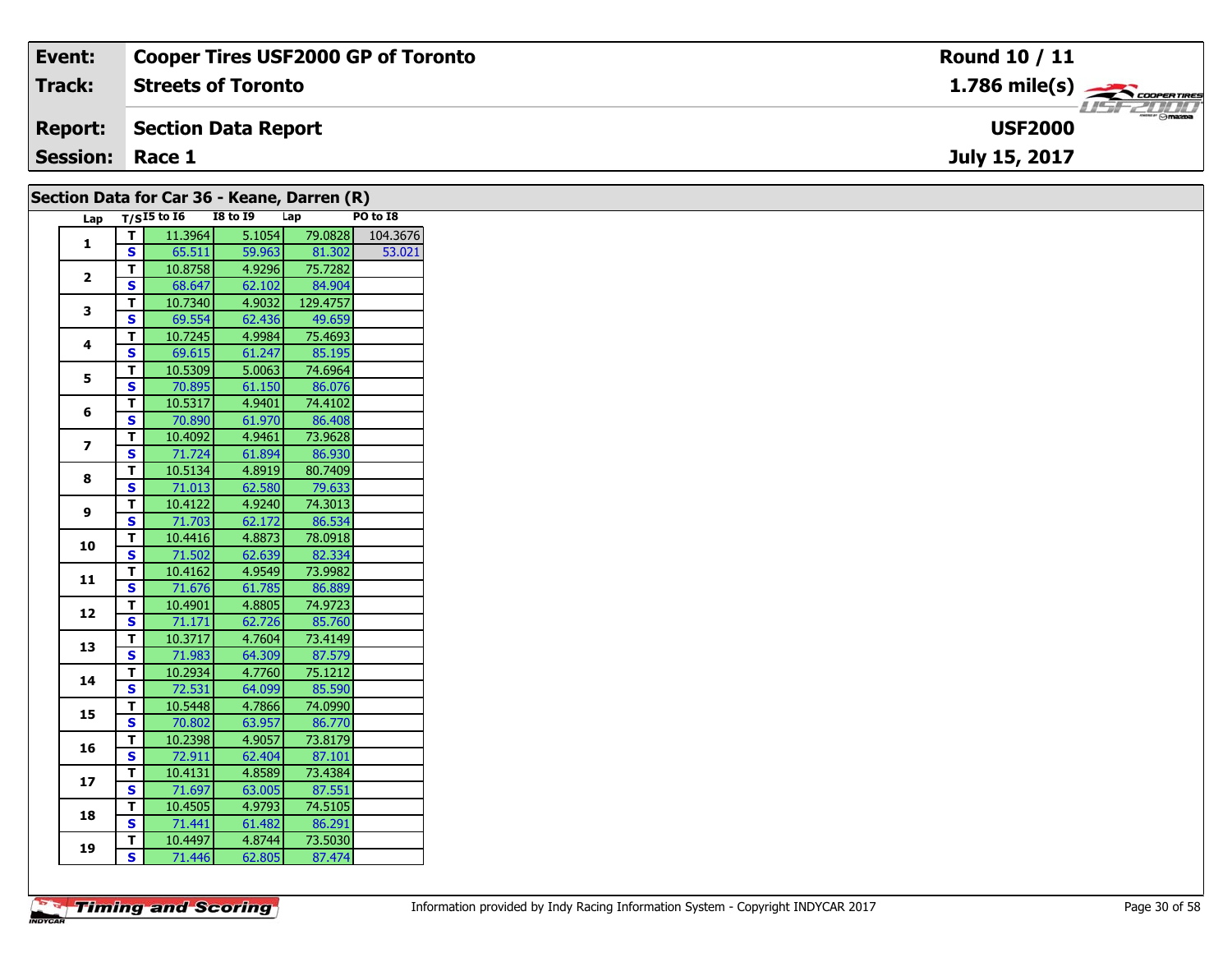| **Event:** | **Cooper Tires USF2000 GP of Toronto** | **Round 10 / 11** |
|---|---|---|
| **Track:** | **Streets of Toronto** | **1.786 mile(s)** |
| **Report:** | **Section Data Report** | **USF2000** |
| **Session:** | **Race 1** | **July 15, 2017** |

## Section Data for Car 36 - Keane, Darren (R)

| Lap | T/S | I5 to I6 | I8 to I9 | Lap | PO to I8 |
|---|---|---|---|---|---|
| 1 | T | 11.3964 | 5.1054 | 79.0828 | 104.3676 |
| | S | 65.511 | 59.963 | 81.302 | 53.021 |
| 2 | T | 10.8758 | 4.9296 | 75.7282 | |
| | S | 68.647 | 62.102 | 84.904 | |
| 3 | T | 10.7340 | 4.9032 | 129.4757 | |
| | S | 69.554 | 62.436 | 49.659 | |
| 4 | T | 10.7245 | 4.9984 | 75.4693 | |
| | S | 69.615 | 61.247 | 85.195 | |
| 5 | T | 10.5309 | 5.0063 | 74.6964 | |
| | S | 70.895 | 61.150 | 86.076 | |
| 6 | T | 10.5317 | 4.9401 | 74.4102 | |
| | S | 70.890 | 61.970 | 86.408 | |
| 7 | T | 10.4092 | 4.9461 | 73.9628 | |
| | S | 71.724 | 61.894 | 86.930 | |
| 8 | T | 10.5134 | 4.8919 | 80.7409 | |
| | S | 71.013 | 62.580 | 79.633 | |
| 9 | T | 10.4122 | 4.9240 | 74.3013 | |
| | S | 71.703 | 62.172 | 86.534 | |
| 10 | T | 10.4416 | 4.8873 | 78.0918 | |
| | S | 71.502 | 62.639 | 82.334 | |
| 11 | T | 10.4162 | 4.9549 | 73.9982 | |
| | S | 71.676 | 61.785 | 86.889 | |
| 12 | T | 10.4901 | 4.8805 | 74.9723 | |
| | S | 71.171 | 62.726 | 85.760 | |
| 13 | T | 10.3717 | 4.7604 | 73.4149 | |
| | S | 71.983 | 64.309 | 87.579 | |
| 14 | T | 10.2934 | 4.7760 | 75.1212 | |
| | S | 72.531 | 64.099 | 85.590 | |
| 15 | T | 10.5448 | 4.7866 | 74.0990 | |
| | S | 70.802 | 63.957 | 86.770 | |
| 16 | T | 10.2398 | 4.9057 | 73.8179 | |
| | S | 72.911 | 62.404 | 87.101 | |
| 17 | T | 10.4131 | 4.8589 | 73.4384 | |
| | S | 71.697 | 63.005 | 87.551 | |
| 18 | T | 10.4505 | 4.9793 | 74.5105 | |
| | S | 71.441 | 61.482 | 86.291 | |
| 19 | T | 10.4497 | 4.8744 | 73.5030 | |
| | S | 71.446 | 62.805 | 87.474 | |

Information provided by Indy Racing Information System - Copyright INDYCAR 2017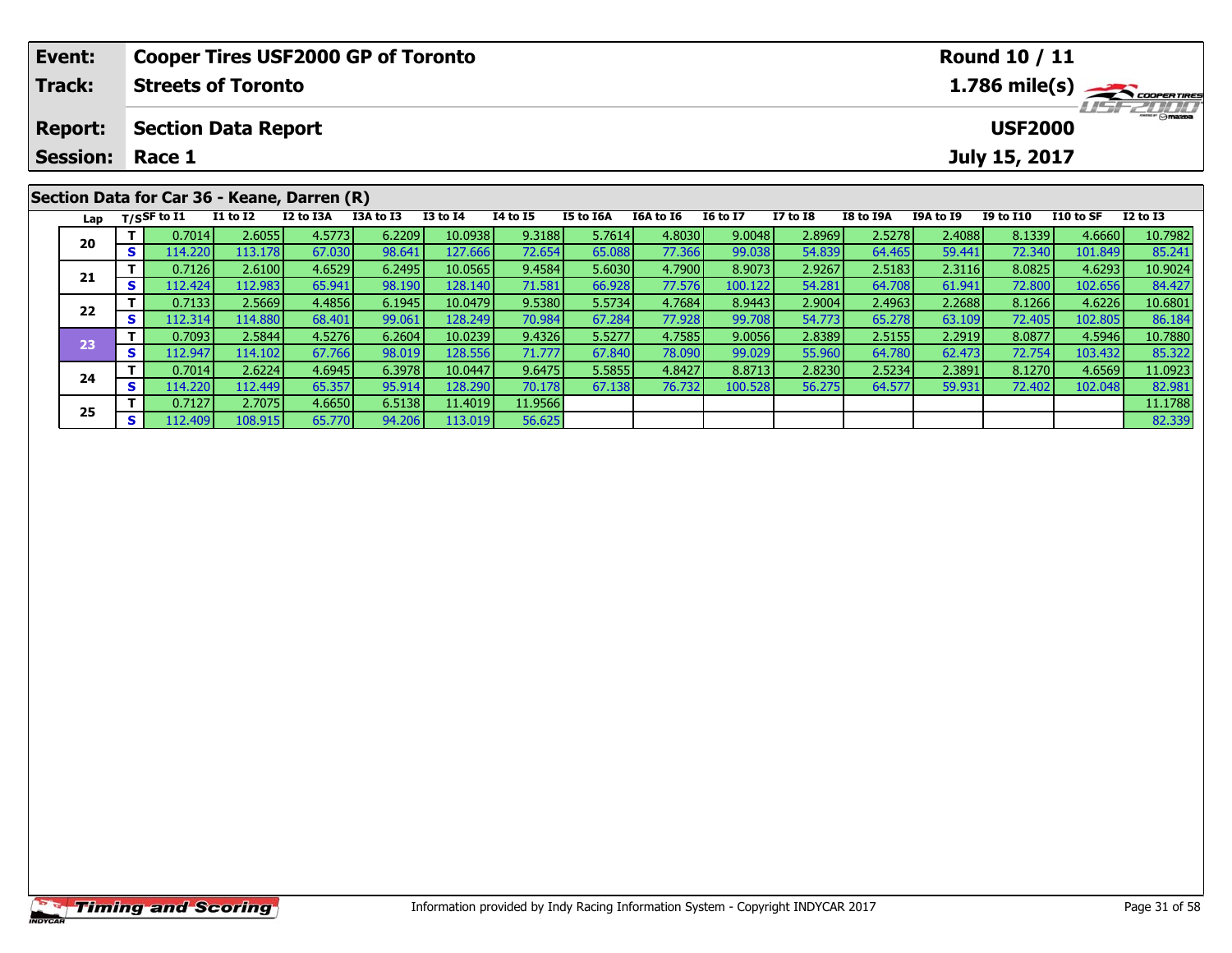| Event: | Cooper Tires USF2000 GP of Toronto | Round 10 / 11 |
|---|---|---|
| Track: | Streets of Toronto | 1.786 mile(s) |
| Report: | Section Data Report | USF2000 |
| Session: | Race 1 | July 15, 2017 |

## Section Data for Car 36 - Keane, Darren (R)

| Lap | T/S | SF to I1 | I1 to I2 | I2 to I3A | I3A to I3 | I3 to I4 | I4 to I5 | I5 to I6A | I6A to I6 | I6 to I7 | I7 to I8 | I8 to I9A | I9A to I9 | I9 to I10 | I10 to SF | I2 to I3 |
|---|---|---|---|---|---|---|---|---|---|---|---|---|---|---|---|---|
| 20 | T | 0.7014 | 2.6055 | 4.5773 | 6.2209 | 10.0938 | 9.3188 | 5.7614 | 4.8030 | 9.0048 | 2.8969 | 2.5278 | 2.4088 | 8.1339 | 4.6660 | 10.7982 |
| | S | 114.220 | 113.178 | 67.030 | 98.641 | 127.666 | 72.654 | 65.088 | 77.366 | 99.038 | 54.839 | 64.465 | 59.441 | 72.340 | 101.849 | 85.241 |
| 21 | T | 0.7126 | 2.6100 | 4.6529 | 6.2495 | 10.0565 | 9.4584 | 5.6030 | 4.7900 | 8.9073 | 2.9267 | 2.5183 | 2.3116 | 8.0825 | 4.6293 | 10.9024 |
| | S | 112.424 | 112.983 | 65.941 | 98.190 | 128.140 | 71.581 | 66.928 | 77.576 | 100.122 | 54.281 | 64.708 | 61.941 | 72.800 | 102.656 | 84.427 |
| 22 | T | 0.7133 | 2.5669 | 4.4856 | 6.1945 | 10.0479 | 9.5380 | 5.5734 | 4.7684 | 8.9443 | 2.9004 | 2.4963 | 2.2688 | 8.1266 | 4.6226 | 10.6801 |
| | S | 112.314 | 114.880 | 68.401 | 99.061 | 128.249 | 70.984 | 67.284 | 77.928 | 99.708 | 54.773 | 65.278 | 63.109 | 72.405 | 102.805 | 86.184 |
| 23 | T | 0.7093 | 2.5844 | 4.5276 | 6.2604 | 10.0239 | 9.4326 | 5.5277 | 4.7585 | 9.0056 | 2.8389 | 2.5155 | 2.2919 | 8.0877 | 4.5946 | 10.7880 |
| | S | 112.947 | 114.102 | 67.766 | 98.019 | 128.556 | 71.777 | 67.840 | 78.090 | 99.029 | 55.960 | 64.780 | 62.473 | 72.754 | 103.432 | 85.322 |
| 24 | T | 0.7014 | 2.6224 | 4.6945 | 6.3978 | 10.0447 | 9.6475 | 5.5855 | 4.8427 | 8.8713 | 2.8230 | 2.5234 | 2.3891 | 8.1270 | 4.6569 | 11.0923 |
| | S | 114.220 | 112.449 | 65.357 | 95.914 | 128.290 | 70.178 | 67.138 | 76.732 | 100.528 | 56.275 | 64.577 | 59.931 | 72.402 | 102.048 | 82.981 |
| 25 | T | 0.7127 | 2.7075 | 4.6650 | 6.5138 | 11.4019 | 11.9566 | | | | | | | | | 11.1788 |
| | S | 112.409 | 108.915 | 65.770 | 94.206 | 113.019 | 56.625 | | | | | | | | | 82.339 |

Information provided by Indy Racing Information System - Copyright INDYCAR 2017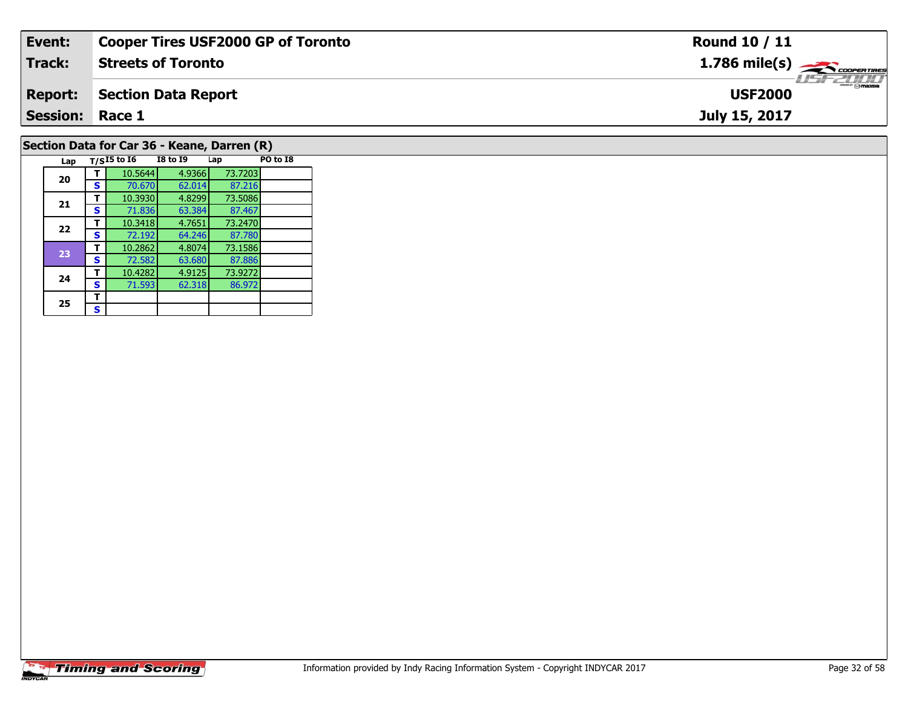| Event: | Cooper Tires USF2000 GP of Toronto | Round 10 / 11 |
|---|---|---|
| Track: | Streets of Toronto | 1.786 mile(s) |
| Report: | Section Data Report | USF2000 |
| Session: | Race 1 | July 15, 2017 |

## Section Data for Car 36 - Keane, Darren (R)

| Lap | T/S | I5 to I6 | I8 to I9 | Lap | PO to I8 |
|---|---|---|---|---|---|
| 20 | T | 10.5644 | 4.9366 | 73.7203 | |
| | S | 70.670 | 62.014 | 87.216 | |
| 21 | T | 10.3930 | 4.8299 | 73.5086 | |
| | S | 71.836 | 63.384 | 87.467 | |
| 22 | T | 10.3418 | 4.7651 | 73.2470 | |
| | S | 72.192 | 64.246 | 87.780 | |
| 23 | T | 10.2862 | 4.8074 | 73.1586 | |
| | S | 72.582 | 63.680 | 87.886 | |
| 24 | T | 10.4282 | 4.9125 | 73.9272 | |
| | S | 71.593 | 62.318 | 86.972 | |
| 25 | T | | | | |
| | S | | | | |

Information provided by Indy Racing Information System - Copyright INDYCAR 2017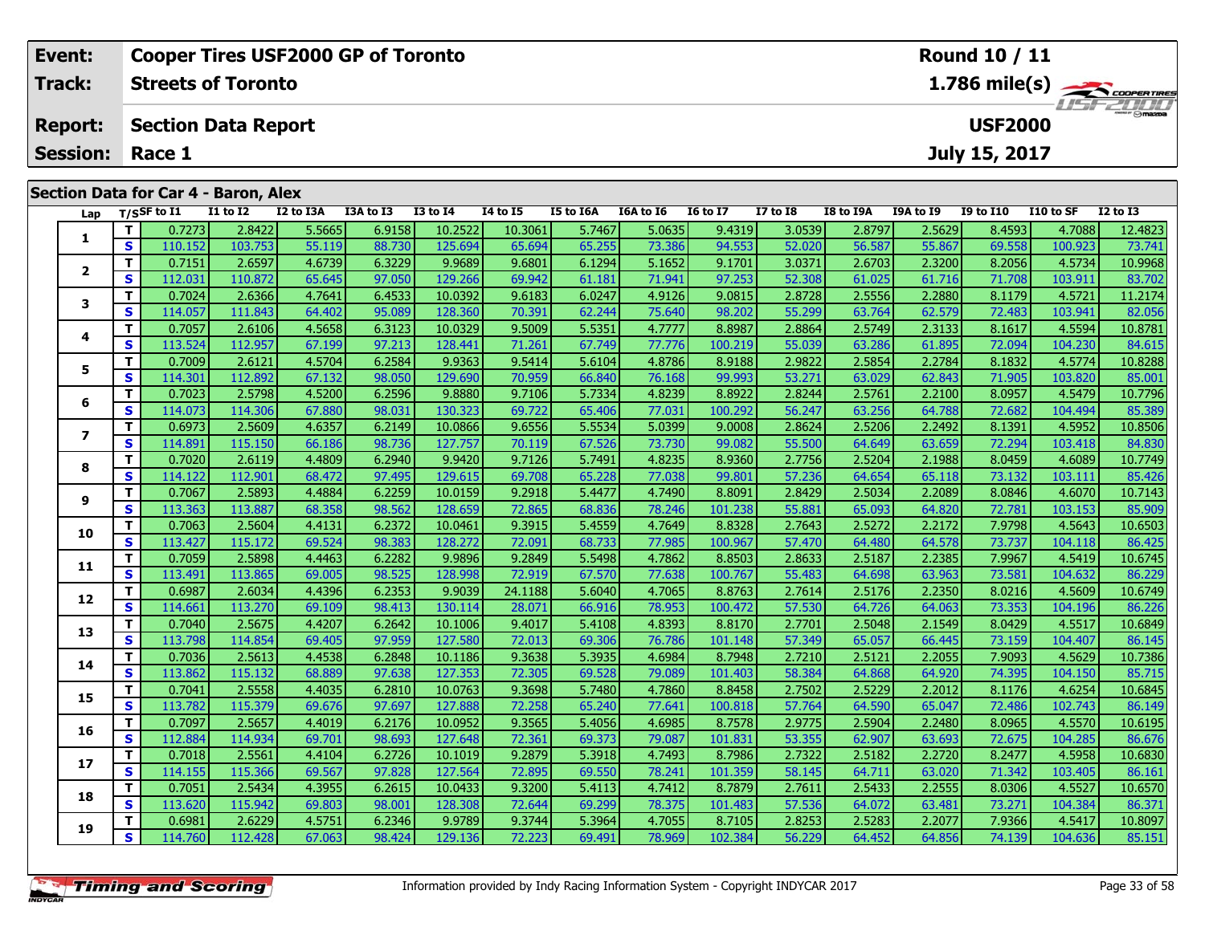| Event: | Cooper Tires USF2000 GP of Toronto | Round 10 / 11 |
|---|---|---|
| Track: | Streets of Toronto | 1.786 mile(s) |
| Report: | Section Data Report | USF2000 |
| Session: | Race 1 | July 15, 2017 |

## Section Data for Car 4 - Baron, Alex

| Lap | T/S | SF to I1 | I1 to I2 | I2 to I3A | I3A to I3 | I3 to I4 | I4 to I5 | I5 to I6A | I6A to I6 | I6 to I7 | I7 to I8 | I8 to I9A | I9A to I9 | I9 to I10 | I10 to SF | I2 to I3 |
|---|---|---|---|---|---|---|---|---|---|---|---|---|---|---|---|---|
| 1 | T | 0.7273 | 2.8422 | 5.5665 | 6.9158 | 10.2522 | 10.3061 | 5.7467 | 5.0635 | 9.4319 | 3.0539 | 2.8797 | 2.5629 | 8.4593 | 4.7088 | 12.4823 |
| | S | 110.152 | 103.753 | 55.119 | 88.730 | 125.694 | 65.694 | 65.255 | 73.386 | 94.553 | 52.020 | 56.587 | 55.867 | 69.558 | 100.923 | 73.741 |
| 2 | T | 0.7151 | 2.6597 | 4.6739 | 6.3229 | 9.9689 | 9.6801 | 6.1294 | 5.1652 | 9.1701 | 3.0371 | 2.6703 | 2.3200 | 8.2056 | 4.5734 | 10.9968 |
| | S | 112.031 | 110.872 | 65.645 | 97.050 | 129.266 | 69.942 | 61.181 | 71.941 | 97.253 | 52.308 | 61.025 | 61.716 | 71.708 | 103.911 | 83.702 |
| 3 | T | 0.7024 | 2.6366 | 4.7641 | 6.4533 | 10.0392 | 9.6183 | 6.0247 | 4.9126 | 9.0815 | 2.8728 | 2.5556 | 2.2880 | 8.1179 | 4.5721 | 11.2174 |
| | S | 114.057 | 111.843 | 64.402 | 95.089 | 128.360 | 70.391 | 62.244 | 75.640 | 98.202 | 55.299 | 63.764 | 62.579 | 72.483 | 103.941 | 82.056 |
| 4 | T | 0.7057 | 2.6106 | 4.5658 | 6.3123 | 10.0329 | 9.5009 | 5.5351 | 4.7777 | 8.8987 | 2.8864 | 2.5749 | 2.3133 | 8.1617 | 4.5594 | 10.8781 |
| | S | 113.524 | 112.957 | 67.199 | 97.213 | 128.441 | 71.261 | 67.749 | 77.776 | 100.219 | 55.039 | 63.286 | 61.895 | 72.094 | 104.230 | 84.615 |
| 5 | T | 0.7009 | 2.6121 | 4.5704 | 6.2584 | 9.9363 | 9.5414 | 5.6104 | 4.8786 | 8.9188 | 2.9822 | 2.5854 | 2.2784 | 8.1832 | 4.5774 | 10.8288 |
| | S | 114.301 | 112.892 | 67.132 | 98.050 | 129.690 | 70.959 | 66.840 | 76.168 | 99.993 | 53.271 | 63.029 | 62.843 | 71.905 | 103.820 | 85.001 |
| 6 | T | 0.7023 | 2.5798 | 4.5200 | 6.2596 | 9.8880 | 9.7106 | 5.7334 | 4.8239 | 8.8922 | 2.8244 | 2.5761 | 2.2100 | 8.0957 | 4.5479 | 10.7796 |
| | S | 114.073 | 114.306 | 67.880 | 98.031 | 130.323 | 69.722 | 65.406 | 77.031 | 100.292 | 56.247 | 63.256 | 64.788 | 72.682 | 104.494 | 85.389 |
| 7 | T | 0.6973 | 2.5609 | 4.6357 | 6.2149 | 10.0866 | 9.6556 | 5.5534 | 5.0399 | 9.0008 | 2.8624 | 2.5206 | 2.2492 | 8.1391 | 4.5952 | 10.8506 |
| | S | 114.891 | 115.150 | 66.186 | 98.736 | 127.757 | 70.119 | 67.526 | 73.730 | 99.082 | 55.500 | 64.649 | 63.659 | 72.294 | 103.418 | 84.830 |
| 8 | T | 0.7020 | 2.6119 | 4.4809 | 6.2940 | 9.9420 | 9.7126 | 5.7491 | 4.8235 | 8.9360 | 2.7756 | 2.5204 | 2.1988 | 8.0459 | 4.6089 | 10.7749 |
| | S | 114.122 | 112.901 | 68.472 | 97.495 | 129.615 | 69.708 | 65.228 | 77.038 | 99.801 | 57.236 | 64.654 | 65.118 | 73.132 | 103.111 | 85.426 |
| 9 | T | 0.7067 | 2.5893 | 4.4884 | 6.2259 | 10.0159 | 9.2918 | 5.4477 | 4.7490 | 8.8091 | 2.8429 | 2.5034 | 2.2089 | 8.0846 | 4.6070 | 10.7143 |
| | S | 113.363 | 113.887 | 68.358 | 98.562 | 128.659 | 72.865 | 68.836 | 78.246 | 101.238 | 55.881 | 65.093 | 64.820 | 72.781 | 103.153 | 85.909 |
| 10 | T | 0.7063 | 2.5604 | 4.4131 | 6.2372 | 10.0461 | 9.3915 | 5.4559 | 4.7649 | 8.8328 | 2.7643 | 2.5272 | 2.2172 | 7.9798 | 4.5643 | 10.6503 |
| | S | 113.427 | 115.172 | 69.524 | 98.383 | 128.272 | 72.091 | 68.733 | 77.985 | 100.967 | 57.470 | 64.480 | 64.578 | 73.737 | 104.118 | 86.425 |
| 11 | T | 0.7059 | 2.5898 | 4.4463 | 6.2282 | 9.9896 | 9.2849 | 5.5498 | 4.7862 | 8.8503 | 2.8633 | 2.5187 | 2.2385 | 7.9967 | 4.5419 | 10.6745 |
| | S | 113.491 | 113.865 | 69.005 | 98.525 | 128.998 | 72.919 | 67.570 | 77.638 | 100.767 | 55.483 | 64.698 | 63.963 | 73.581 | 104.632 | 86.229 |
| 12 | T | 0.6987 | 2.6034 | 4.4396 | 6.2353 | 9.9039 | 24.1188 | 5.6040 | 4.7065 | 8.8763 | 2.7614 | 2.5176 | 2.2350 | 8.0216 | 4.5609 | 10.6749 |
| | S | 114.661 | 113.270 | 69.109 | 98.413 | 130.114 | 28.071 | 66.916 | 78.953 | 100.472 | 57.530 | 64.726 | 64.063 | 73.353 | 104.196 | 86.226 |
| 13 | T | 0.7040 | 2.5675 | 4.4207 | 6.2642 | 10.1006 | 9.4017 | 5.4108 | 4.8393 | 8.8170 | 2.7701 | 2.5048 | 2.1549 | 8.0429 | 4.5517 | 10.6849 |
| | S | 113.798 | 114.854 | 69.405 | 97.959 | 127.580 | 72.013 | 69.306 | 76.786 | 101.148 | 57.349 | 65.057 | 66.445 | 73.159 | 104.407 | 86.145 |
| 14 | T | 0.7036 | 2.5613 | 4.4538 | 6.2848 | 10.1186 | 9.3638 | 5.3935 | 4.6984 | 8.7948 | 2.7210 | 2.5121 | 2.2055 | 7.9093 | 4.5629 | 10.7386 |
| | S | 113.862 | 115.132 | 68.889 | 97.638 | 127.353 | 72.305 | 69.528 | 79.089 | 101.403 | 58.384 | 64.868 | 64.920 | 74.395 | 104.150 | 85.715 |
| 15 | T | 0.7041 | 2.5558 | 4.4035 | 6.2810 | 10.0763 | 9.3698 | 5.7480 | 4.7860 | 8.8458 | 2.7502 | 2.5229 | 2.2012 | 8.1176 | 4.6254 | 10.6845 |
| | S | 113.782 | 115.379 | 69.676 | 97.697 | 127.888 | 72.258 | 65.240 | 77.641 | 100.818 | 57.764 | 64.590 | 65.047 | 72.486 | 102.743 | 86.149 |
| 16 | T | 0.7097 | 2.5657 | 4.4019 | 6.2176 | 10.0952 | 9.3565 | 5.4056 | 4.6985 | 8.7578 | 2.9775 | 2.5904 | 2.2480 | 8.0965 | 4.5570 | 10.6195 |
| | S | 112.884 | 114.934 | 69.701 | 98.693 | 127.648 | 72.361 | 69.373 | 79.087 | 101.831 | 53.355 | 62.907 | 63.693 | 72.675 | 104.285 | 86.676 |
| 17 | T | 0.7018 | 2.5561 | 4.4104 | 6.2726 | 10.1019 | 9.2879 | 5.3918 | 4.7493 | 8.7986 | 2.7322 | 2.5182 | 2.2720 | 8.2477 | 4.5958 | 10.6830 |
| | S | 114.155 | 115.366 | 69.567 | 97.828 | 127.564 | 72.895 | 69.550 | 78.241 | 101.359 | 58.145 | 64.711 | 63.020 | 71.342 | 103.405 | 86.161 |
| 18 | T | 0.7051 | 2.5434 | 4.3955 | 6.2615 | 10.0433 | 9.3200 | 5.4113 | 4.7412 | 8.7879 | 2.7611 | 2.5433 | 2.2555 | 8.0306 | 4.5527 | 10.6570 |
| | S | 113.620 | 115.942 | 69.803 | 98.001 | 128.308 | 72.644 | 69.299 | 78.375 | 101.483 | 57.536 | 64.072 | 63.481 | 73.271 | 104.384 | 86.371 |
| 19 | T | 0.6981 | 2.6229 | 4.5751 | 6.2346 | 9.9789 | 9.3744 | 5.3964 | 4.7055 | 8.7105 | 2.8253 | 2.5283 | 2.2077 | 7.9366 | 4.5417 | 10.8097 |
| | S | 114.760 | 112.428 | 67.063 | 98.424 | 129.136 | 72.223 | 69.491 | 78.969 | 102.384 | 56.229 | 64.452 | 64.856 | 74.139 | 104.636 | 85.151 |

Information provided by Indy Racing Information System - Copyright INDYCAR 2017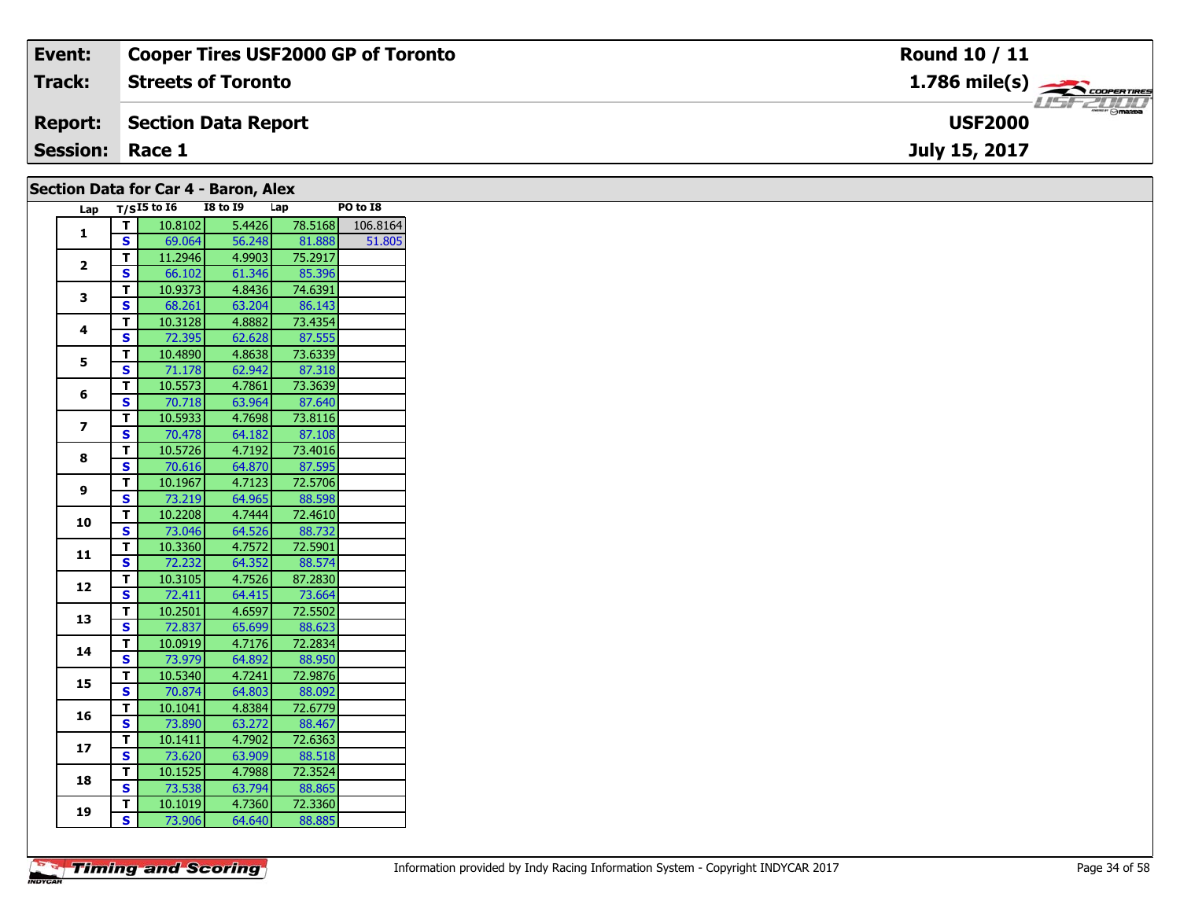| Event: | Cooper Tires USF2000 GP of Toronto | Round 10 / 11 |
|---|---|---|
| Track: | Streets of Toronto | 1.786 mile(s) |
| Report: | Section Data Report | USF2000 |
| Session: | Race 1 | July 15, 2017 |

## Section Data for Car 4 - Baron, Alex

| Lap | T/S | I5 to I6 | I8 to I9 | Lap | PO to I8 |
|---|---|---|---|---|---|
| 1 | T | 10.8102 | 5.4426 | 78.5168 | 106.8164 |
| | S | 69.064 | 56.248 | 81.888 | 51.805 |
| 2 | T | 11.2946 | 4.9903 | 75.2917 | |
| | S | 66.102 | 61.346 | 85.396 | |
| 3 | T | 10.9373 | 4.8436 | 74.6391 | |
| | S | 68.261 | 63.204 | 86.143 | |
| 4 | T | 10.3128 | 4.8882 | 73.4354 | |
| | S | 72.395 | 62.628 | 87.555 | |
| 5 | T | 10.4890 | 4.8638 | 73.6339 | |
| | S | 71.178 | 62.942 | 87.318 | |
| 6 | T | 10.5573 | 4.7861 | 73.3639 | |
| | S | 70.718 | 63.964 | 87.640 | |
| 7 | T | 10.5933 | 4.7698 | 73.8116 | |
| | S | 70.478 | 64.182 | 87.108 | |
| 8 | T | 10.5726 | 4.7192 | 73.4016 | |
| | S | 70.616 | 64.870 | 87.595 | |
| 9 | T | 10.1967 | 4.7123 | 72.5706 | |
| | S | 73.219 | 64.965 | 88.598 | |
| 10 | T | 10.2208 | 4.7444 | 72.4610 | |
| | S | 73.046 | 64.526 | 88.732 | |
| 11 | T | 10.3360 | 4.7572 | 72.5901 | |
| | S | 72.232 | 64.352 | 88.574 | |
| 12 | T | 10.3105 | 4.7526 | 87.2830 | |
| | S | 72.411 | 64.415 | 73.664 | |
| 13 | T | 10.2501 | 4.6597 | 72.5502 | |
| | S | 72.837 | 65.699 | 88.623 | |
| 14 | T | 10.0919 | 4.7176 | 72.2834 | |
| | S | 73.979 | 64.892 | 88.950 | |
| 15 | T | 10.5340 | 4.7241 | 72.9876 | |
| | S | 70.874 | 64.803 | 88.092 | |
| 16 | T | 10.1041 | 4.8384 | 72.6779 | |
| | S | 73.890 | 63.272 | 88.467 | |
| 17 | T | 10.1411 | 4.7902 | 72.6363 | |
| | S | 73.620 | 63.909 | 88.518 | |
| 18 | T | 10.1525 | 4.7988 | 72.3524 | |
| | S | 73.538 | 63.794 | 88.865 | |
| 19 | T | 10.1019 | 4.7360 | 72.3360 | |
| | S | 73.906 | 64.640 | 88.885 | |

Information provided by Indy Racing Information System - Copyright INDYCAR 2017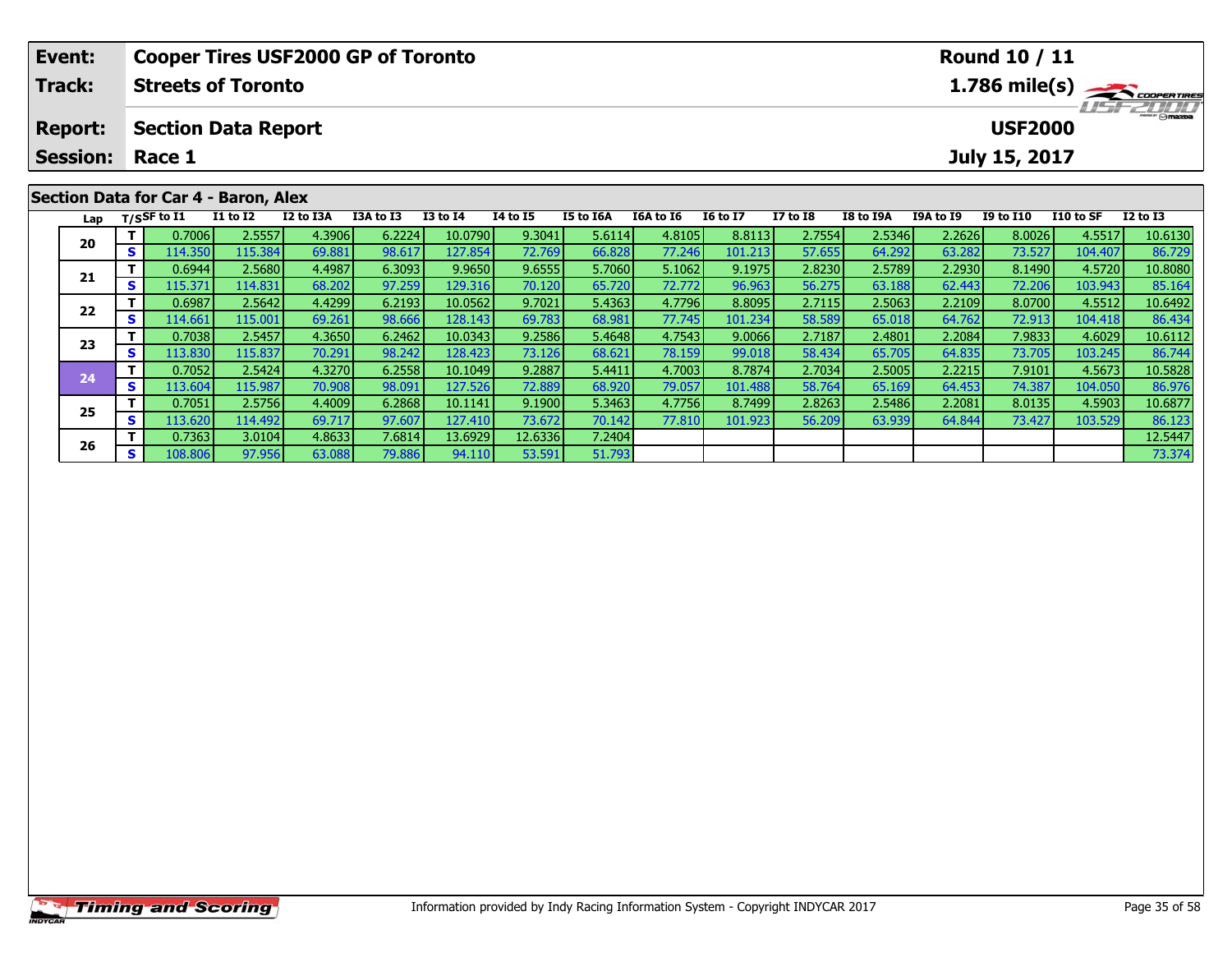| Event: | Cooper Tires USF2000 GP of Toronto | Round 10 / 11 |
|---|---|---|
| Track: | Streets of Toronto | 1.786 mile(s) |
| Report: | Section Data Report | USF2000 |
| Session: | Race 1 | July 15, 2017 |

## Section Data for Car 4 - Baron, Alex

| Lap | T/S | SF to I1 | I1 to I2 | I2 to I3A | I3A to I3 | I3 to I4 | I4 to I5 | I5 to I6A | I6A to I6 | I6 to I7 | I7 to I8 | I8 to I9A | I9A to I9 | I9 to I10 | I10 to SF | I2 to I3 |
|---|---|---|---|---|---|---|---|---|---|---|---|---|---|---|---|---|
| 20 | T | 0.7006 | 2.5557 | 4.3906 | 6.2224 | 10.0790 | 9.3041 | 5.6114 | 4.8105 | 8.8113 | 2.7554 | 2.5346 | 2.2626 | 8.0026 | 4.5517 | 10.6130 |
| | S | 114.350 | 115.384 | 69.881 | 98.617 | 127.854 | 72.769 | 66.828 | 77.246 | 101.213 | 57.655 | 64.292 | 63.282 | 73.527 | 104.407 | 86.729 |
| 21 | T | 0.6944 | 2.5680 | 4.4987 | 6.3093 | 9.9650 | 9.6555 | 5.7060 | 5.1062 | 9.1975 | 2.8230 | 2.5789 | 2.2930 | 8.1490 | 4.5720 | 10.8080 |
| | S | 115.371 | 114.831 | 68.202 | 97.259 | 129.316 | 70.120 | 65.720 | 72.772 | 96.963 | 56.275 | 63.188 | 62.443 | 72.206 | 103.943 | 85.164 |
| 22 | T | 0.6987 | 2.5642 | 4.4299 | 6.2193 | 10.0562 | 9.7021 | 5.4363 | 4.7796 | 8.8095 | 2.7115 | 2.5063 | 2.2109 | 8.0700 | 4.5512 | 10.6492 |
| | S | 114.661 | 115.001 | 69.261 | 98.666 | 128.143 | 69.783 | 68.981 | 77.745 | 101.234 | 58.589 | 65.018 | 64.762 | 72.913 | 104.418 | 86.434 |
| 23 | T | 0.7038 | 2.5457 | 4.3650 | 6.2462 | 10.0343 | 9.2586 | 5.4648 | 4.7543 | 9.0066 | 2.7187 | 2.4801 | 2.2084 | 7.9833 | 4.6029 | 10.6112 |
| | S | 113.830 | 115.837 | 70.291 | 98.242 | 128.423 | 73.126 | 68.621 | 78.159 | 99.018 | 58.434 | 65.705 | 64.835 | 73.705 | 103.245 | 86.744 |
| 24 | T | 0.7052 | 2.5424 | 4.3270 | 6.2558 | 10.1049 | 9.2887 | 5.4411 | 4.7003 | 8.7874 | 2.7034 | 2.5005 | 2.2215 | 7.9101 | 4.5673 | 10.5828 |
| | S | 113.604 | 115.987 | 70.908 | 98.091 | 127.526 | 72.889 | 68.920 | 79.057 | 101.488 | 58.764 | 65.169 | 64.453 | 74.387 | 104.050 | 86.976 |
| 25 | T | 0.7051 | 2.5756 | 4.4009 | 6.2868 | 10.1141 | 9.1900 | 5.3463 | 4.7756 | 8.7499 | 2.8263 | 2.5486 | 2.2081 | 8.0135 | 4.5903 | 10.6877 |
| | S | 113.620 | 114.492 | 69.717 | 97.607 | 127.410 | 73.672 | 70.142 | 77.810 | 101.923 | 56.209 | 63.939 | 64.844 | 73.427 | 103.529 | 86.123 |
| 26 | T | 0.7363 | 3.0104 | 4.8633 | 7.6814 | 13.6929 | 12.6336 | 7.2404 | | | | | | | | 12.5447 |
| | S | 108.806 | 97.956 | 63.088 | 79.886 | 94.110 | 53.591 | 51.793 | | | | | | | | 73.374 |

Information provided by Indy Racing Information System - Copyright INDYCAR 2017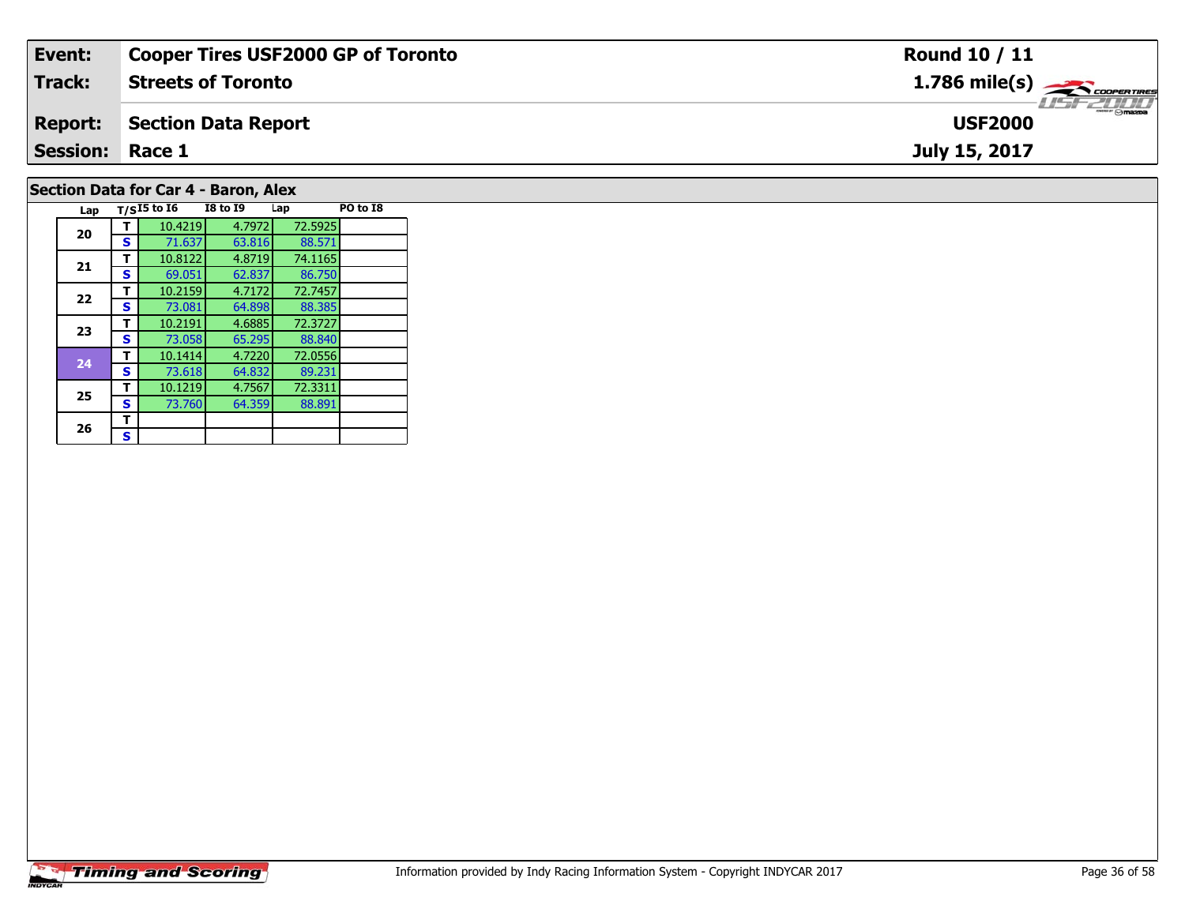| Event: | Cooper Tires USF2000 GP of Toronto | Round 10 / 11 |
|---|---|---|
| Track: | Streets of Toronto | 1.786 mile(s) |
| Report: | Section Data Report | USF2000 |
| Session: | Race 1 | July 15, 2017 |

## Section Data for Car 4 - Baron, Alex

| Lap | T/S | I5 to I6 | I8 to I9 | Lap | PO to I8 |
|---|---|---|---|---|---|
| 20 | T | 10.4219 | 4.7972 | 72.5925 | |
| | S | 71.637 | 63.816 | 88.571 | |
| 21 | T | 10.8122 | 4.8719 | 74.1165 | |
| | S | 69.051 | 62.837 | 86.750 | |
| 22 | T | 10.2159 | 4.7172 | 72.7457 | |
| | S | 73.081 | 64.898 | 88.385 | |
| 23 | T | 10.2191 | 4.6885 | 72.3727 | |
| | S | 73.058 | 65.295 | 88.840 | |
| 24 | T | 10.1414 | 4.7220 | 72.0556 | |
| | S | 73.618 | 64.832 | 89.231 | |
| 25 | T | 10.1219 | 4.7567 | 72.3311 | |
| | S | 73.760 | 64.359 | 88.891 | |
| 26 | T | | | | |
| | S | | | | |

Information provided by Indy Racing Information System - Copyright INDYCAR 2017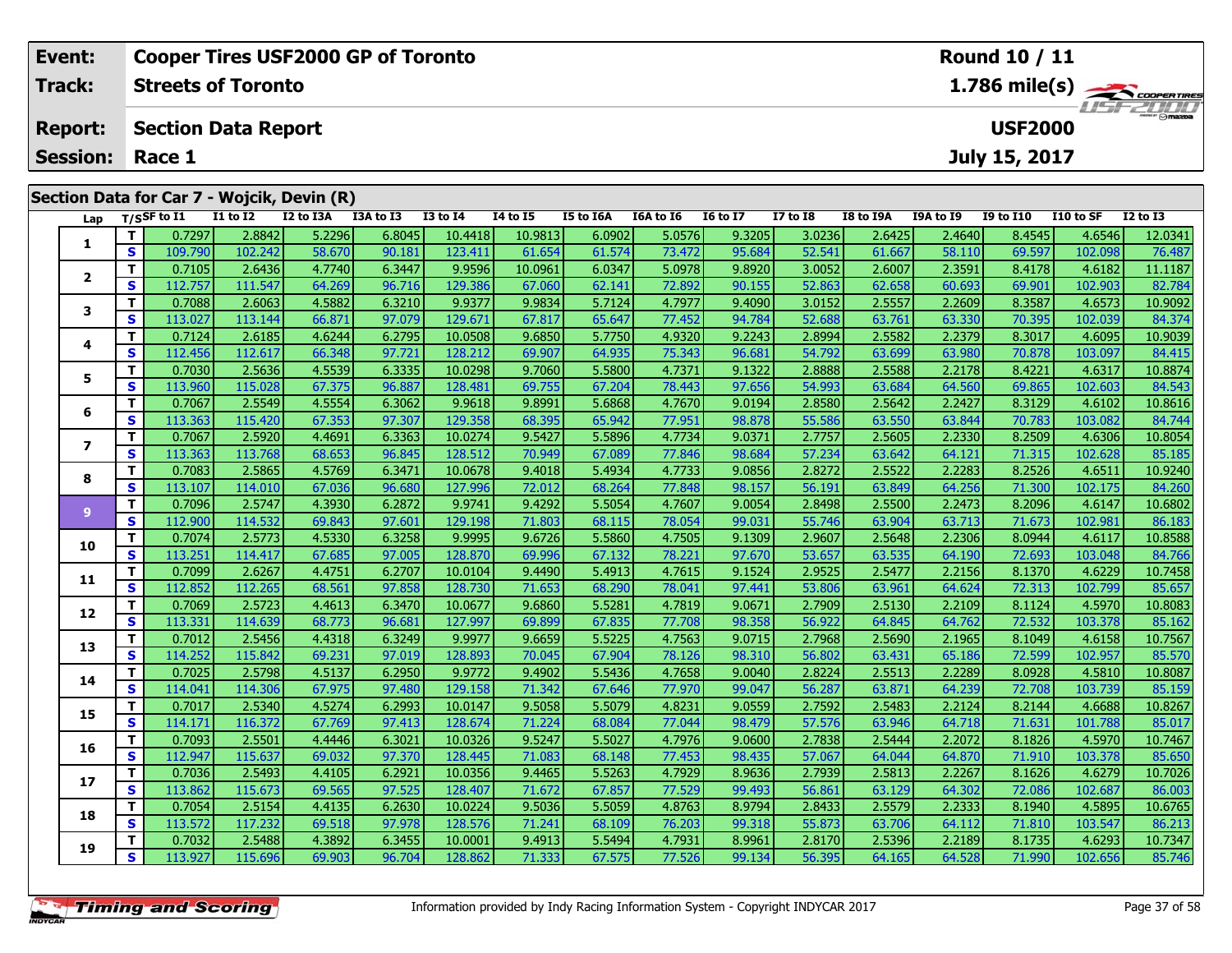| Event: | Cooper Tires USF2000 GP of Toronto | Round 10 / 11 |
|---|---|---|
| Track: | Streets of Toronto | 1.786 mile(s) |
| Report: | Section Data Report | USF2000 |
| Session: | Race 1 | July 15, 2017 |

## Section Data for Car 7 - Wojcik, Devin (R)

| Lap | T/S | SF to I1 | I1 to I2 | I2 to I3A | I3A to I3 | I3 to I4 | I4 to I5 | I5 to I6A | I6A to I6 | I6 to I7 | I7 to I8 | I8 to I9A | I9A to I9 | I9 to I10 | I10 to SF | I2 to I3 |
|---|---|---|---|---|---|---|---|---|---|---|---|---|---|---|---|---|
| 1 | T | 0.7297 | 2.8842 | 5.2296 | 6.8045 | 10.4418 | 10.9813 | 6.0902 | 5.0576 | 9.3205 | 3.0236 | 2.6425 | 2.4640 | 8.4545 | 4.6546 | 12.0341 |
| | S | 109.790 | 102.242 | 58.670 | 90.181 | 123.411 | 61.654 | 61.574 | 73.472 | 95.684 | 52.541 | 61.667 | 58.110 | 69.597 | 102.098 | 76.487 |
| 2 | T | 0.7105 | 2.6436 | 4.7740 | 6.3447 | 9.9596 | 10.0961 | 6.0347 | 5.0978 | 9.8920 | 3.0052 | 2.6007 | 2.3591 | 8.4178 | 4.6182 | 11.1187 |
| | S | 112.757 | 111.547 | 64.269 | 96.716 | 129.386 | 67.060 | 62.141 | 72.892 | 90.155 | 52.863 | 62.658 | 60.693 | 69.901 | 102.903 | 82.784 |
| 3 | T | 0.7088 | 2.6063 | 4.5882 | 6.3210 | 9.9377 | 9.9834 | 5.7124 | 4.7977 | 9.4090 | 3.0152 | 2.5557 | 2.2609 | 8.3587 | 4.6573 | 10.9092 |
| | S | 113.027 | 113.144 | 66.871 | 97.079 | 129.671 | 67.817 | 65.647 | 77.452 | 94.784 | 52.688 | 63.761 | 63.330 | 70.395 | 102.039 | 84.374 |
| 4 | T | 0.7124 | 2.6185 | 4.6244 | 6.2795 | 10.0508 | 9.6850 | 5.7750 | 4.9320 | 9.2243 | 2.8994 | 2.5582 | 2.2379 | 8.3017 | 4.6095 | 10.9039 |
| | S | 112.456 | 112.617 | 66.348 | 97.721 | 128.212 | 69.907 | 64.935 | 75.343 | 96.681 | 54.792 | 63.699 | 63.980 | 70.878 | 103.097 | 84.415 |
| 5 | T | 0.7030 | 2.5636 | 4.5539 | 6.3335 | 10.0298 | 9.7060 | 5.5800 | 4.7371 | 9.1322 | 2.8888 | 2.5588 | 2.2178 | 8.4221 | 4.6317 | 10.8874 |
| | S | 113.960 | 115.028 | 67.375 | 96.887 | 128.481 | 69.755 | 67.204 | 78.443 | 97.656 | 54.993 | 63.684 | 64.560 | 69.865 | 102.603 | 84.543 |
| 6 | T | 0.7067 | 2.5549 | 4.5554 | 6.3062 | 9.9618 | 9.8991 | 5.6868 | 4.7670 | 9.0194 | 2.8580 | 2.5642 | 2.2427 | 8.3129 | 4.6102 | 10.8616 |
| | S | 113.363 | 115.420 | 67.353 | 97.307 | 129.358 | 68.395 | 65.942 | 77.951 | 98.878 | 55.586 | 63.550 | 63.844 | 70.783 | 103.082 | 84.744 |
| 7 | T | 0.7067 | 2.5920 | 4.4691 | 6.3363 | 10.0274 | 9.5427 | 5.5896 | 4.7734 | 9.0371 | 2.7757 | 2.5605 | 2.2330 | 8.2509 | 4.6306 | 10.8054 |
| | S | 113.363 | 113.768 | 68.653 | 96.845 | 128.512 | 70.949 | 67.089 | 77.846 | 98.684 | 57.234 | 63.642 | 64.121 | 71.315 | 102.628 | 85.185 |
| 8 | T | 0.7083 | 2.5865 | 4.5769 | 6.3471 | 10.0678 | 9.4018 | 5.4934 | 4.7733 | 9.0856 | 2.8272 | 2.5522 | 2.2283 | 8.2526 | 4.6511 | 10.9240 |
| | S | 113.107 | 114.010 | 67.036 | 96.680 | 127.996 | 72.012 | 68.264 | 77.848 | 98.157 | 56.191 | 63.849 | 64.256 | 71.300 | 102.175 | 84.260 |
| 9 | T | 0.7096 | 2.5747 | 4.3930 | 6.2872 | 9.9741 | 9.4292 | 5.5054 | 4.7607 | 9.0054 | 2.8498 | 2.5500 | 2.2473 | 8.2096 | 4.6147 | 10.6802 |
| | S | 112.900 | 114.532 | 69.843 | 97.601 | 129.198 | 71.803 | 68.115 | 78.054 | 99.031 | 55.746 | 63.904 | 63.713 | 71.673 | 102.981 | 86.183 |
| 10 | T | 0.7074 | 2.5773 | 4.5330 | 6.3258 | 9.9995 | 9.6726 | 5.5860 | 4.7505 | 9.1309 | 2.9607 | 2.5648 | 2.2306 | 8.0944 | 4.6117 | 10.8588 |
| | S | 113.251 | 114.417 | 67.685 | 97.005 | 128.870 | 69.996 | 67.132 | 78.221 | 97.670 | 53.657 | 63.535 | 64.190 | 72.693 | 103.048 | 84.766 |
| 11 | T | 0.7099 | 2.6267 | 4.4751 | 6.2707 | 10.0104 | 9.4490 | 5.4913 | 4.7615 | 9.1524 | 2.9525 | 2.5477 | 2.2156 | 8.1370 | 4.6229 | 10.7458 |
| | S | 112.852 | 112.265 | 68.561 | 97.858 | 128.730 | 71.653 | 68.290 | 78.041 | 97.441 | 53.806 | 63.961 | 64.624 | 72.313 | 102.799 | 85.657 |
| 12 | T | 0.7069 | 2.5723 | 4.4613 | 6.3470 | 10.0677 | 9.6860 | 5.5281 | 4.7819 | 9.0671 | 2.7909 | 2.5130 | 2.2109 | 8.1124 | 4.5970 | 10.8083 |
| | S | 113.331 | 114.639 | 68.773 | 96.681 | 127.997 | 69.899 | 67.835 | 77.708 | 98.358 | 56.922 | 64.845 | 64.762 | 72.532 | 103.378 | 85.162 |
| 13 | T | 0.7012 | 2.5456 | 4.4318 | 6.3249 | 9.9977 | 9.6659 | 5.5225 | 4.7563 | 9.0715 | 2.7968 | 2.5690 | 2.1965 | 8.1049 | 4.6158 | 10.7567 |
| | S | 114.252 | 115.842 | 69.231 | 97.019 | 128.893 | 70.045 | 67.904 | 78.126 | 98.310 | 56.802 | 63.431 | 65.186 | 72.599 | 102.957 | 85.570 |
| 14 | T | 0.7025 | 2.5798 | 4.5137 | 6.2950 | 9.9772 | 9.4902 | 5.5436 | 4.7658 | 9.0040 | 2.8224 | 2.5513 | 2.2289 | 8.0928 | 4.5810 | 10.8087 |
| | S | 114.041 | 114.306 | 67.975 | 97.480 | 129.158 | 71.342 | 67.646 | 77.970 | 99.047 | 56.287 | 63.871 | 64.239 | 72.708 | 103.739 | 85.159 |
| 15 | T | 0.7017 | 2.5340 | 4.5274 | 6.2993 | 10.0147 | 9.5058 | 5.5079 | 4.8231 | 9.0559 | 2.7592 | 2.5483 | 2.2124 | 8.2144 | 4.6688 | 10.8267 |
| | S | 114.171 | 116.372 | 67.769 | 97.413 | 128.674 | 71.224 | 68.084 | 77.044 | 98.479 | 57.576 | 63.946 | 64.718 | 71.631 | 101.788 | 85.017 |
| 16 | T | 0.7093 | 2.5501 | 4.4446 | 6.3021 | 10.0326 | 9.5247 | 5.5027 | 4.7976 | 9.0600 | 2.7838 | 2.5444 | 2.2072 | 8.1826 | 4.5970 | 10.7467 |
| | S | 112.947 | 115.637 | 69.032 | 97.370 | 128.445 | 71.083 | 68.148 | 77.453 | 98.435 | 57.067 | 64.044 | 64.870 | 71.910 | 103.378 | 85.650 |
| 17 | T | 0.7036 | 2.5493 | 4.4105 | 6.2921 | 10.0356 | 9.4465 | 5.5263 | 4.7929 | 8.9636 | 2.7939 | 2.5813 | 2.2267 | 8.1626 | 4.6279 | 10.7026 |
| | S | 113.862 | 115.673 | 69.565 | 97.525 | 128.407 | 71.672 | 67.857 | 77.529 | 99.493 | 56.861 | 63.129 | 64.302 | 72.086 | 102.687 | 86.003 |
| 18 | T | 0.7054 | 2.5154 | 4.4135 | 6.2630 | 10.0224 | 9.5036 | 5.5059 | 4.8763 | 8.9794 | 2.8433 | 2.5579 | 2.2333 | 8.1940 | 4.5895 | 10.6765 |
| | S | 113.572 | 117.232 | 69.518 | 97.978 | 128.576 | 71.241 | 68.109 | 76.203 | 99.318 | 55.873 | 63.706 | 64.112 | 71.810 | 103.547 | 86.213 |
| 19 | T | 0.7032 | 2.5488 | 4.3892 | 6.3455 | 10.0001 | 9.4913 | 5.5494 | 4.7931 | 8.9961 | 2.8170 | 2.5396 | 2.2189 | 8.1735 | 4.6293 | 10.7347 |
| | S | 113.927 | 115.696 | 69.903 | 96.704 | 128.862 | 71.333 | 67.575 | 77.526 | 99.134 | 56.395 | 64.165 | 64.528 | 71.990 | 102.656 | 85.746 |

Information provided by Indy Racing Information System - Copyright INDYCAR 2017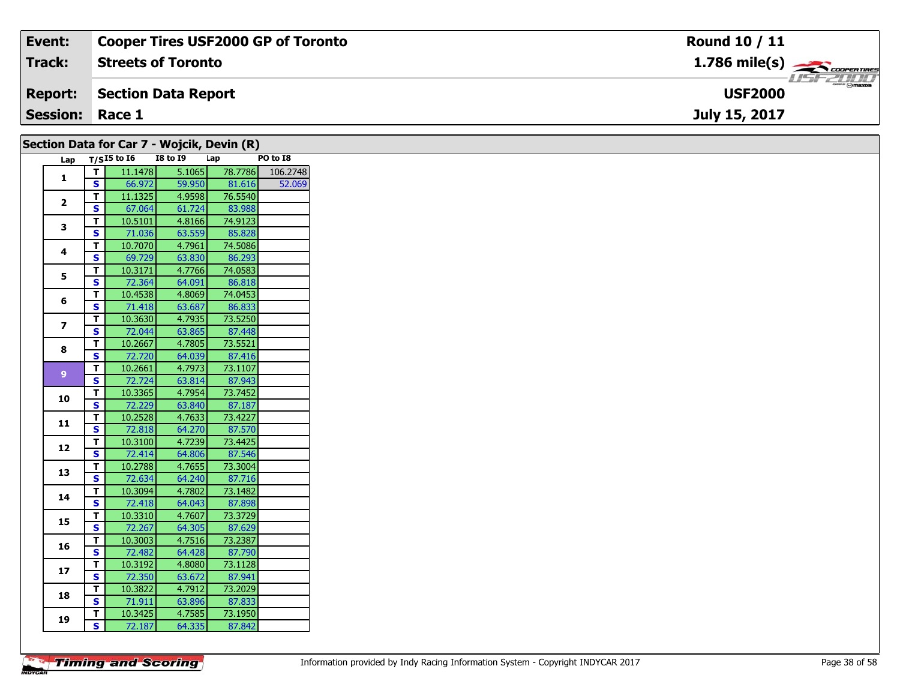| **Event:** | **Cooper Tires USF2000 GP of Toronto** | **Round 10 / 11** |
|---|---|---|
| **Track:** | **Streets of Toronto** | **1.786 mile(s)** |
| **Report:** | **Section Data Report** | **USF2000** |
| **Session:** | **Race 1** | **July 15, 2017** |

## Section Data for Car 7 - Wojcik, Devin (R)

| Lap | T/S | I5 to I6 | I8 to I9 | Lap | PO to I8 |
|---|---|---|---|---|---|
| 1 | T | 11.1478 | 5.1065 | 78.7786 | 106.2748 |
| | S | 66.972 | 59.950 | 81.616 | 52.069 |
| 2 | T | 11.1325 | 4.9598 | 76.5540 | |
| | S | 67.064 | 61.724 | 83.988 | |
| 3 | T | 10.5101 | 4.8166 | 74.9123 | |
| | S | 71.036 | 63.559 | 85.828 | |
| 4 | T | 10.7070 | 4.7961 | 74.5086 | |
| | S | 69.729 | 63.830 | 86.293 | |
| 5 | T | 10.3171 | 4.7766 | 74.0583 | |
| | S | 72.364 | 64.091 | 86.818 | |
| 6 | T | 10.4538 | 4.8069 | 74.0453 | |
| | S | 71.418 | 63.687 | 86.833 | |
| 7 | T | 10.3630 | 4.7935 | 73.5250 | |
| | S | 72.044 | 63.865 | 87.448 | |
| 8 | T | 10.2667 | 4.7805 | 73.5521 | |
| | S | 72.720 | 64.039 | 87.416 | |
| 9 | T | 10.2661 | 4.7973 | 73.1107 | |
| | S | 72.724 | 63.814 | 87.943 | |
| 10 | T | 10.3365 | 4.7954 | 73.7452 | |
| | S | 72.229 | 63.840 | 87.187 | |
| 11 | T | 10.2528 | 4.7633 | 73.4227 | |
| | S | 72.818 | 64.270 | 87.570 | |
| 12 | T | 10.3100 | 4.7239 | 73.4425 | |
| | S | 72.414 | 64.806 | 87.546 | |
| 13 | T | 10.2788 | 4.7655 | 73.3004 | |
| | S | 72.634 | 64.240 | 87.716 | |
| 14 | T | 10.3094 | 4.7802 | 73.1482 | |
| | S | 72.418 | 64.043 | 87.898 | |
| 15 | T | 10.3310 | 4.7607 | 73.3729 | |
| | S | 72.267 | 64.305 | 87.629 | |
| 16 | T | 10.3003 | 4.7516 | 73.2387 | |
| | S | 72.482 | 64.428 | 87.790 | |
| 17 | T | 10.3192 | 4.8080 | 73.1128 | |
| | S | 72.350 | 63.672 | 87.941 | |
| 18 | T | 10.3822 | 4.7912 | 73.2029 | |
| | S | 71.911 | 63.896 | 87.833 | |
| 19 | T | 10.3425 | 4.7585 | 73.1950 | |
| | S | 72.187 | 64.335 | 87.842 | |

Information provided by Indy Racing Information System - Copyright INDYCAR 2017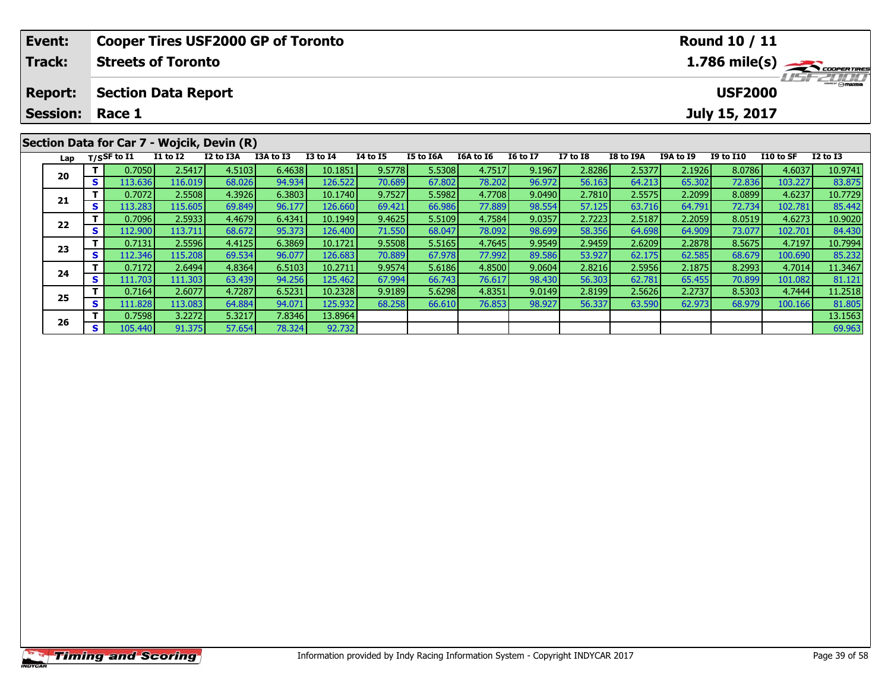| Event: | Cooper Tires USF2000 GP of Toronto | Round 10 / 11 |
|---|---|---|
| Track: | Streets of Toronto | 1.786 mile(s) |
| Report: | Section Data Report | USF2000 |
| Session: | Race 1 | July 15, 2017 |

## Section Data for Car 7 - Wojcik, Devin (R)

| Lap | T/S | SF to I1 | I1 to I2 | I2 to I3A | I3A to I3 | I3 to I4 | I4 to I5 | I5 to I6A | I6A to I6 | I6 to I7 | I7 to I8 | I8 to I9A | I9A to I9 | I9 to I10 | I10 to SF | I2 to I3 |
|---|---|---|---|---|---|---|---|---|---|---|---|---|---|---|---|---|
| 20 | T | 0.7050 | 2.5417 | 4.5103 | 6.4638 | 10.1851 | 9.5778 | 5.5308 | 4.7517 | 9.1967 | 2.8286 | 2.5377 | 2.1926 | 8.0786 | 4.6037 | 10.9741 |
| | S | 113.636 | 116.019 | 68.026 | 94.934 | 126.522 | 70.689 | 67.802 | 78.202 | 96.972 | 56.163 | 64.213 | 65.302 | 72.836 | 103.227 | 83.875 |
| 21 | T | 0.7072 | 2.5508 | 4.3926 | 6.3803 | 10.1740 | 9.7527 | 5.5982 | 4.7708 | 9.0490 | 2.7810 | 2.5575 | 2.2099 | 8.0899 | 4.6237 | 10.7729 |
| | S | 113.283 | 115.605 | 69.849 | 96.177 | 126.660 | 69.421 | 66.986 | 77.889 | 98.554 | 57.125 | 63.716 | 64.791 | 72.734 | 102.781 | 85.442 |
| 22 | T | 0.7096 | 2.5933 | 4.4679 | 6.4341 | 10.1949 | 9.4625 | 5.5109 | 4.7584 | 9.0357 | 2.7223 | 2.5187 | 2.2059 | 8.0519 | 4.6273 | 10.9020 |
| | S | 112.900 | 113.711 | 68.672 | 95.373 | 126.400 | 71.550 | 68.047 | 78.092 | 98.699 | 58.356 | 64.698 | 64.909 | 73.077 | 102.701 | 84.430 |
| 23 | T | 0.7131 | 2.5596 | 4.4125 | 6.3869 | 10.1721 | 9.5508 | 5.5165 | 4.7645 | 9.9549 | 2.9459 | 2.6209 | 2.2878 | 8.5675 | 4.7197 | 10.7994 |
| | S | 112.346 | 115.208 | 69.534 | 96.077 | 126.683 | 70.889 | 67.978 | 77.992 | 89.586 | 53.927 | 62.175 | 62.585 | 68.679 | 100.690 | 85.232 |
| 24 | T | 0.7172 | 2.6494 | 4.8364 | 6.5103 | 10.2711 | 9.9574 | 5.6186 | 4.8500 | 9.0604 | 2.8216 | 2.5956 | 2.1875 | 8.2993 | 4.7014 | 11.3467 |
| | S | 111.703 | 111.303 | 63.439 | 94.256 | 125.462 | 67.994 | 66.743 | 76.617 | 98.430 | 56.303 | 62.781 | 65.455 | 70.899 | 101.082 | 81.121 |
| 25 | T | 0.7164 | 2.6077 | 4.7287 | 6.5231 | 10.2328 | 9.9189 | 5.6298 | 4.8351 | 9.0149 | 2.8199 | 2.5626 | 2.2737 | 8.5303 | 4.7444 | 11.2518 |
| | S | 111.828 | 113.083 | 64.884 | 94.071 | 125.932 | 68.258 | 66.610 | 76.853 | 98.927 | 56.337 | 63.590 | 62.973 | 68.979 | 100.166 | 81.805 |
| 26 | T | 0.7598 | 3.2272 | 5.3217 | 7.8346 | 13.8964 | | | | | | | | | | 13.1563 |
| | S | 105.440 | 91.375 | 57.654 | 78.324 | 92.732 | | | | | | | | | | 69.963 |

Information provided by Indy Racing Information System - Copyright INDYCAR 2017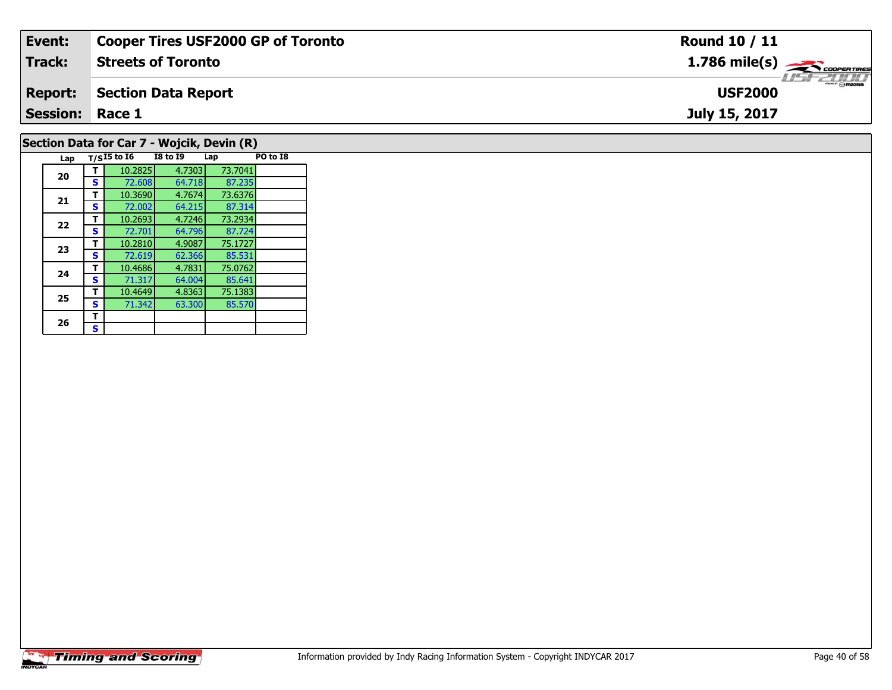| **Event:** | **Cooper Tires USF2000 GP of Toronto** | **Round 10 / 11** |
|---|---|---|
| **Track:** | **Streets of Toronto** | **1.786 mile(s)** |
| **Report:** | **Section Data Report** | **USF2000** |
| **Session:** | **Race 1** | **July 15, 2017** |

## Section Data for Car 7 - Wojcik, Devin (R)

| Lap | T/S | I5 to I6 | I8 to I9 | Lap | PO to I8 |
|---|---|---|---|---|---|
| 20 | T | 10.2825 | 4.7303 | 73.7041 | |
| | S | 72.608 | 64.718 | 87.235 | |
| 21 | T | 10.3690 | 4.7674 | 73.6376 | |
| | S | 72.002 | 64.215 | 87.314 | |
| 22 | T | 10.2693 | 4.7246 | 73.2934 | |
| | S | 72.701 | 64.796 | 87.724 | |
| 23 | T | 10.2810 | 4.9087 | 75.1727 | |
| | S | 72.619 | 62.366 | 85.531 | |
| 24 | T | 10.4686 | 4.7831 | 75.0762 | |
| | S | 71.317 | 64.004 | 85.641 | |
| 25 | T | 10.4649 | 4.8363 | 75.1383 | |
| | S | 71.342 | 63.300 | 85.570 | |
| 26 | T | | | | |
| | S | | | | |

Information provided by Indy Racing Information System - Copyright INDYCAR 2017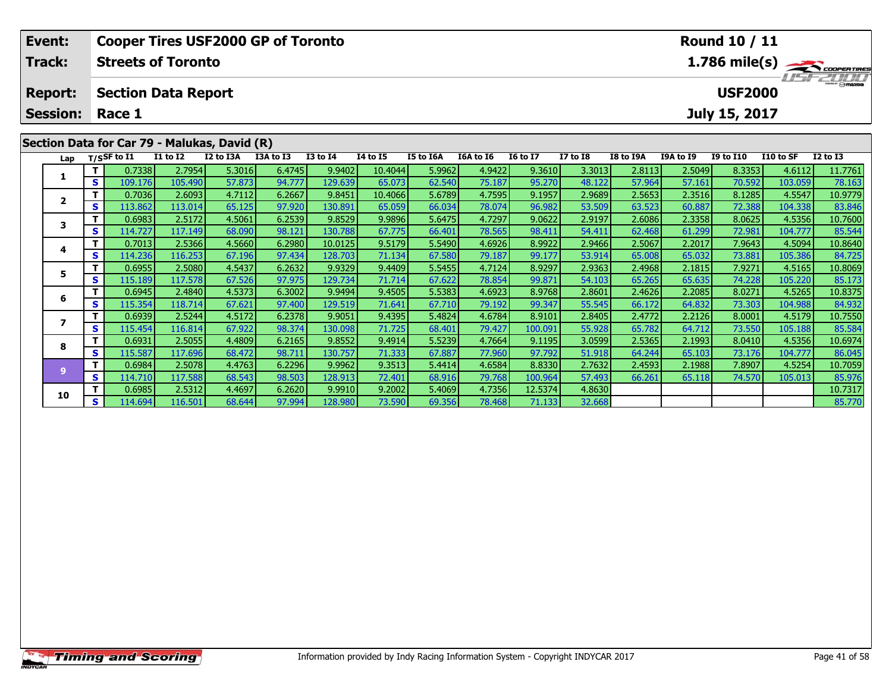| Event: | Cooper Tires USF2000 GP of Toronto | Round 10 / 11 |
|---|---|---|
| Track: | Streets of Toronto | 1.786 mile(s) |
| Report: | Section Data Report | USF2000 |
| Session: | Race 1 | July 15, 2017 |

## Section Data for Car 79 - Malukas, David (R)

| Lap | T/S | SF to I1 | I1 to I2 | I2 to I3A | I3A to I3 | I3 to I4 | I4 to I5 | I5 to I6A | I6A to I6 | I6 to I7 | I7 to I8 | I8 to I9A | I9A to I9 | I9 to I10 | I10 to SF | I2 to I3 |
|---|---|---|---|---|---|---|---|---|---|---|---|---|---|---|---|---|
| 1 | T | 0.7338 | 2.7954 | 5.3016 | 6.4745 | 9.9402 | 10.4044 | 5.9962 | 4.9422 | 9.3610 | 3.3013 | 2.8113 | 2.5049 | 8.3353 | 4.6112 | 11.7761 |
| | S | 109.176 | 105.490 | 57.873 | 94.777 | 129.639 | 65.073 | 62.540 | 75.187 | 95.270 | 48.122 | 57.964 | 57.161 | 70.592 | 103.059 | 78.163 |
| 2 | T | 0.7036 | 2.6093 | 4.7112 | 6.2667 | 9.8451 | 10.4066 | 5.6789 | 4.7595 | 9.1957 | 2.9689 | 2.5653 | 2.3516 | 8.1285 | 4.5547 | 10.9779 |
| | S | 113.862 | 113.014 | 65.125 | 97.920 | 130.891 | 65.059 | 66.034 | 78.074 | 96.982 | 53.509 | 63.523 | 60.887 | 72.388 | 104.338 | 83.846 |
| 3 | T | 0.6983 | 2.5172 | 4.5061 | 6.2539 | 9.8529 | 9.9896 | 5.6475 | 4.7297 | 9.0622 | 2.9197 | 2.6086 | 2.3358 | 8.0625 | 4.5356 | 10.7600 |
| | S | 114.727 | 117.149 | 68.090 | 98.121 | 130.788 | 67.775 | 66.401 | 78.565 | 98.411 | 54.411 | 62.468 | 61.299 | 72.981 | 104.777 | 85.544 |
| 4 | T | 0.7013 | 2.5366 | 4.5660 | 6.2980 | 10.0125 | 9.5179 | 5.5490 | 4.6926 | 8.9922 | 2.9466 | 2.5067 | 2.2017 | 7.9643 | 4.5094 | 10.8640 |
| | S | 114.236 | 116.253 | 67.196 | 97.434 | 128.703 | 71.134 | 67.580 | 79.187 | 99.177 | 53.914 | 65.008 | 65.032 | 73.881 | 105.386 | 84.725 |
| 5 | T | 0.6955 | 2.5080 | 4.5437 | 6.2632 | 9.9329 | 9.4409 | 5.5455 | 4.7124 | 8.9297 | 2.9363 | 2.4968 | 2.1815 | 7.9271 | 4.5165 | 10.8069 |
| | S | 115.189 | 117.578 | 67.526 | 97.975 | 129.734 | 71.714 | 67.622 | 78.854 | 99.871 | 54.103 | 65.265 | 65.635 | 74.228 | 105.220 | 85.173 |
| 6 | T | 0.6945 | 2.4840 | 4.5373 | 6.3002 | 9.9494 | 9.4505 | 5.5383 | 4.6923 | 8.9768 | 2.8601 | 2.4626 | 2.2085 | 8.0271 | 4.5265 | 10.8375 |
| | S | 115.354 | 118.714 | 67.621 | 97.400 | 129.519 | 71.641 | 67.710 | 79.192 | 99.347 | 55.545 | 66.172 | 64.832 | 73.303 | 104.988 | 84.932 |
| 7 | T | 0.6939 | 2.5244 | 4.5172 | 6.2378 | 9.9051 | 9.4395 | 5.4824 | 4.6784 | 8.9101 | 2.8405 | 2.4772 | 2.2126 | 8.0001 | 4.5179 | 10.7550 |
| | S | 115.454 | 116.814 | 67.922 | 98.374 | 130.098 | 71.725 | 68.401 | 79.427 | 100.091 | 55.928 | 65.782 | 64.712 | 73.550 | 105.188 | 85.584 |
| 8 | T | 0.6931 | 2.5055 | 4.4809 | 6.2165 | 9.8552 | 9.4914 | 5.5239 | 4.7664 | 9.1195 | 3.0599 | 2.5365 | 2.1993 | 8.0410 | 4.5356 | 10.6974 |
| | S | 115.587 | 117.696 | 68.472 | 98.711 | 130.757 | 71.333 | 67.887 | 77.960 | 97.792 | 51.918 | 64.244 | 65.103 | 73.176 | 104.777 | 86.045 |
| 9 | T | 0.6984 | 2.5078 | 4.4763 | 6.2296 | 9.9962 | 9.3513 | 5.4414 | 4.6584 | 8.8330 | 2.7632 | 2.4593 | 2.1988 | 7.8907 | 4.5254 | 10.7059 |
| | S | 114.710 | 117.588 | 68.543 | 98.503 | 128.913 | 72.401 | 68.916 | 79.768 | 100.964 | 57.493 | 66.261 | 65.118 | 74.570 | 105.013 | 85.976 |
| 10 | T | 0.6985 | 2.5312 | 4.4697 | 6.2620 | 9.9910 | 9.2002 | 5.4069 | 4.7356 | 12.5374 | 4.8630 | | | | | 10.7317 |
| | S | 114.694 | 116.501 | 68.644 | 97.994 | 128.980 | 73.590 | 69.356 | 78.468 | 71.133 | 32.668 | | | | | 85.770 |

Information provided by Indy Racing Information System - Copyright INDYCAR 2017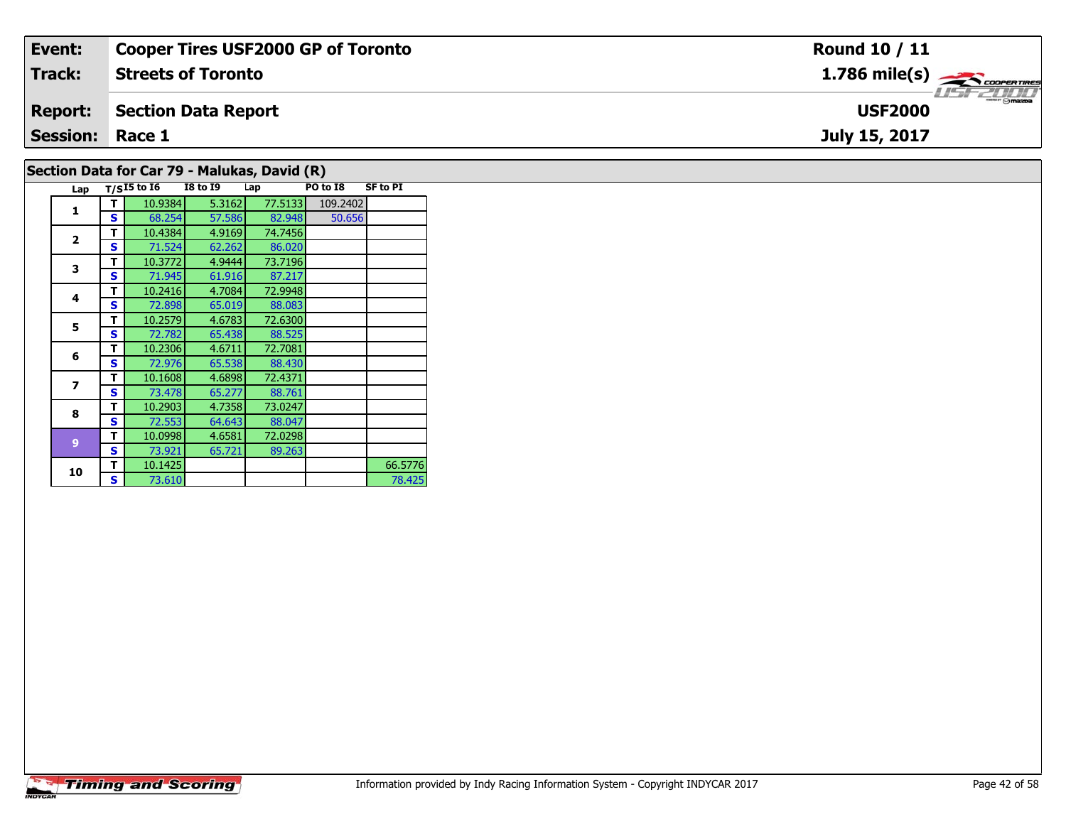| Event: | Cooper Tires USF2000 GP of Toronto | Round 10 / 11 |
|---|---|---|
| Track: | Streets of Toronto | 1.786 mile(s) |
| Report: | Section Data Report | USF2000 |
| Session: | Race 1 | July 15, 2017 |

## Section Data for Car 79 - Malukas, David (R)

| Lap | T/S | I5 to I6 | I8 to I9 | Lap | PO to I8 | SF to PI |
|---|---|---|---|---|---|---|
| 1 | T | 10.9384 | 5.3162 | 77.5133 | 109.2402 | |
| | S | 68.254 | 57.586 | 82.948 | 50.656 | |
| 2 | T | 10.4384 | 4.9169 | 74.7456 | | |
| | S | 71.524 | 62.262 | 86.020 | | |
| 3 | T | 10.3772 | 4.9444 | 73.7196 | | |
| | S | 71.945 | 61.916 | 87.217 | | |
| 4 | T | 10.2416 | 4.7084 | 72.9948 | | |
| | S | 72.898 | 65.019 | 88.083 | | |
| 5 | T | 10.2579 | 4.6783 | 72.6300 | | |
| | S | 72.782 | 65.438 | 88.525 | | |
| 6 | T | 10.2306 | 4.6711 | 72.7081 | | |
| | S | 72.976 | 65.538 | 88.430 | | |
| 7 | T | 10.1608 | 4.6898 | 72.4371 | | |
| | S | 73.478 | 65.277 | 88.761 | | |
| 8 | T | 10.2903 | 4.7358 | 73.0247 | | |
| | S | 72.553 | 64.643 | 88.047 | | |
| 9 | T | 10.0998 | 4.6581 | 72.0298 | | |
| | S | 73.921 | 65.721 | 89.263 | | |
| 10 | T | 10.1425 | | | | 66.5776 |
| | S | 73.610 | | | | 78.425 |

Information provided by Indy Racing Information System - Copyright INDYCAR 2017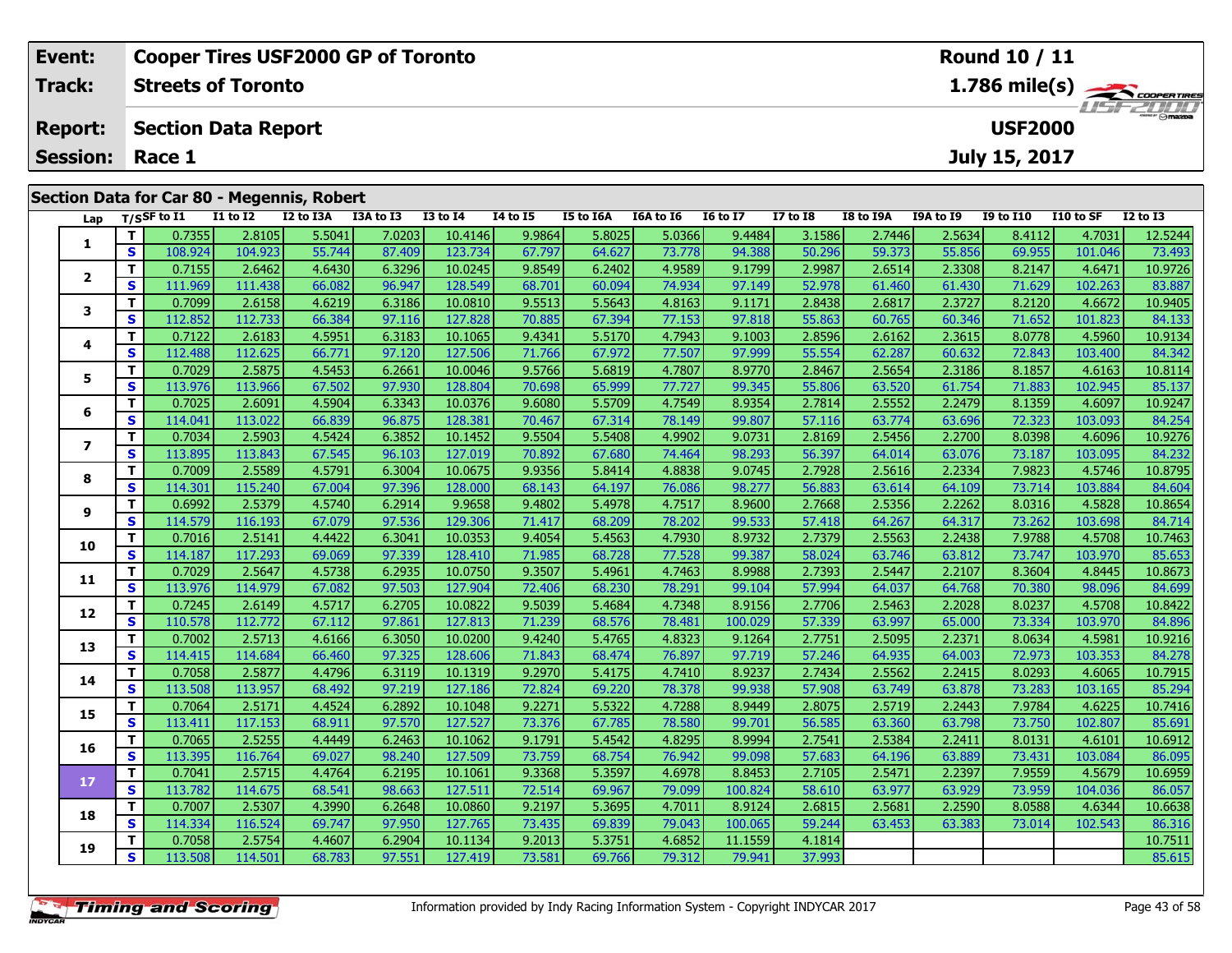| Event: | Cooper Tires USF2000 GP of Toronto | Round 10 / 11 |
|---|---|---|
| Track: | Streets of Toronto | 1.786 mile(s) |
| Report: | Section Data Report | USF2000 |
| Session: | Race 1 | July 15, 2017 |

## Section Data for Car 80 - Megennis, Robert

| Lap | T/S | SF to I1 | I1 to I2 | I2 to I3A | I3A to I3 | I3 to I4 | I4 to I5 | I5 to I6A | I6A to I6 | I6 to I7 | I7 to I8 | I8 to I9A | I9A to I9 | I9 to I10 | I10 to SF | I2 to I3 |
|---|---|---|---|---|---|---|---|---|---|---|---|---|---|---|---|---|
| 1 | T | 0.7355 | 2.8105 | 5.5041 | 7.0203 | 10.4146 | 9.9864 | 5.8025 | 5.0366 | 9.4484 | 3.1586 | 2.7446 | 2.5634 | 8.4112 | 4.7031 | 12.5244 |
| | S | 108.924 | 104.923 | 55.744 | 87.409 | 123.734 | 67.797 | 64.627 | 73.778 | 94.388 | 50.296 | 59.373 | 55.856 | 69.955 | 101.046 | 73.493 |
| 2 | T | 0.7155 | 2.6462 | 4.6430 | 6.3296 | 10.0245 | 9.8549 | 6.2402 | 4.9589 | 9.1799 | 2.9987 | 2.6514 | 2.3308 | 8.2147 | 4.6471 | 10.9726 |
| | S | 111.969 | 111.438 | 66.082 | 96.947 | 128.549 | 68.701 | 60.094 | 74.934 | 97.149 | 52.978 | 61.460 | 61.430 | 71.629 | 102.263 | 83.887 |
| 3 | T | 0.7099 | 2.6158 | 4.6219 | 6.3186 | 10.0810 | 9.5513 | 5.5643 | 4.8163 | 9.1171 | 2.8438 | 2.6817 | 2.3727 | 8.2120 | 4.6672 | 10.9405 |
| | S | 112.852 | 112.733 | 66.384 | 97.116 | 127.828 | 70.885 | 67.394 | 77.153 | 97.818 | 55.863 | 60.765 | 60.346 | 71.652 | 101.823 | 84.133 |
| 4 | T | 0.7122 | 2.6183 | 4.5951 | 6.3183 | 10.1065 | 9.4341 | 5.5170 | 4.7943 | 9.1003 | 2.8596 | 2.6162 | 2.3615 | 8.0778 | 4.5960 | 10.9134 |
| | S | 112.488 | 112.625 | 66.771 | 97.120 | 127.506 | 71.766 | 67.972 | 77.507 | 97.999 | 55.554 | 62.287 | 60.632 | 72.843 | 103.400 | 84.342 |
| 5 | T | 0.7029 | 2.5875 | 4.5453 | 6.2661 | 10.0046 | 9.5766 | 5.6819 | 4.7807 | 8.9770 | 2.8467 | 2.5654 | 2.3186 | 8.1857 | 4.6163 | 10.8114 |
| | S | 113.976 | 113.966 | 67.502 | 97.930 | 128.804 | 70.698 | 65.999 | 77.727 | 99.345 | 55.806 | 63.520 | 61.754 | 71.883 | 102.945 | 85.137 |
| 6 | T | 0.7025 | 2.6091 | 4.5904 | 6.3343 | 10.0376 | 9.6080 | 5.5709 | 4.7549 | 8.9354 | 2.7814 | 2.5552 | 2.2479 | 8.1359 | 4.6097 | 10.9247 |
| | S | 114.041 | 113.022 | 66.839 | 96.875 | 128.381 | 70.467 | 67.314 | 78.149 | 99.807 | 57.116 | 63.774 | 63.696 | 72.323 | 103.093 | 84.254 |
| 7 | T | 0.7034 | 2.5903 | 4.5424 | 6.3852 | 10.1452 | 9.5504 | 5.5408 | 4.9902 | 9.0731 | 2.8169 | 2.5456 | 2.2700 | 8.0398 | 4.6096 | 10.9276 |
| | S | 113.895 | 113.843 | 67.545 | 96.103 | 127.019 | 70.892 | 67.680 | 74.464 | 98.293 | 56.397 | 64.014 | 63.076 | 73.187 | 103.095 | 84.232 |
| 8 | T | 0.7009 | 2.5589 | 4.5791 | 6.3004 | 10.0675 | 9.9356 | 5.8414 | 4.8838 | 9.0745 | 2.7928 | 2.5616 | 2.2334 | 7.9823 | 4.5746 | 10.8795 |
| | S | 114.301 | 115.240 | 67.004 | 97.396 | 128.000 | 68.143 | 64.197 | 76.086 | 98.277 | 56.883 | 63.614 | 64.109 | 73.714 | 103.884 | 84.604 |
| 9 | T | 0.6992 | 2.5379 | 4.5740 | 6.2914 | 9.9658 | 9.4802 | 5.4978 | 4.7517 | 8.9600 | 2.7668 | 2.5356 | 2.2262 | 8.0316 | 4.5828 | 10.8654 |
| | S | 114.579 | 116.193 | 67.079 | 97.536 | 129.306 | 71.417 | 68.209 | 78.202 | 99.533 | 57.418 | 64.267 | 64.317 | 73.262 | 103.698 | 84.714 |
| 10 | T | 0.7016 | 2.5141 | 4.4422 | 6.3041 | 10.0353 | 9.4054 | 5.4563 | 4.7930 | 8.9732 | 2.7379 | 2.5563 | 2.2438 | 7.9788 | 4.5708 | 10.7463 |
| | S | 114.187 | 117.293 | 69.069 | 97.339 | 128.410 | 71.985 | 68.728 | 77.528 | 99.387 | 58.024 | 63.746 | 63.812 | 73.747 | 103.970 | 85.653 |
| 11 | T | 0.7029 | 2.5647 | 4.5738 | 6.2935 | 10.0750 | 9.3507 | 5.4961 | 4.7463 | 8.9988 | 2.7393 | 2.5447 | 2.2107 | 8.3604 | 4.8445 | 10.8673 |
| | S | 113.976 | 114.979 | 67.082 | 97.503 | 127.904 | 72.406 | 68.230 | 78.291 | 99.104 | 57.994 | 64.037 | 64.768 | 70.380 | 98.096 | 84.699 |
| 12 | T | 0.7245 | 2.6149 | 4.5717 | 6.2705 | 10.0822 | 9.5039 | 5.4684 | 4.7348 | 8.9156 | 2.7706 | 2.5463 | 2.2028 | 8.0237 | 4.5708 | 10.8422 |
| | S | 110.578 | 112.772 | 67.112 | 97.861 | 127.813 | 71.239 | 68.576 | 78.481 | 100.029 | 57.339 | 63.997 | 65.000 | 73.334 | 103.970 | 84.896 |
| 13 | T | 0.7002 | 2.5713 | 4.6166 | 6.3050 | 10.0200 | 9.4240 | 5.4765 | 4.8323 | 9.1264 | 2.7751 | 2.5095 | 2.2371 | 8.0634 | 4.5981 | 10.9216 |
| | S | 114.415 | 114.684 | 66.460 | 97.325 | 128.606 | 71.843 | 68.474 | 76.897 | 97.719 | 57.246 | 64.935 | 64.003 | 72.973 | 103.353 | 84.278 |
| 14 | T | 0.7058 | 2.5877 | 4.4796 | 6.3119 | 10.1319 | 9.2970 | 5.4175 | 4.7410 | 8.9237 | 2.7434 | 2.5562 | 2.2415 | 8.0293 | 4.6065 | 10.7915 |
| | S | 113.508 | 113.957 | 68.492 | 97.219 | 127.186 | 72.824 | 69.220 | 78.378 | 99.938 | 57.908 | 63.749 | 63.878 | 73.283 | 103.165 | 85.294 |
| 15 | T | 0.7064 | 2.5171 | 4.4524 | 6.2892 | 10.1048 | 9.2271 | 5.5322 | 4.7288 | 8.9449 | 2.8075 | 2.5719 | 2.2443 | 7.9784 | 4.6225 | 10.7416 |
| | S | 113.411 | 117.153 | 68.911 | 97.570 | 127.527 | 73.376 | 67.785 | 78.580 | 99.701 | 56.585 | 63.360 | 63.798 | 73.750 | 102.807 | 85.691 |
| 16 | T | 0.7065 | 2.5255 | 4.4449 | 6.2463 | 10.1062 | 9.1791 | 5.4542 | 4.8295 | 8.9994 | 2.7541 | 2.5384 | 2.2411 | 8.0131 | 4.6101 | 10.6912 |
| | S | 113.395 | 116.764 | 69.027 | 98.240 | 127.509 | 73.759 | 68.754 | 76.942 | 99.098 | 57.683 | 64.196 | 63.889 | 73.431 | 103.084 | 86.095 |
| 17 | T | 0.7041 | 2.5715 | 4.4764 | 6.2195 | 10.1061 | 9.3368 | 5.3597 | 4.6978 | 8.8453 | 2.7105 | 2.5471 | 2.2397 | 7.9559 | 4.5679 | 10.6959 |
| | S | 113.782 | 114.675 | 68.541 | 98.663 | 127.511 | 72.514 | 69.967 | 79.099 | 100.824 | 58.610 | 63.977 | 63.929 | 73.959 | 104.036 | 86.057 |
| 18 | T | 0.7007 | 2.5307 | 4.3990 | 6.2648 | 10.0860 | 9.2197 | 5.3695 | 4.7011 | 8.9124 | 2.6815 | 2.5681 | 2.2590 | 8.0588 | 4.6344 | 10.6638 |
| | S | 114.334 | 116.524 | 69.747 | 97.950 | 127.765 | 73.435 | 69.839 | 79.043 | 100.065 | 59.244 | 63.453 | 63.383 | 73.014 | 102.543 | 86.316 |
| 19 | T | 0.7058 | 2.5754 | 4.4607 | 6.2904 | 10.1134 | 9.2013 | 5.3751 | 4.6852 | 11.1559 | 4.1814 | | | | | 10.7511 |
| | S | 113.508 | 114.501 | 68.783 | 97.551 | 127.419 | 73.581 | 69.766 | 79.312 | 79.941 | 37.993 | | | | | 85.615 |

Information provided by Indy Racing Information System - Copyright INDYCAR 2017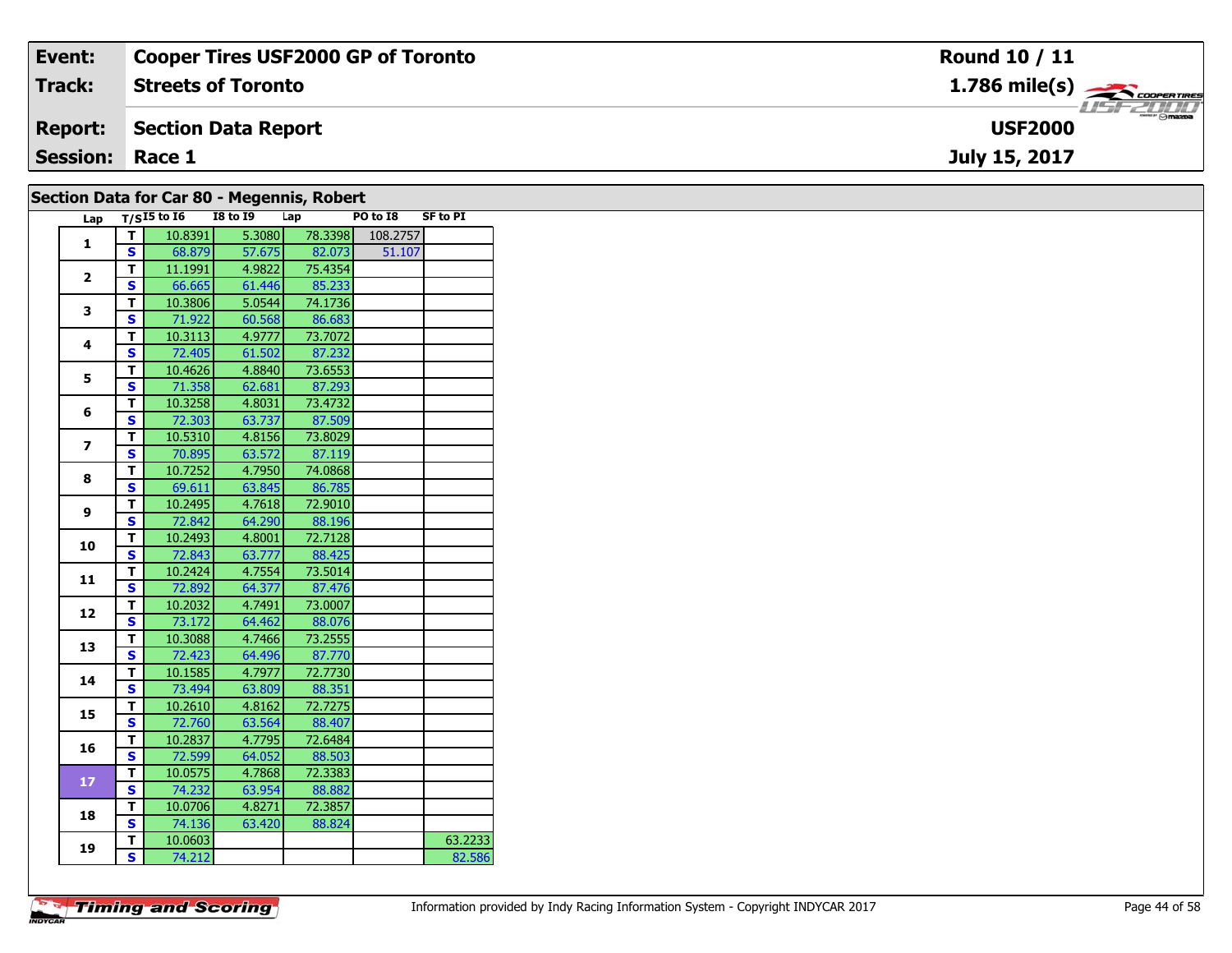| Event: | Cooper Tires USF2000 GP of Toronto | Round 10 / 11 |
|---|---|---|
| Track: | Streets of Toronto | 1.786 mile(s) |
| Report: | Section Data Report | USF2000 |
| Session: | Race 1 | July 15, 2017 |

## Section Data for Car 80 - Megennis, Robert

| Lap | T/S | I5 to I6 | I8 to I9 | Lap | PO to I8 | SF to PI |
|---|---|---|---|---|---|---|
| 1 | T | 10.8391 | 5.3080 | 78.3398 | 108.2757 | |
| | S | 68.879 | 57.675 | 82.073 | 51.107 | |
| 2 | T | 11.1991 | 4.9822 | 75.4354 | | |
| | S | 66.665 | 61.446 | 85.233 | | |
| 3 | T | 10.3806 | 5.0544 | 74.1736 | | |
| | S | 71.922 | 60.568 | 86.683 | | |
| 4 | T | 10.3113 | 4.9777 | 73.7072 | | |
| | S | 72.405 | 61.502 | 87.232 | | |
| 5 | T | 10.4626 | 4.8840 | 73.6553 | | |
| | S | 71.358 | 62.681 | 87.293 | | |
| 6 | T | 10.3258 | 4.8031 | 73.4732 | | |
| | S | 72.303 | 63.737 | 87.509 | | |
| 7 | T | 10.5310 | 4.8156 | 73.8029 | | |
| | S | 70.895 | 63.572 | 87.119 | | |
| 8 | T | 10.7252 | 4.7950 | 74.0868 | | |
| | S | 69.611 | 63.845 | 86.785 | | |
| 9 | T | 10.2495 | 4.7618 | 72.9010 | | |
| | S | 72.842 | 64.290 | 88.196 | | |
| 10 | T | 10.2493 | 4.8001 | 72.7128 | | |
| | S | 72.843 | 63.777 | 88.425 | | |
| 11 | T | 10.2424 | 4.7554 | 73.5014 | | |
| | S | 72.892 | 64.377 | 87.476 | | |
| 12 | T | 10.2032 | 4.7491 | 73.0007 | | |
| | S | 73.172 | 64.462 | 88.076 | | |
| 13 | T | 10.3088 | 4.7466 | 73.2555 | | |
| | S | 72.423 | 64.496 | 87.770 | | |
| 14 | T | 10.1585 | 4.7977 | 72.7730 | | |
| | S | 73.494 | 63.809 | 88.351 | | |
| 15 | T | 10.2610 | 4.8162 | 72.7275 | | |
| | S | 72.760 | 63.564 | 88.407 | | |
| 16 | T | 10.2837 | 4.7795 | 72.6484 | | |
| | S | 72.599 | 64.052 | 88.503 | | |
| 17 | T | 10.0575 | 4.7868 | 72.3383 | | |
| | S | 74.232 | 63.954 | 88.882 | | |
| 18 | T | 10.0706 | 4.8271 | 72.3857 | | |
| | S | 74.136 | 63.420 | 88.824 | | |
| 19 | T | 10.0603 | | | | 63.2233 |
| | S | 74.212 | | | | 82.586 |

Information provided by Indy Racing Information System - Copyright INDYCAR 2017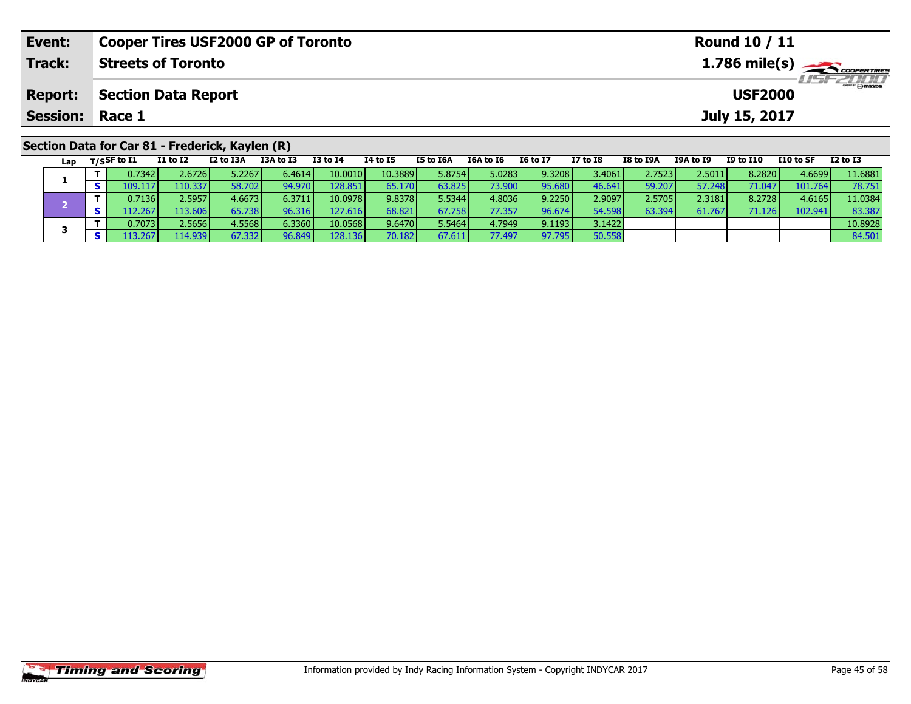| Event: | Cooper Tires USF2000 GP of Toronto | Round 10 / 11 |
|---|---|---|
| Track: | Streets of Toronto | 1.786 mile(s) |
| Report: | Section Data Report | USF2000 |
| Session: | Race 1 | July 15, 2017 |

## Section Data for Car 81 - Frederick, Kaylen (R)

| Lap | T/S | SF to I1 | I1 to I2 | I2 to I3A | I3A to I3 | I3 to I4 | I4 to I5 | I5 to I6A | I6A to I6 | I6 to I7 | I7 to I8 | I8 to I9A | I9A to I9 | I9 to I10 | I10 to SF | I2 to I3 |
|---|---|---|---|---|---|---|---|---|---|---|---|---|---|---|---|---|
| 1 | T | 0.7342 | 2.6726 | 5.2267 | 6.4614 | 10.0010 | 10.3889 | 5.8754 | 5.0283 | 9.3208 | 3.4061 | 2.7523 | 2.5011 | 8.2820 | 4.6699 | 11.6881 |
|  | S | 109.117 | 110.337 | 58.702 | 94.970 | 128.851 | 65.170 | 63.825 | 73.900 | 95.680 | 46.641 | 59.207 | 57.248 | 71.047 | 101.764 | 78.751 |
| 2 | T | 0.7136 | 2.5957 | 4.6673 | 6.3711 | 10.0978 | 9.8378 | 5.5344 | 4.8036 | 9.2250 | 2.9097 | 2.5705 | 2.3181 | 8.2728 | 4.6165 | 11.0384 |
|  | S | 112.267 | 113.606 | 65.738 | 96.316 | 127.616 | 68.821 | 67.758 | 77.357 | 96.674 | 54.598 | 63.394 | 61.767 | 71.126 | 102.941 | 83.387 |
| 3 | T | 0.7073 | 2.5656 | 4.5568 | 6.3360 | 10.0568 | 9.6470 | 5.5464 | 4.7949 | 9.1193 | 3.1422 |  |  |  |  | 10.8928 |
|  | S | 113.267 | 114.939 | 67.332 | 96.849 | 128.136 | 70.182 | 67.611 | 77.497 | 97.795 | 50.558 |  |  |  |  | 84.501 |

Information provided by Indy Racing Information System - Copyright INDYCAR 2017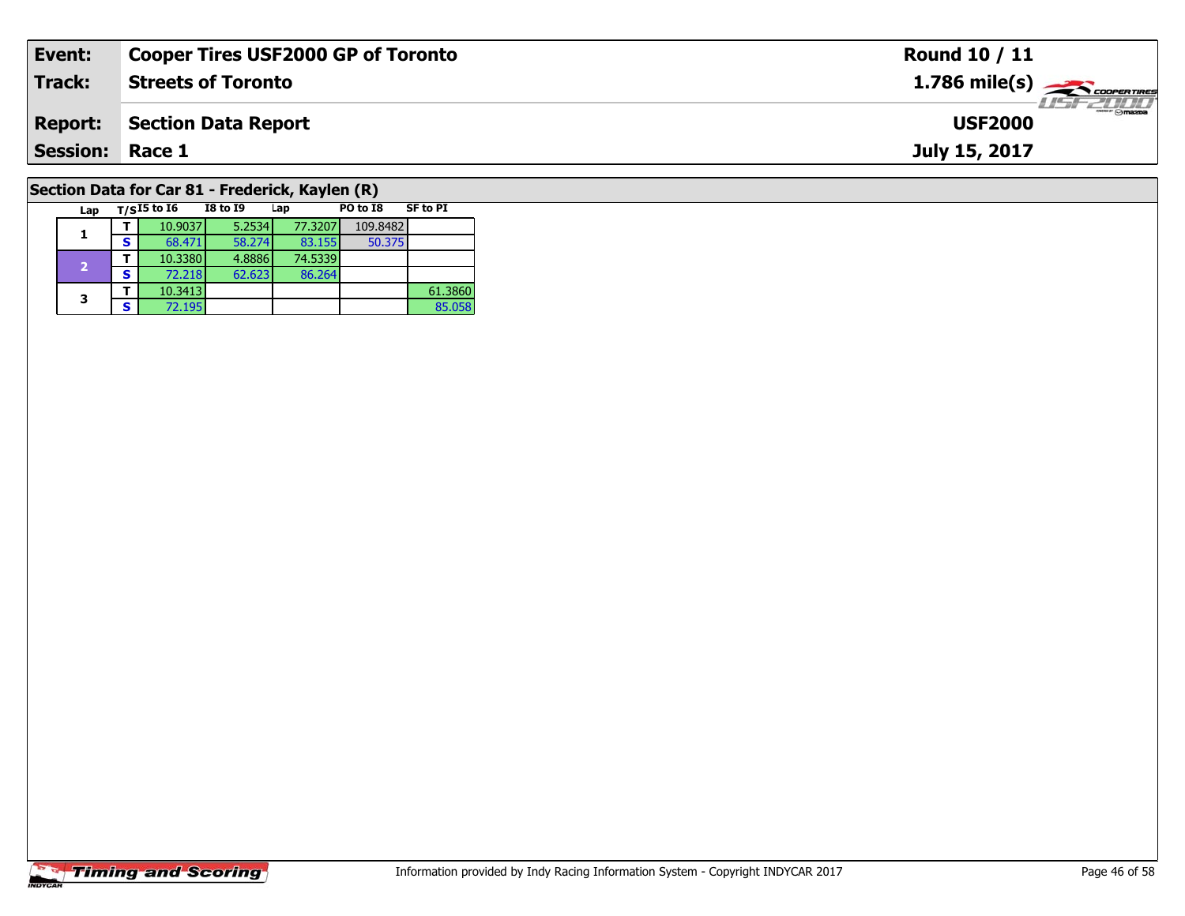| Event: | Cooper Tires USF2000 GP of Toronto | Round 10 / 11 |
|---|---|---|
| Track: | Streets of Toronto | 1.786 mile(s) |
| Report: | Section Data Report | USF2000 |
| Session: | Race 1 | July 15, 2017 |

## Section Data for Car 81 - Frederick, Kaylen (R)

| Lap | T/S | I5 to I6 | I8 to I9 | Lap | PO to I8 | SF to PI |
|---|---|---|---|---|---|---|
| 1 | T | 10.9037 | 5.2534 | 77.3207 | 109.8482 | |
| | S | 68.471 | 58.274 | 83.155 | 50.375 | |
| 2 | T | 10.3380 | 4.8886 | 74.5339 | | |
| | S | 72.218 | 62.623 | 86.264 | | |
| 3 | T | 10.3413 | | | | 61.3860 |
| | S | 72.195 | | | | 85.058 |

Information provided by Indy Racing Information System - Copyright INDYCAR 2017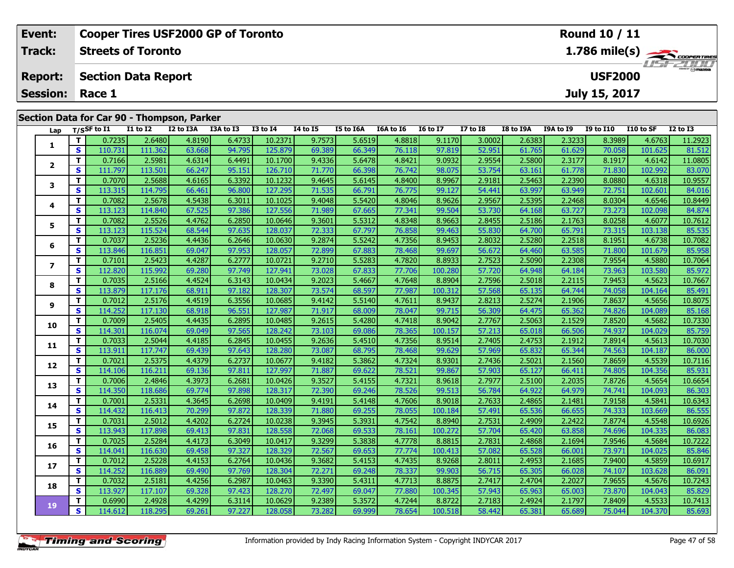| Event: | Cooper Tires USF2000 GP of Toronto | Round 10 / 11 |
|---|---|---|
| Track: | Streets of Toronto | 1.786 mile(s) |
| Report: | Section Data Report | USF2000 |
| Session: | Race 1 | July 15, 2017 |

## Section Data for Car 90 - Thompson, Parker

| Lap | T/S | SF to I1 | I1 to I2 | I2 to I3A | I3A to I3 | I3 to I4 | I4 to I5 | I5 to I6A | I6A to I6 | I6 to I7 | I7 to I8 | I8 to I9A | I9A to I9 | I9 to I10 | I10 to SF | I2 to I3 |
|---|---|---|---|---|---|---|---|---|---|---|---|---|---|---|---|---|
| 1 | T | 0.7235 | 2.6480 | 4.8190 | 6.4733 | 10.2371 | 9.7573 | 5.6519 | 4.8818 | 9.1170 | 3.0002 | 2.6383 | 2.3233 | 8.3989 | 4.6763 | 11.2923 |
| | S | 110.731 | 111.362 | 63.668 | 94.795 | 125.879 | 69.389 | 66.349 | 76.118 | 97.819 | 52.951 | 61.765 | 61.629 | 70.058 | 101.625 | 81.512 |
| 2 | T | 0.7166 | 2.5981 | 4.6314 | 6.4491 | 10.1700 | 9.4336 | 5.6478 | 4.8421 | 9.0932 | 2.9554 | 2.5800 | 2.3177 | 8.1917 | 4.6142 | 11.0805 |
| | S | 111.797 | 113.501 | 66.247 | 95.151 | 126.710 | 71.770 | 66.398 | 76.742 | 98.075 | 53.754 | 63.161 | 61.778 | 71.830 | 102.992 | 83.070 |
| 3 | T | 0.7070 | 2.5688 | 4.6165 | 6.3392 | 10.1232 | 9.4645 | 5.6145 | 4.8400 | 8.9967 | 2.9181 | 2.5463 | 2.2390 | 8.0880 | 4.6318 | 10.9557 |
| | S | 113.315 | 114.795 | 66.461 | 96.800 | 127.295 | 71.535 | 66.791 | 76.775 | 99.127 | 54.441 | 63.997 | 63.949 | 72.751 | 102.601 | 84.016 |
| 4 | T | 0.7082 | 2.5678 | 4.5438 | 6.3011 | 10.1025 | 9.4048 | 5.5420 | 4.8046 | 8.9626 | 2.9567 | 2.5395 | 2.2468 | 8.0304 | 4.6546 | 10.8449 |
| | S | 113.123 | 114.840 | 67.525 | 97.386 | 127.556 | 71.989 | 67.665 | 77.341 | 99.504 | 53.730 | 64.168 | 63.727 | 73.273 | 102.098 | 84.874 |
| 5 | T | 0.7082 | 2.5526 | 4.4762 | 6.2850 | 10.0646 | 9.3601 | 5.5312 | 4.8348 | 8.9663 | 2.8455 | 2.5186 | 2.1763 | 8.0258 | 4.6077 | 10.7612 |
| | S | 113.123 | 115.524 | 68.544 | 97.635 | 128.037 | 72.333 | 67.797 | 76.858 | 99.463 | 55.830 | 64.700 | 65.791 | 73.315 | 103.138 | 85.535 |
| 6 | T | 0.7037 | 2.5236 | 4.4436 | 6.2646 | 10.0630 | 9.2874 | 5.5242 | 4.7356 | 8.9453 | 2.8032 | 2.5280 | 2.2518 | 8.1951 | 4.6738 | 10.7082 |
| | S | 113.846 | 116.851 | 69.047 | 97.953 | 128.057 | 72.899 | 67.883 | 78.468 | 99.697 | 56.672 | 64.460 | 63.585 | 71.800 | 101.679 | 85.958 |
| 7 | T | 0.7101 | 2.5423 | 4.4287 | 6.2777 | 10.0721 | 9.2710 | 5.5283 | 4.7820 | 8.8933 | 2.7523 | 2.5090 | 2.2308 | 7.9554 | 4.5880 | 10.7064 |
| | S | 112.820 | 115.992 | 69.280 | 97.749 | 127.941 | 73.028 | 67.833 | 77.706 | 100.280 | 57.720 | 64.948 | 64.184 | 73.963 | 103.580 | 85.972 |
| 8 | T | 0.7035 | 2.5166 | 4.4524 | 6.3143 | 10.0434 | 9.2023 | 5.4667 | 4.7648 | 8.8904 | 2.7596 | 2.5018 | 2.2115 | 7.9453 | 4.5623 | 10.7667 |
| | S | 113.879 | 117.176 | 68.911 | 97.182 | 128.307 | 73.574 | 68.597 | 77.987 | 100.312 | 57.568 | 65.135 | 64.744 | 74.058 | 104.164 | 85.491 |
| 9 | T | 0.7012 | 2.5176 | 4.4519 | 6.3556 | 10.0685 | 9.4142 | 5.5140 | 4.7611 | 8.9437 | 2.8213 | 2.5274 | 2.1906 | 7.8637 | 4.5656 | 10.8075 |
| | S | 114.252 | 117.130 | 68.918 | 96.551 | 127.987 | 71.917 | 68.009 | 78.047 | 99.715 | 56.309 | 64.475 | 65.362 | 74.826 | 104.089 | 85.168 |
| 10 | T | 0.7009 | 2.5405 | 4.4435 | 6.2895 | 10.0485 | 9.2615 | 5.4280 | 4.7418 | 8.9042 | 2.7767 | 2.5063 | 2.1529 | 7.8520 | 4.5682 | 10.7330 |
| | S | 114.301 | 116.074 | 69.049 | 97.565 | 128.242 | 73.103 | 69.086 | 78.365 | 100.157 | 57.213 | 65.018 | 66.506 | 74.937 | 104.029 | 85.759 |
| 11 | T | 0.7033 | 2.5044 | 4.4185 | 6.2845 | 10.0455 | 9.2636 | 5.4510 | 4.7356 | 8.9514 | 2.7405 | 2.4753 | 2.1912 | 7.8914 | 4.5613 | 10.7030 |
| | S | 113.911 | 117.747 | 69.439 | 97.643 | 128.280 | 73.087 | 68.795 | 78.468 | 99.629 | 57.969 | 65.832 | 65.344 | 74.563 | 104.187 | 86.000 |
| 12 | T | 0.7021 | 2.5375 | 4.4379 | 6.2737 | 10.0677 | 9.4182 | 5.3862 | 4.7324 | 8.9301 | 2.7436 | 2.5021 | 2.1560 | 7.8659 | 4.5539 | 10.7116 |
| | S | 114.106 | 116.211 | 69.136 | 97.811 | 127.997 | 71.887 | 69.622 | 78.521 | 99.867 | 57.903 | 65.127 | 66.411 | 74.805 | 104.356 | 85.931 |
| 13 | T | 0.7006 | 2.4846 | 4.3973 | 6.2681 | 10.0426 | 9.3527 | 5.4155 | 4.7321 | 8.9618 | 2.7977 | 2.5100 | 2.2035 | 7.8726 | 4.5654 | 10.6654 |
| | S | 114.350 | 118.686 | 69.774 | 97.898 | 128.317 | 72.390 | 69.246 | 78.526 | 99.513 | 56.784 | 64.922 | 64.979 | 74.741 | 104.093 | 86.303 |
| 14 | T | 0.7001 | 2.5331 | 4.3645 | 6.2698 | 10.0409 | 9.4191 | 5.4148 | 4.7606 | 8.9018 | 2.7633 | 2.4865 | 2.1481 | 7.9158 | 4.5841 | 10.6343 |
| | S | 114.432 | 116.413 | 70.299 | 97.872 | 128.339 | 71.880 | 69.255 | 78.055 | 100.184 | 57.491 | 65.536 | 66.655 | 74.333 | 103.669 | 86.555 |
| 15 | T | 0.7031 | 2.5012 | 4.4202 | 6.2724 | 10.0238 | 9.3945 | 5.3931 | 4.7542 | 8.8940 | 2.7531 | 2.4909 | 2.2422 | 7.8774 | 4.5548 | 10.6926 |
| | S | 113.943 | 117.898 | 69.413 | 97.831 | 128.558 | 72.068 | 69.533 | 78.161 | 100.272 | 57.704 | 65.420 | 63.858 | 74.696 | 104.335 | 86.083 |
| 16 | T | 0.7025 | 2.5284 | 4.4173 | 6.3049 | 10.0417 | 9.3299 | 5.3838 | 4.7778 | 8.8815 | 2.7831 | 2.4868 | 2.1694 | 7.9546 | 4.5684 | 10.7222 |
| | S | 114.041 | 116.630 | 69.458 | 97.327 | 128.329 | 72.567 | 69.653 | 77.774 | 100.413 | 57.082 | 65.528 | 66.001 | 73.971 | 104.025 | 85.846 |
| 17 | T | 0.7012 | 2.5228 | 4.4153 | 6.2764 | 10.0436 | 9.3682 | 5.4153 | 4.7435 | 8.9268 | 2.8011 | 2.4953 | 2.1685 | 7.9400 | 4.5859 | 10.6917 |
| | S | 114.252 | 116.889 | 69.490 | 97.769 | 128.304 | 72.271 | 69.248 | 78.337 | 99.903 | 56.715 | 65.305 | 66.028 | 74.107 | 103.628 | 86.091 |
| 18 | T | 0.7032 | 2.5181 | 4.4256 | 6.2987 | 10.0463 | 9.3390 | 5.4311 | 4.7713 | 8.8875 | 2.7417 | 2.4704 | 2.2027 | 7.9655 | 4.5676 | 10.7243 |
| | S | 113.927 | 117.107 | 69.328 | 97.423 | 128.270 | 72.497 | 69.047 | 77.880 | 100.345 | 57.943 | 65.963 | 65.003 | 73.870 | 104.043 | 85.829 |
| 19 | T | 0.6990 | 2.4928 | 4.4299 | 6.3114 | 10.0629 | 9.2389 | 5.3572 | 4.7244 | 8.8722 | 2.7183 | 2.4924 | 2.1797 | 7.8409 | 4.5533 | 10.7413 |
| | S | 114.612 | 118.295 | 69.261 | 97.227 | 128.058 | 73.282 | 69.999 | 78.654 | 100.518 | 58.442 | 65.381 | 65.689 | 75.044 | 104.370 | 85.693 |

Information provided by Indy Racing Information System - Copyright INDYCAR 2017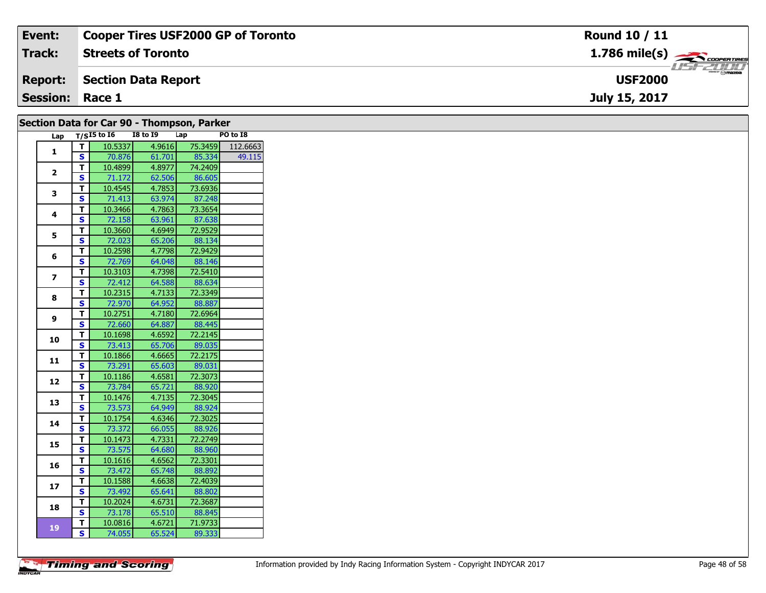| Event: | Cooper Tires USF2000 GP of Toronto | Round 10 / 11 |
|---|---|---|
| Track: | Streets of Toronto | 1.786 mile(s) |
| Report: | Section Data Report | USF2000 |
| Session: | Race 1 | July 15, 2017 |

## Section Data for Car 90 - Thompson, Parker

| Lap | T/S | I5 to I6 | I8 to I9 | Lap | PO to I8 |
|---|---|---|---|---|---|
| 1 | T | 10.5337 | 4.9616 | 75.3459 | 112.6663 |
| | S | 70.876 | 61.701 | 85.334 | 49.115 |
| 2 | T | 10.4899 | 4.8977 | 74.2409 | |
| | S | 71.172 | 62.506 | 86.605 | |
| 3 | T | 10.4545 | 4.7853 | 73.6936 | |
| | S | 71.413 | 63.974 | 87.248 | |
| 4 | T | 10.3466 | 4.7863 | 73.3654 | |
| | S | 72.158 | 63.961 | 87.638 | |
| 5 | T | 10.3660 | 4.6949 | 72.9529 | |
| | S | 72.023 | 65.206 | 88.134 | |
| 6 | T | 10.2598 | 4.7798 | 72.9429 | |
| | S | 72.769 | 64.048 | 88.146 | |
| 7 | T | 10.3103 | 4.7398 | 72.5410 | |
| | S | 72.412 | 64.588 | 88.634 | |
| 8 | T | 10.2315 | 4.7133 | 72.3349 | |
| | S | 72.970 | 64.952 | 88.887 | |
| 9 | T | 10.2751 | 4.7180 | 72.6964 | |
| | S | 72.660 | 64.887 | 88.445 | |
| 10 | T | 10.1698 | 4.6592 | 72.2145 | |
| | S | 73.413 | 65.706 | 89.035 | |
| 11 | T | 10.1866 | 4.6665 | 72.2175 | |
| | S | 73.291 | 65.603 | 89.031 | |
| 12 | T | 10.1186 | 4.6581 | 72.3073 | |
| | S | 73.784 | 65.721 | 88.920 | |
| 13 | T | 10.1476 | 4.7135 | 72.3045 | |
| | S | 73.573 | 64.949 | 88.924 | |
| 14 | T | 10.1754 | 4.6346 | 72.3025 | |
| | S | 73.372 | 66.055 | 88.926 | |
| 15 | T | 10.1473 | 4.7331 | 72.2749 | |
| | S | 73.575 | 64.680 | 88.960 | |
| 16 | T | 10.1616 | 4.6562 | 72.3301 | |
| | S | 73.472 | 65.748 | 88.892 | |
| 17 | T | 10.1588 | 4.6638 | 72.4039 | |
| | S | 73.492 | 65.641 | 88.802 | |
| 18 | T | 10.2024 | 4.6731 | 72.3687 | |
| | S | 73.178 | 65.510 | 88.845 | |
| 19 | T | 10.0816 | 4.6721 | 71.9733 | |
| | S | 74.055 | 65.524 | 89.333 | |

Information provided by Indy Racing Information System - Copyright INDYCAR 2017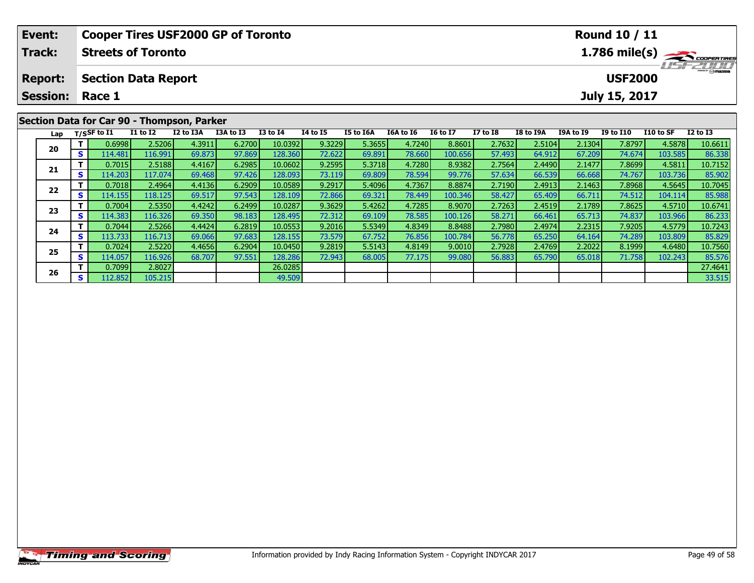| | |
|---|---|
| **Event:** | **Cooper Tires USF2000 GP of Toronto** |
| **Track:** | **Streets of Toronto** |
| **Report:** | **Section Data Report** |
| **Session:** | **Race 1** |

**Round 10 / 11**
**1.786 mile(s)**
**USF2000**
**July 15, 2017**

## Section Data for Car 90 - Thompson, Parker

| Lap | T/S | SF to I1 | I1 to I2 | I2 to I3A | I3A to I3 | I3 to I4 | I4 to I5 | I5 to I6A | I6A to I6 | I6 to I7 | I7 to I8 | I8 to I9A | I9A to I9 | I9 to I10 | I10 to SF | I2 to I3 |
|---|---|---|---|---|---|---|---|---|---|---|---|---|---|---|---|---|
| 20 | T | 0.6998 | 2.5206 | 4.3911 | 6.2700 | 10.0392 | 9.3229 | 5.3655 | 4.7240 | 8.8601 | 2.7632 | 2.5104 | 2.1304 | 7.8797 | 4.5878 | 10.6611 |
| | S | 114.481 | 116.991 | 69.873 | 97.869 | 128.360 | 72.622 | 69.891 | 78.660 | 100.656 | 57.493 | 64.912 | 67.209 | 74.674 | 103.585 | 86.338 |
| 21 | T | 0.7015 | 2.5188 | 4.4167 | 6.2985 | 10.0602 | 9.2595 | 5.3718 | 4.7280 | 8.9382 | 2.7564 | 2.4490 | 2.1477 | 7.8699 | 4.5811 | 10.7152 |
| | S | 114.203 | 117.074 | 69.468 | 97.426 | 128.093 | 73.119 | 69.809 | 78.594 | 99.776 | 57.634 | 66.539 | 66.668 | 74.767 | 103.736 | 85.902 |
| 22 | T | 0.7018 | 2.4964 | 4.4136 | 6.2909 | 10.0589 | 9.2917 | 5.4096 | 4.7367 | 8.8874 | 2.7190 | 2.4913 | 2.1463 | 7.8968 | 4.5645 | 10.7045 |
| | S | 114.155 | 118.125 | 69.517 | 97.543 | 128.109 | 72.866 | 69.321 | 78.449 | 100.346 | 58.427 | 65.409 | 66.711 | 74.512 | 104.114 | 85.988 |
| 23 | T | 0.7004 | 2.5350 | 4.4242 | 6.2499 | 10.0287 | 9.3629 | 5.4262 | 4.7285 | 8.9070 | 2.7263 | 2.4519 | 2.1789 | 7.8625 | 4.5710 | 10.6741 |
| | S | 114.383 | 116.326 | 69.350 | 98.183 | 128.495 | 72.312 | 69.109 | 78.585 | 100.126 | 58.271 | 66.461 | 65.713 | 74.837 | 103.966 | 86.233 |
| 24 | T | 0.7044 | 2.5266 | 4.4424 | 6.2819 | 10.0553 | 9.2016 | 5.5349 | 4.8349 | 8.8488 | 2.7980 | 2.4974 | 2.2315 | 7.9205 | 4.5779 | 10.7243 |
| | S | 113.733 | 116.713 | 69.066 | 97.683 | 128.155 | 73.579 | 67.752 | 76.856 | 100.784 | 56.778 | 65.250 | 64.164 | 74.289 | 103.809 | 85.829 |
| 25 | T | 0.7024 | 2.5220 | 4.4656 | 6.2904 | 10.0450 | 9.2819 | 5.5143 | 4.8149 | 9.0010 | 2.7928 | 2.4769 | 2.2022 | 8.1999 | 4.6480 | 10.7560 |
| | S | 114.057 | 116.926 | 68.707 | 97.551 | 128.286 | 72.943 | 68.005 | 77.175 | 99.080 | 56.883 | 65.790 | 65.018 | 71.758 | 102.243 | 85.576 |
| 26 | T | 0.7099 | 2.8027 | | | 26.0285 | | | | | | | | | | 27.4641 |
| | S | 112.852 | 105.215 | | | 49.509 | | | | | | | | | | 33.515 |

Information provided by Indy Racing Information System - Copyright INDYCAR 2017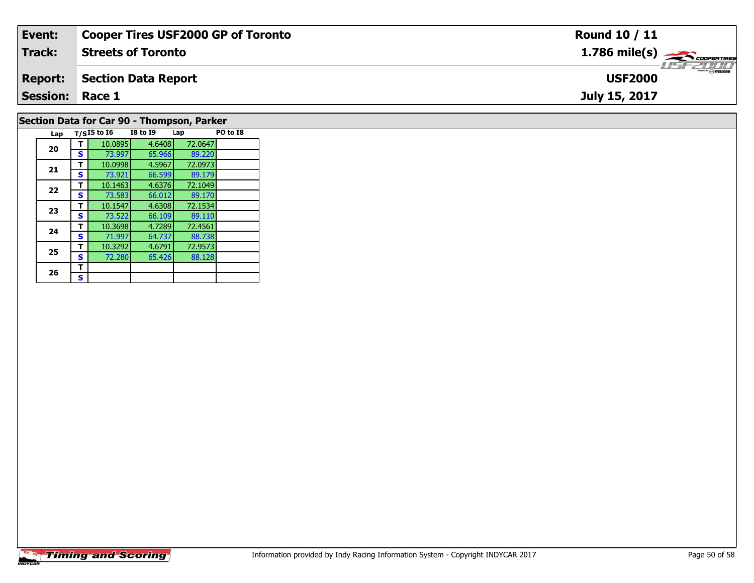| **Event:** | **Cooper Tires USF2000 GP of Toronto** | **Round 10 / 11** |
|---|---|---|
| **Track:** | **Streets of Toronto** | **1.786 mile(s)** |
| **Report:** | **Section Data Report** | **USF2000** |
| **Session:** | **Race 1** | **July 15, 2017** |

## Section Data for Car 90 - Thompson, Parker

| Lap | T/S | I5 to I6 | I8 to I9 | Lap | PO to I8 |
|---|---|---|---|---|---|
| 20 | T | 10.0895 | 4.6408 | 72.0647 | |
| | S | 73.997 | 65.966 | 89.220 | |
| 21 | T | 10.0998 | 4.5967 | 72.0973 | |
| | S | 73.921 | 66.599 | 89.179 | |
| 22 | T | 10.1463 | 4.6376 | 72.1049 | |
| | S | 73.583 | 66.012 | 89.170 | |
| 23 | T | 10.1547 | 4.6308 | 72.1534 | |
| | S | 73.522 | 66.109 | 89.110 | |
| 24 | T | 10.3698 | 4.7289 | 72.4561 | |
| | S | 71.997 | 64.737 | 88.738 | |
| 25 | T | 10.3292 | 4.6791 | 72.9573 | |
| | S | 72.280 | 65.426 | 88.128 | |
| 26 | T | | | | |
| | S | | | | |

Information provided by Indy Racing Information System - Copyright INDYCAR 2017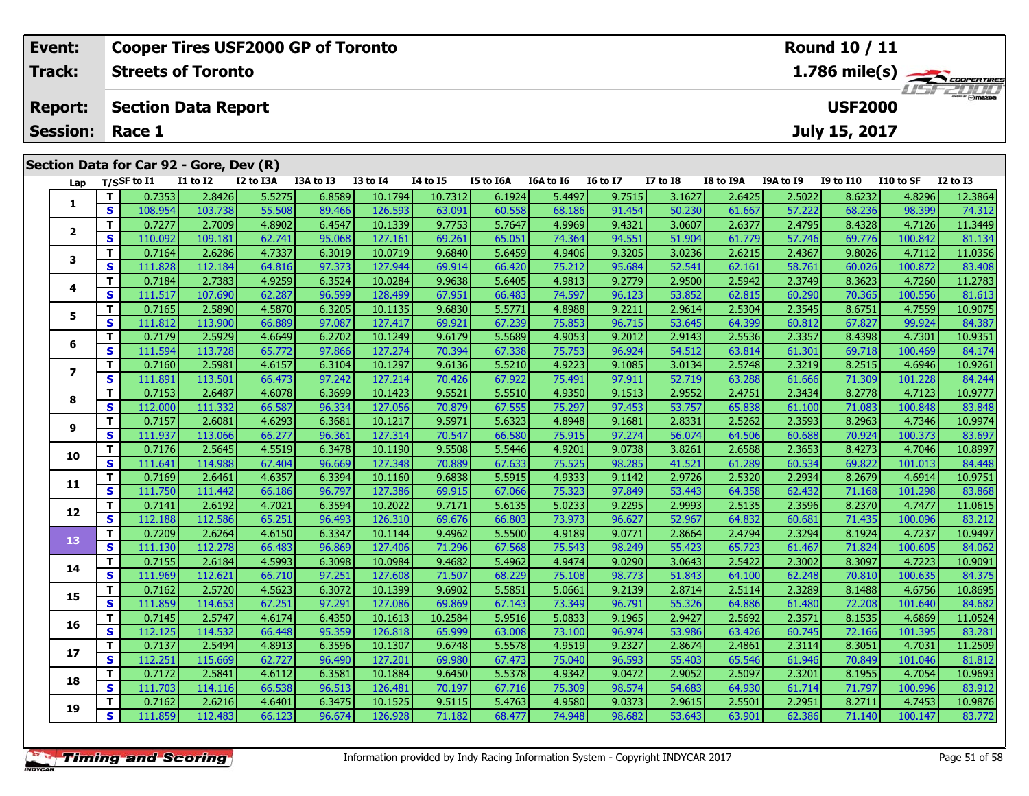| Event: | Cooper Tires USF2000 GP of Toronto | Round 10 / 11 |
|---|---|---|
| Track: | Streets of Toronto | 1.786 mile(s) |
| Report: | Section Data Report | USF2000 |
| Session: | Race 1 | July 15, 2017 |

## Section Data for Car 92 - Gore, Dev (R)

| Lap | T/S | SF to I1 | I1 to I2 | I2 to I3A | I3A to I3 | I3 to I4 | I4 to I5 | I5 to I6A | I6A to I6 | I6 to I7 | I7 to I8 | I8 to I9A | I9A to I9 | I9 to I10 | I10 to SF | I2 to I3 |
|---|---|---|---|---|---|---|---|---|---|---|---|---|---|---|---|---|
| 1 | T | 0.7353 | 2.8426 | 5.5275 | 6.8589 | 10.1794 | 10.7312 | 6.1924 | 5.4497 | 9.7515 | 3.1627 | 2.6425 | 2.5022 | 8.6232 | 4.8296 | 12.3864 |
| | S | 108.954 | 103.738 | 55.508 | 89.466 | 126.593 | 63.091 | 60.558 | 68.186 | 91.454 | 50.230 | 61.667 | 57.222 | 68.236 | 98.399 | 74.312 |
| 2 | T | 0.7277 | 2.7009 | 4.8902 | 6.4547 | 10.1339 | 9.7753 | 5.7647 | 4.9969 | 9.4321 | 3.0607 | 2.6377 | 2.4795 | 8.4328 | 4.7126 | 11.3449 |
| | S | 110.092 | 109.181 | 62.741 | 95.068 | 127.161 | 69.261 | 65.051 | 74.364 | 94.551 | 51.904 | 61.779 | 57.746 | 69.776 | 100.842 | 81.134 |
| 3 | T | 0.7164 | 2.6286 | 4.7337 | 6.3019 | 10.0719 | 9.6840 | 5.6459 | 4.9406 | 9.3205 | 3.0236 | 2.6215 | 2.4367 | 9.8026 | 4.7112 | 11.0356 |
| | S | 111.828 | 112.184 | 64.816 | 97.373 | 127.944 | 69.914 | 66.420 | 75.212 | 95.684 | 52.541 | 62.161 | 58.761 | 60.026 | 100.872 | 83.408 |
| 4 | T | 0.7184 | 2.7383 | 4.9259 | 6.3524 | 10.0284 | 9.9638 | 5.6405 | 4.9813 | 9.2779 | 2.9500 | 2.5942 | 2.3749 | 8.3623 | 4.7260 | 11.2783 |
| | S | 111.517 | 107.690 | 62.287 | 96.599 | 128.499 | 67.951 | 66.483 | 74.597 | 96.123 | 53.852 | 62.815 | 60.290 | 70.365 | 100.556 | 81.613 |
| 5 | T | 0.7165 | 2.5890 | 4.5870 | 6.3205 | 10.1135 | 9.6830 | 5.5771 | 4.8988 | 9.2211 | 2.9614 | 2.5304 | 2.3545 | 8.6751 | 4.7559 | 10.9075 |
| | S | 111.812 | 113.900 | 66.889 | 97.087 | 127.417 | 69.921 | 67.239 | 75.853 | 96.715 | 53.645 | 64.399 | 60.812 | 67.827 | 99.924 | 84.387 |
| 6 | T | 0.7179 | 2.5929 | 4.6649 | 6.2702 | 10.1249 | 9.6179 | 5.5689 | 4.9053 | 9.2012 | 2.9143 | 2.5536 | 2.3357 | 8.4398 | 4.7301 | 10.9351 |
| | S | 111.594 | 113.728 | 65.772 | 97.866 | 127.274 | 70.394 | 67.338 | 75.753 | 96.924 | 54.512 | 63.814 | 61.301 | 69.718 | 100.469 | 84.174 |
| 7 | T | 0.7160 | 2.5981 | 4.6157 | 6.3104 | 10.1297 | 9.6136 | 5.5210 | 4.9223 | 9.1085 | 3.0134 | 2.5748 | 2.3219 | 8.2515 | 4.6946 | 10.9261 |
| | S | 111.891 | 113.501 | 66.473 | 97.242 | 127.214 | 70.426 | 67.922 | 75.491 | 97.911 | 52.719 | 63.288 | 61.666 | 71.309 | 101.228 | 84.244 |
| 8 | T | 0.7153 | 2.6487 | 4.6078 | 6.3699 | 10.1423 | 9.5521 | 5.5510 | 4.9350 | 9.1513 | 2.9552 | 2.4751 | 2.3434 | 8.2778 | 4.7123 | 10.9777 |
| | S | 112.000 | 111.332 | 66.587 | 96.334 | 127.056 | 70.879 | 67.555 | 75.297 | 97.453 | 53.757 | 65.838 | 61.100 | 71.083 | 100.848 | 83.848 |
| 9 | T | 0.7157 | 2.6081 | 4.6293 | 6.3681 | 10.1217 | 9.5971 | 5.6323 | 4.8948 | 9.1681 | 2.8331 | 2.5262 | 2.3593 | 8.2963 | 4.7346 | 10.9974 |
| | S | 111.937 | 113.066 | 66.277 | 96.361 | 127.314 | 70.547 | 66.580 | 75.915 | 97.274 | 56.074 | 64.506 | 60.688 | 70.924 | 100.373 | 83.697 |
| 10 | T | 0.7176 | 2.5645 | 4.5519 | 6.3478 | 10.1190 | 9.5508 | 5.5446 | 4.9201 | 9.0738 | 3.8261 | 2.6588 | 2.3653 | 8.4273 | 4.7046 | 10.8997 |
| | S | 111.641 | 114.988 | 67.404 | 96.669 | 127.348 | 70.889 | 67.633 | 75.525 | 98.285 | 41.521 | 61.289 | 60.534 | 69.822 | 101.013 | 84.448 |
| 11 | T | 0.7169 | 2.6461 | 4.6357 | 6.3394 | 10.1160 | 9.6838 | 5.5915 | 4.9333 | 9.1142 | 2.9726 | 2.5320 | 2.2934 | 8.2679 | 4.6914 | 10.9751 |
| | S | 111.750 | 111.442 | 66.186 | 96.797 | 127.386 | 69.915 | 67.066 | 75.323 | 97.849 | 53.443 | 64.358 | 62.432 | 71.168 | 101.298 | 83.868 |
| 12 | T | 0.7141 | 2.6192 | 4.7021 | 6.3594 | 10.2022 | 9.7171 | 5.6135 | 5.0233 | 9.2295 | 2.9993 | 2.5135 | 2.3596 | 8.2370 | 4.7477 | 11.0615 |
| | S | 112.188 | 112.586 | 65.251 | 96.493 | 126.310 | 69.676 | 66.803 | 73.973 | 96.627 | 52.967 | 64.832 | 60.681 | 71.435 | 100.096 | 83.212 |
| 13 | T | 0.7209 | 2.6264 | 4.6150 | 6.3347 | 10.1144 | 9.4962 | 5.5500 | 4.9189 | 9.0771 | 2.8664 | 2.4794 | 2.3294 | 8.1924 | 4.7237 | 10.9497 |
| | S | 111.130 | 112.278 | 66.483 | 96.869 | 127.406 | 71.296 | 67.568 | 75.543 | 98.249 | 55.423 | 65.723 | 61.467 | 71.824 | 100.605 | 84.062 |
| 14 | T | 0.7155 | 2.6184 | 4.5993 | 6.3098 | 10.0984 | 9.4682 | 5.4962 | 4.9474 | 9.0290 | 3.0643 | 2.5422 | 2.3002 | 8.3097 | 4.7223 | 10.9091 |
| | S | 111.969 | 112.621 | 66.710 | 97.251 | 127.608 | 71.507 | 68.229 | 75.108 | 98.773 | 51.843 | 64.100 | 62.248 | 70.810 | 100.635 | 84.375 |
| 15 | T | 0.7162 | 2.5720 | 4.5623 | 6.3072 | 10.1399 | 9.6902 | 5.5851 | 5.0661 | 9.2139 | 2.8714 | 2.5114 | 2.3289 | 8.1488 | 4.6756 | 10.8695 |
| | S | 111.859 | 114.653 | 67.251 | 97.291 | 127.086 | 69.869 | 67.143 | 73.349 | 96.791 | 55.326 | 64.886 | 61.480 | 72.208 | 101.640 | 84.682 |
| 16 | T | 0.7145 | 2.5747 | 4.6174 | 6.4350 | 10.1613 | 10.2584 | 5.9516 | 5.0833 | 9.1965 | 2.9427 | 2.5692 | 2.3571 | 8.1535 | 4.6869 | 11.0524 |
| | S | 112.125 | 114.532 | 66.448 | 95.359 | 126.818 | 65.999 | 63.008 | 73.100 | 96.974 | 53.986 | 63.426 | 60.745 | 72.166 | 101.395 | 83.281 |
| 17 | T | 0.7137 | 2.5494 | 4.8913 | 6.3596 | 10.1307 | 9.6748 | 5.5578 | 4.9519 | 9.2327 | 2.8674 | 2.4861 | 2.3114 | 8.3051 | 4.7031 | 11.2509 |
| | S | 112.251 | 115.669 | 62.727 | 96.490 | 127.201 | 69.980 | 67.473 | 75.040 | 96.593 | 55.403 | 65.546 | 61.946 | 70.849 | 101.046 | 81.812 |
| 18 | T | 0.7172 | 2.5841 | 4.6112 | 6.3581 | 10.1884 | 9.6450 | 5.5378 | 4.9342 | 9.0472 | 2.9052 | 2.5097 | 2.3201 | 8.1955 | 4.7054 | 10.9693 |
| | S | 111.703 | 114.116 | 66.538 | 96.513 | 126.481 | 70.197 | 67.716 | 75.309 | 98.574 | 54.683 | 64.930 | 61.714 | 71.797 | 100.996 | 83.912 |
| 19 | T | 0.7162 | 2.6216 | 4.6401 | 6.3475 | 10.1525 | 9.5115 | 5.4763 | 4.9580 | 9.0373 | 2.9615 | 2.5501 | 2.2951 | 8.2711 | 4.7453 | 10.9876 |
| | S | 111.859 | 112.483 | 66.123 | 96.674 | 126.928 | 71.182 | 68.477 | 74.948 | 98.682 | 53.643 | 63.901 | 62.386 | 71.140 | 100.147 | 83.772 |

Information provided by Indy Racing Information System - Copyright INDYCAR 2017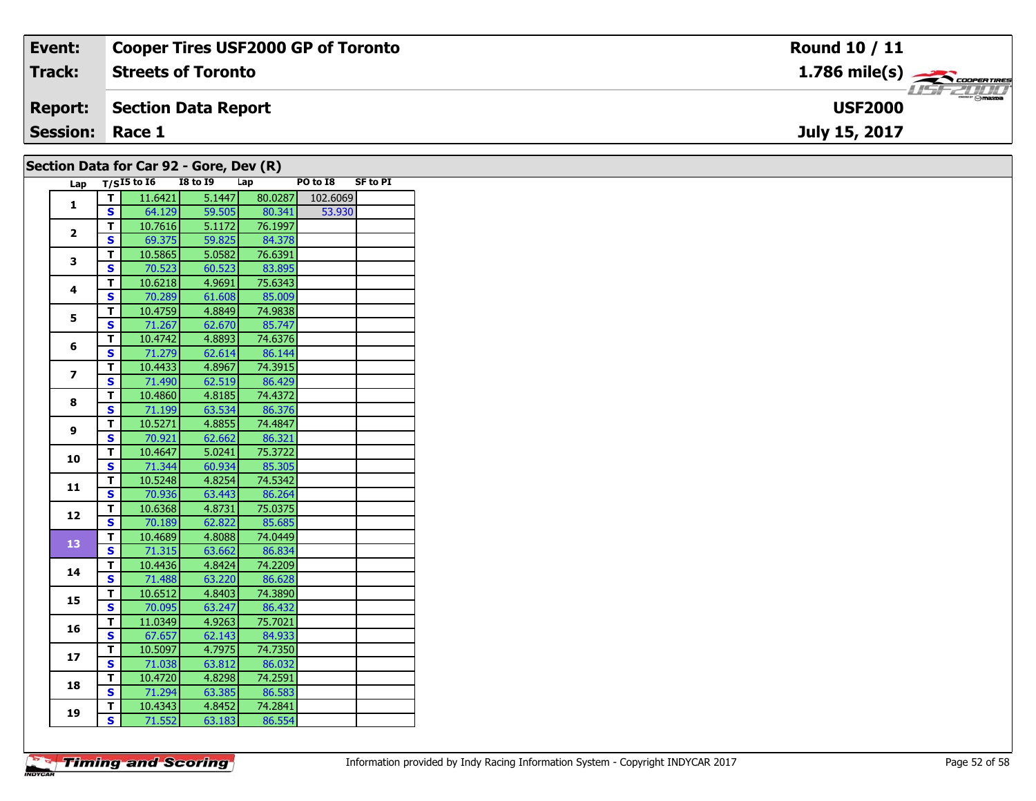| Event: | Cooper Tires USF2000 GP of Toronto | Round 10 / 11 |
|---|---|---|
| Track: | Streets of Toronto | 1.786 mile(s) |
| Report: | Section Data Report | USF2000 |
| Session: | Race 1 | July 15, 2017 |

## Section Data for Car 92 - Gore, Dev (R)

| Lap | T/S | I5 to I6 | I8 to I9 | Lap | PO to I8 | SF to PI |
|---|---|---|---|---|---|---|
| 1 | T | 11.6421 | 5.1447 | 80.0287 | 102.6069 | |
| | S | 64.129 | 59.505 | 80.341 | 53.930 | |
| 2 | T | 10.7616 | 5.1172 | 76.1997 | | |
| | S | 69.375 | 59.825 | 84.378 | | |
| 3 | T | 10.5865 | 5.0582 | 76.6391 | | |
| | S | 70.523 | 60.523 | 83.895 | | |
| 4 | T | 10.6218 | 4.9691 | 75.6343 | | |
| | S | 70.289 | 61.608 | 85.009 | | |
| 5 | T | 10.4759 | 4.8849 | 74.9838 | | |
| | S | 71.267 | 62.670 | 85.747 | | |
| 6 | T | 10.4742 | 4.8893 | 74.6376 | | |
| | S | 71.279 | 62.614 | 86.144 | | |
| 7 | T | 10.4433 | 4.8967 | 74.3915 | | |
| | S | 71.490 | 62.519 | 86.429 | | |
| 8 | T | 10.4860 | 4.8185 | 74.4372 | | |
| | S | 71.199 | 63.534 | 86.376 | | |
| 9 | T | 10.5271 | 4.8855 | 74.4847 | | |
| | S | 70.921 | 62.662 | 86.321 | | |
| 10 | T | 10.4647 | 5.0241 | 75.3722 | | |
| | S | 71.344 | 60.934 | 85.305 | | |
| 11 | T | 10.5248 | 4.8254 | 74.5342 | | |
| | S | 70.936 | 63.443 | 86.264 | | |
| 12 | T | 10.6368 | 4.8731 | 75.0375 | | |
| | S | 70.189 | 62.822 | 85.685 | | |
| 13 | T | 10.4689 | 4.8088 | 74.0449 | | |
| | S | 71.315 | 63.662 | 86.834 | | |
| 14 | T | 10.4436 | 4.8424 | 74.2209 | | |
| | S | 71.488 | 63.220 | 86.628 | | |
| 15 | T | 10.6512 | 4.8403 | 74.3890 | | |
| | S | 70.095 | 63.247 | 86.432 | | |
| 16 | T | 11.0349 | 4.9263 | 75.7021 | | |
| | S | 67.657 | 62.143 | 84.933 | | |
| 17 | T | 10.5097 | 4.7975 | 74.7350 | | |
| | S | 71.038 | 63.812 | 86.032 | | |
| 18 | T | 10.4720 | 4.8298 | 74.2591 | | |
| | S | 71.294 | 63.385 | 86.583 | | |
| 19 | T | 10.4343 | 4.8452 | 74.2841 | | |
| | S | 71.552 | 63.183 | 86.554 | | |

Information provided by Indy Racing Information System - Copyright INDYCAR 2017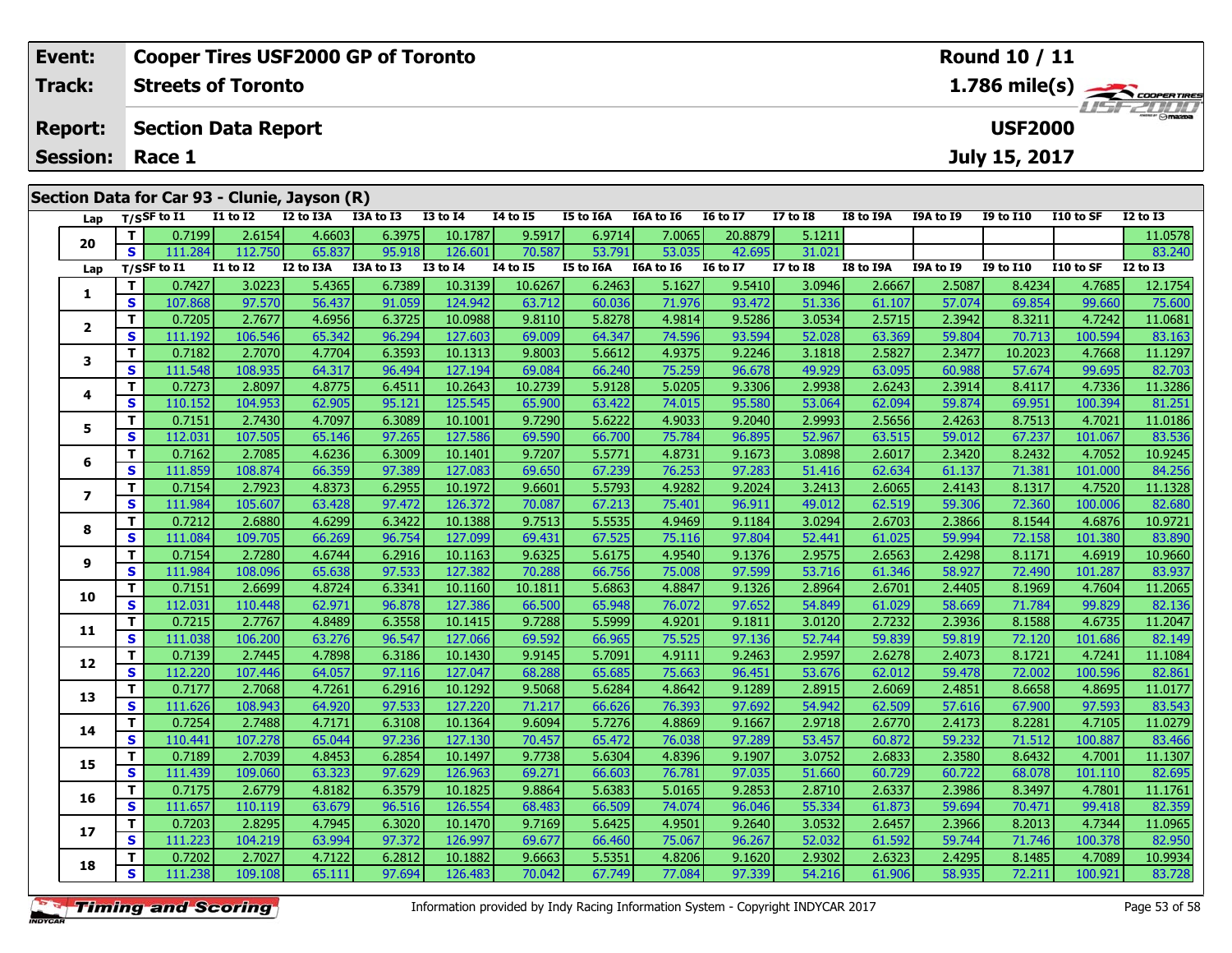| Event: | Cooper Tires USF2000 GP of Toronto | Round 10 / 11 |
|---|---|---|
| Track: | Streets of Toronto | 1.786 mile(s) |
| Report: | Section Data Report | USF2000 |
| Session: | Race 1 | July 15, 2017 |

## Section Data for Car 93 - Clunie, Jayson (R)

| Lap | T/S | SF to I1 | I1 to I2 | I2 to I3A | I3A to I3 | I3 to I4 | I4 to I5 | I5 to I6A | I6A to I6 | I6 to I7 | I7 to I8 | I8 to I9A | I9A to I9 | I9 to I10 | I10 to SF | I2 to I3 |
|---|---|---|---|---|---|---|---|---|---|---|---|---|---|---|---|---|
| 20 | T | 0.7199 | 2.6154 | 4.6603 | 6.3975 | 10.1787 | 9.5917 | 6.9714 | 7.0065 | 20.8879 | 5.1211 | | | | | 11.0578 |
| | S | 111.284 | 112.750 | 65.837 | 95.918 | 126.601 | 70.587 | 53.791 | 53.035 | 42.695 | 31.021 | | | | | 83.240 |
| Lap | T/S | SF to I1 | I1 to I2 | I2 to I3A | I3A to I3 | I3 to I4 | I4 to I5 | I5 to I6A | I6A to I6 | I6 to I7 | I7 to I8 | I8 to I9A | I9A to I9 | I9 to I10 | I10 to SF | I2 to I3 |
| 1 | T | 0.7427 | 3.0223 | 5.4365 | 6.7389 | 10.3139 | 10.6267 | 6.2463 | 5.1627 | 9.5410 | 3.0946 | 2.6667 | 2.5087 | 8.4234 | 4.7685 | 12.1754 |
| | S | 107.868 | 97.570 | 56.437 | 91.059 | 124.942 | 63.712 | 60.036 | 71.976 | 93.472 | 51.336 | 61.107 | 57.074 | 69.854 | 99.660 | 75.600 |
| 2 | T | 0.7205 | 2.7677 | 4.6956 | 6.3725 | 10.0988 | 9.8110 | 5.8278 | 4.9814 | 9.5286 | 3.0534 | 2.5715 | 2.3942 | 8.3211 | 4.7242 | 11.0681 |
| | S | 111.192 | 106.546 | 65.342 | 96.294 | 127.603 | 69.009 | 64.347 | 74.596 | 93.594 | 52.028 | 63.369 | 59.804 | 70.713 | 100.594 | 83.163 |
| 3 | T | 0.7182 | 2.7070 | 4.7704 | 6.3593 | 10.1313 | 9.8003 | 5.6612 | 4.9375 | 9.2246 | 3.1818 | 2.5827 | 2.3477 | 10.2023 | 4.7668 | 11.1297 |
| | S | 111.548 | 108.935 | 64.317 | 96.494 | 127.194 | 69.084 | 66.240 | 75.259 | 96.678 | 49.929 | 63.095 | 60.988 | 57.674 | 99.695 | 82.703 |
| 4 | T | 0.7273 | 2.8097 | 4.8775 | 6.4511 | 10.2643 | 10.2739 | 5.9128 | 5.0205 | 9.3306 | 2.9938 | 2.6243 | 2.3914 | 8.4117 | 4.7336 | 11.3286 |
| | S | 110.152 | 104.953 | 62.905 | 95.121 | 125.545 | 65.900 | 63.422 | 74.015 | 95.580 | 53.064 | 62.094 | 59.874 | 69.951 | 100.394 | 81.251 |
| 5 | T | 0.7151 | 2.7430 | 4.7097 | 6.3089 | 10.1001 | 9.7290 | 5.6222 | 4.9033 | 9.2040 | 2.9993 | 2.5656 | 2.4263 | 8.7513 | 4.7021 | 11.0186 |
| | S | 112.031 | 107.505 | 65.146 | 97.265 | 127.586 | 69.590 | 66.700 | 75.784 | 96.895 | 52.967 | 63.515 | 59.012 | 67.237 | 101.067 | 83.536 |
| 6 | T | 0.7162 | 2.7085 | 4.6236 | 6.3009 | 10.1401 | 9.7207 | 5.5771 | 4.8731 | 9.1673 | 3.0898 | 2.6017 | 2.3420 | 8.2432 | 4.7052 | 10.9245 |
| | S | 111.859 | 108.874 | 66.359 | 97.389 | 127.083 | 69.650 | 67.239 | 76.253 | 97.283 | 51.416 | 62.634 | 61.137 | 71.381 | 101.000 | 84.256 |
| 7 | T | 0.7154 | 2.7923 | 4.8373 | 6.2955 | 10.1972 | 9.6601 | 5.5793 | 4.9282 | 9.2024 | 3.2413 | 2.6065 | 2.4143 | 8.1317 | 4.7520 | 11.1328 |
| | S | 111.984 | 105.607 | 63.428 | 97.472 | 126.372 | 70.087 | 67.213 | 75.401 | 96.911 | 49.012 | 62.519 | 59.306 | 72.360 | 100.006 | 82.680 |
| 8 | T | 0.7212 | 2.6880 | 4.6299 | 6.3422 | 10.1388 | 9.7513 | 5.5535 | 4.9469 | 9.1184 | 3.0294 | 2.6703 | 2.3866 | 8.1544 | 4.6876 | 10.9721 |
| | S | 111.084 | 109.705 | 66.269 | 96.754 | 127.099 | 69.431 | 67.525 | 75.116 | 97.804 | 52.441 | 61.025 | 59.994 | 72.158 | 101.380 | 83.890 |
| 9 | T | 0.7154 | 2.7280 | 4.6744 | 6.2916 | 10.1163 | 9.6325 | 5.6175 | 4.9540 | 9.1376 | 2.9575 | 2.6563 | 2.4298 | 8.1171 | 4.6919 | 10.9660 |
| | S | 111.984 | 108.096 | 65.638 | 97.533 | 127.382 | 70.288 | 66.756 | 75.008 | 97.599 | 53.716 | 61.346 | 58.927 | 72.490 | 101.287 | 83.937 |
| 10 | T | 0.7151 | 2.6699 | 4.8724 | 6.3341 | 10.1160 | 10.1811 | 5.6863 | 4.8847 | 9.1326 | 2.8964 | 2.6701 | 2.4405 | 8.1969 | 4.7604 | 11.2065 |
| | S | 112.031 | 110.448 | 62.971 | 96.878 | 127.386 | 66.500 | 65.948 | 76.072 | 97.652 | 54.849 | 61.029 | 58.669 | 71.784 | 99.829 | 82.136 |
| 11 | T | 0.7215 | 2.7767 | 4.8489 | 6.3558 | 10.1415 | 9.7288 | 5.5999 | 4.9201 | 9.1811 | 3.0120 | 2.7232 | 2.3936 | 8.1588 | 4.6735 | 11.2047 |
| | S | 111.038 | 106.200 | 63.276 | 96.547 | 127.066 | 69.592 | 66.965 | 75.525 | 97.136 | 52.744 | 59.839 | 59.819 | 72.120 | 101.686 | 82.149 |
| 12 | T | 0.7139 | 2.7445 | 4.7898 | 6.3186 | 10.1430 | 9.9145 | 5.7091 | 4.9111 | 9.2463 | 2.9597 | 2.6278 | 2.4073 | 8.1721 | 4.7241 | 11.1084 |
| | S | 112.220 | 107.446 | 64.057 | 97.116 | 127.047 | 68.288 | 65.685 | 75.663 | 96.451 | 53.676 | 62.012 | 59.478 | 72.002 | 100.596 | 82.861 |
| 13 | T | 0.7177 | 2.7068 | 4.7261 | 6.2916 | 10.1292 | 9.5068 | 5.6284 | 4.8642 | 9.1289 | 2.8915 | 2.6069 | 2.4851 | 8.6658 | 4.8695 | 11.0177 |
| | S | 111.626 | 108.943 | 64.920 | 97.533 | 127.220 | 71.217 | 66.626 | 76.393 | 97.692 | 54.942 | 62.509 | 57.616 | 67.900 | 97.593 | 83.543 |
| 14 | T | 0.7254 | 2.7488 | 4.7171 | 6.3108 | 10.1364 | 9.6094 | 5.7276 | 4.8869 | 9.1667 | 2.9718 | 2.6770 | 2.4173 | 8.2281 | 4.7105 | 11.0279 |
| | S | 110.441 | 107.278 | 65.044 | 97.236 | 127.130 | 70.457 | 65.472 | 76.038 | 97.289 | 53.457 | 60.872 | 59.232 | 71.512 | 100.887 | 83.466 |
| 15 | T | 0.7189 | 2.7039 | 4.8453 | 6.2854 | 10.1497 | 9.7738 | 5.6304 | 4.8396 | 9.1907 | 3.0752 | 2.6833 | 2.3580 | 8.6432 | 4.7001 | 11.1307 |
| | S | 111.439 | 109.060 | 63.323 | 97.629 | 126.963 | 69.271 | 66.603 | 76.781 | 97.035 | 51.660 | 60.729 | 60.722 | 68.078 | 101.110 | 82.695 |
| 16 | T | 0.7175 | 2.6779 | 4.8182 | 6.3579 | 10.1825 | 9.8864 | 5.6383 | 5.0165 | 9.2853 | 2.8710 | 2.6337 | 2.3986 | 8.3497 | 4.7801 | 11.1761 |
| | S | 111.657 | 110.119 | 63.679 | 96.516 | 126.554 | 68.483 | 66.509 | 74.074 | 96.046 | 55.334 | 61.873 | 59.694 | 70.471 | 99.418 | 82.359 |
| 17 | T | 0.7203 | 2.8295 | 4.7945 | 6.3020 | 10.1470 | 9.7169 | 5.6425 | 4.9501 | 9.2640 | 3.0532 | 2.6457 | 2.3966 | 8.2013 | 4.7344 | 11.0965 |
| | S | 111.223 | 104.219 | 63.994 | 97.372 | 126.997 | 69.677 | 66.460 | 75.067 | 96.267 | 52.032 | 61.592 | 59.744 | 71.746 | 100.378 | 82.950 |
| 18 | T | 0.7202 | 2.7027 | 4.7122 | 6.2812 | 10.1882 | 9.6663 | 5.5351 | 4.8206 | 9.1620 | 2.9302 | 2.6323 | 2.4295 | 8.1485 | 4.7089 | 10.9934 |
| | S | 111.238 | 109.108 | 65.111 | 97.694 | 126.483 | 70.042 | 67.749 | 77.084 | 97.339 | 54.216 | 61.906 | 58.935 | 72.211 | 100.921 | 83.728 |

Information provided by Indy Racing Information System - Copyright INDYCAR 2017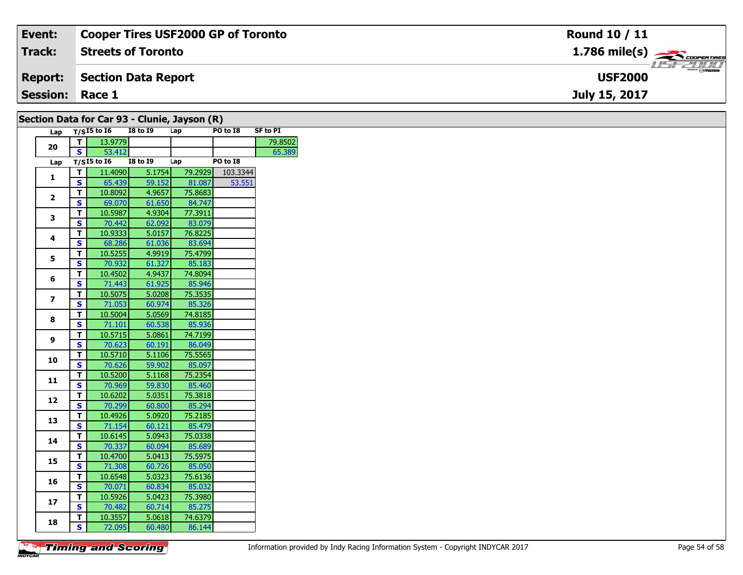| Event: | Cooper Tires USF2000 GP of Toronto | Round 10 / 11 |
|---|---|---|
| Track: | Streets of Toronto | 1.786 mile(s) |
| Report: | Section Data Report | USF2000 |
| Session: | Race 1 | July 15, 2017 |

## Section Data for Car 93 - Clunie, Jayson (R)

| Lap | T/S | I5 to I6 | I8 to I9 | Lap | PO to I8 | SF to PI |
|---|---|---|---|---|---|---|
| 20 | T | 13.9779 | | | | 79.8502 |
| | S | 53.412 | | | | 65.389 |

| Lap | T/S | I5 to I6 | I8 to I9 | Lap | PO to I8 |
|---|---|---|---|---|---|
| 1 | T | 11.4090 | 5.1754 | 79.2929 | 103.3344 |
| | S | 65.439 | 59.152 | 81.087 | 53.551 |
| 2 | T | 10.8092 | 4.9657 | 75.8683 | |
| | S | 69.070 | 61.650 | 84.747 | |
| 3 | T | 10.5987 | 4.9304 | 77.3911 | |
| | S | 70.442 | 62.092 | 83.079 | |
| 4 | T | 10.9333 | 5.0157 | 76.8225 | |
| | S | 68.286 | 61.036 | 83.694 | |
| 5 | T | 10.5255 | 4.9919 | 75.4799 | |
| | S | 70.932 | 61.327 | 85.183 | |
| 6 | T | 10.4502 | 4.9437 | 74.8094 | |
| | S | 71.443 | 61.925 | 85.946 | |
| 7 | T | 10.5075 | 5.0208 | 75.3535 | |
| | S | 71.053 | 60.974 | 85.326 | |
| 8 | T | 10.5004 | 5.0569 | 74.8185 | |
| | S | 71.101 | 60.538 | 85.936 | |
| 9 | T | 10.5715 | 5.0861 | 74.7199 | |
| | S | 70.623 | 60.191 | 86.049 | |
| 10 | T | 10.5710 | 5.1106 | 75.5565 | |
| | S | 70.626 | 59.902 | 85.097 | |
| 11 | T | 10.5200 | 5.1168 | 75.2354 | |
| | S | 70.969 | 59.830 | 85.460 | |
| 12 | T | 10.6202 | 5.0351 | 75.3818 | |
| | S | 70.299 | 60.800 | 85.294 | |
| 13 | T | 10.4926 | 5.0920 | 75.2185 | |
| | S | 71.154 | 60.121 | 85.479 | |
| 14 | T | 10.6145 | 5.0943 | 75.0338 | |
| | S | 70.337 | 60.094 | 85.689 | |
| 15 | T | 10.4700 | 5.0413 | 75.5975 | |
| | S | 71.308 | 60.726 | 85.050 | |
| 16 | T | 10.6548 | 5.0323 | 75.6136 | |
| | S | 70.071 | 60.834 | 85.032 | |
| 17 | T | 10.5926 | 5.0423 | 75.3980 | |
| | S | 70.482 | 60.714 | 85.275 | |
| 18 | T | 10.3557 | 5.0618 | 74.6379 | |
| | S | 72.095 | 60.480 | 86.144 | |

Information provided by Indy Racing Information System - Copyright INDYCAR 2017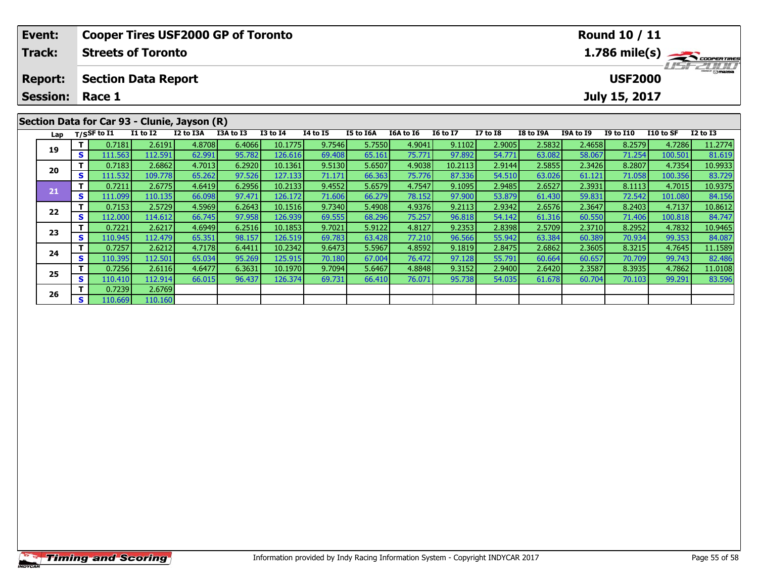| Event: | Cooper Tires USF2000 GP of Toronto | Round 10 / 11 |
|---|---|---|
| Track: | Streets of Toronto | 1.786 mile(s) |
| Report: | Section Data Report | USF2000 |
| Session: | Race 1 | July 15, 2017 |

## Section Data for Car 93 - Clunie, Jayson (R)

| Lap | T/S | SF to I1 | I1 to I2 | I2 to I3A | I3A to I3 | I3 to I4 | I4 to I5 | I5 to I6A | I6A to I6 | I6 to I7 | I7 to I8 | I8 to I9A | I9A to I9 | I9 to I10 | I10 to SF | I2 to I3 |
|---|---|---|---|---|---|---|---|---|---|---|---|---|---|---|---|---|
| 19 | T | 0.7181 | 2.6191 | 4.8708 | 6.4066 | 10.1775 | 9.7546 | 5.7550 | 4.9041 | 9.1102 | 2.9005 | 2.5832 | 2.4658 | 8.2579 | 4.7286 | 11.2774 |
| | S | 111.563 | 112.591 | 62.991 | 95.782 | 126.616 | 69.408 | 65.161 | 75.771 | 97.892 | 54.771 | 63.082 | 58.067 | 71.254 | 100.501 | 81.619 |
| 20 | T | 0.7183 | 2.6862 | 4.7013 | 6.2920 | 10.1361 | 9.5130 | 5.6507 | 4.9038 | 10.2113 | 2.9144 | 2.5855 | 2.3426 | 8.2807 | 4.7354 | 10.9933 |
| | S | 111.532 | 109.778 | 65.262 | 97.526 | 127.133 | 71.171 | 66.363 | 75.776 | 87.336 | 54.510 | 63.026 | 61.121 | 71.058 | 100.356 | 83.729 |
| 21 | T | 0.7211 | 2.6775 | 4.6419 | 6.2956 | 10.2133 | 9.4552 | 5.6579 | 4.7547 | 9.1095 | 2.9485 | 2.6527 | 2.3931 | 8.1113 | 4.7015 | 10.9375 |
| | S | 111.099 | 110.135 | 66.098 | 97.471 | 126.172 | 71.606 | 66.279 | 78.152 | 97.900 | 53.879 | 61.430 | 59.831 | 72.542 | 101.080 | 84.156 |
| 22 | T | 0.7153 | 2.5729 | 4.5969 | 6.2643 | 10.1516 | 9.7340 | 5.4908 | 4.9376 | 9.2113 | 2.9342 | 2.6576 | 2.3647 | 8.2403 | 4.7137 | 10.8612 |
| | S | 112.000 | 114.612 | 66.745 | 97.958 | 126.939 | 69.555 | 68.296 | 75.257 | 96.818 | 54.142 | 61.316 | 60.550 | 71.406 | 100.818 | 84.747 |
| 23 | T | 0.7221 | 2.6217 | 4.6949 | 6.2516 | 10.1853 | 9.7021 | 5.9122 | 4.8127 | 9.2353 | 2.8398 | 2.5709 | 2.3710 | 8.2952 | 4.7832 | 10.9465 |
| | S | 110.945 | 112.479 | 65.351 | 98.157 | 126.519 | 69.783 | 63.428 | 77.210 | 96.566 | 55.942 | 63.384 | 60.389 | 70.934 | 99.353 | 84.087 |
| 24 | T | 0.7257 | 2.6212 | 4.7178 | 6.4411 | 10.2342 | 9.6473 | 5.5967 | 4.8592 | 9.1819 | 2.8475 | 2.6862 | 2.3605 | 8.3215 | 4.7645 | 11.1589 |
| | S | 110.395 | 112.501 | 65.034 | 95.269 | 125.915 | 70.180 | 67.004 | 76.472 | 97.128 | 55.791 | 60.664 | 60.657 | 70.709 | 99.743 | 82.486 |
| 25 | T | 0.7256 | 2.6116 | 4.6477 | 6.3631 | 10.1970 | 9.7094 | 5.6467 | 4.8848 | 9.3152 | 2.9400 | 2.6420 | 2.3587 | 8.3935 | 4.7862 | 11.0108 |
| | S | 110.410 | 112.914 | 66.015 | 96.437 | 126.374 | 69.731 | 66.410 | 76.071 | 95.738 | 54.035 | 61.678 | 60.704 | 70.103 | 99.291 | 83.596 |
| 26 | T | 0.7239 | 2.6769 | | | | | | | | | | | | | |
| | S | 110.669 | 110.160 | | | | | | | | | | | | | |

Information provided by Indy Racing Information System - Copyright INDYCAR 2017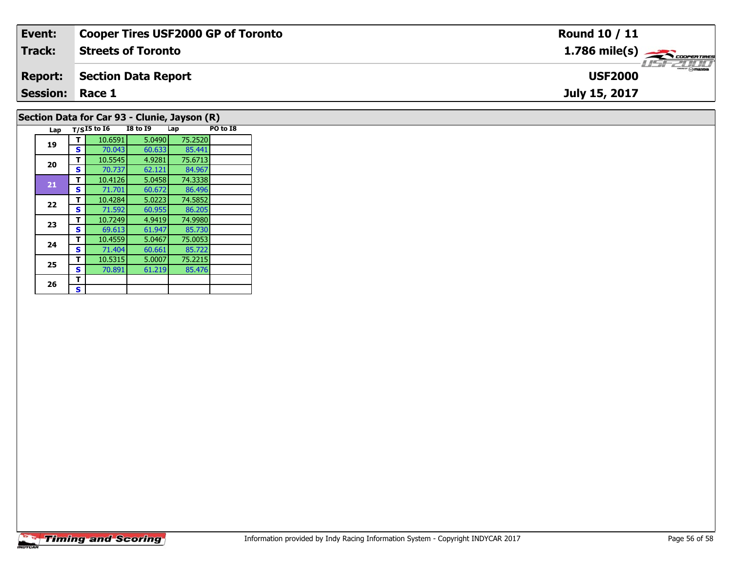| Event: | Cooper Tires USF2000 GP of Toronto | Round 10 / 11 |
|---|---|---|
| Track: | Streets of Toronto | 1.786 mile(s) |
| Report: | Section Data Report | USF2000 |
| Session: | Race 1 | July 15, 2017 |

## Section Data for Car 93 - Clunie, Jayson (R)

| Lap | T/S | I5 to I6 | I8 to I9 | Lap | PO to I8 |
|---|---|---|---|---|---|
| 19 | T | 10.6591 | 5.0490 | 75.2520 | |
| | S | 70.043 | 60.633 | 85.441 | |
| 20 | T | 10.5545 | 4.9281 | 75.6713 | |
| | S | 70.737 | 62.121 | 84.967 | |
| 21 | T | 10.4126 | 5.0458 | 74.3338 | |
| | S | 71.701 | 60.672 | 86.496 | |
| 22 | T | 10.4284 | 5.0223 | 74.5852 | |
| | S | 71.592 | 60.955 | 86.205 | |
| 23 | T | 10.7249 | 4.9419 | 74.9980 | |
| | S | 69.613 | 61.947 | 85.730 | |
| 24 | T | 10.4559 | 5.0467 | 75.0053 | |
| | S | 71.404 | 60.661 | 85.722 | |
| 25 | T | 10.5315 | 5.0007 | 75.2215 | |
| | S | 70.891 | 61.219 | 85.476 | |
| 26 | T | | | | |
| | S | | | | |

Information provided by Indy Racing Information System - Copyright INDYCAR 2017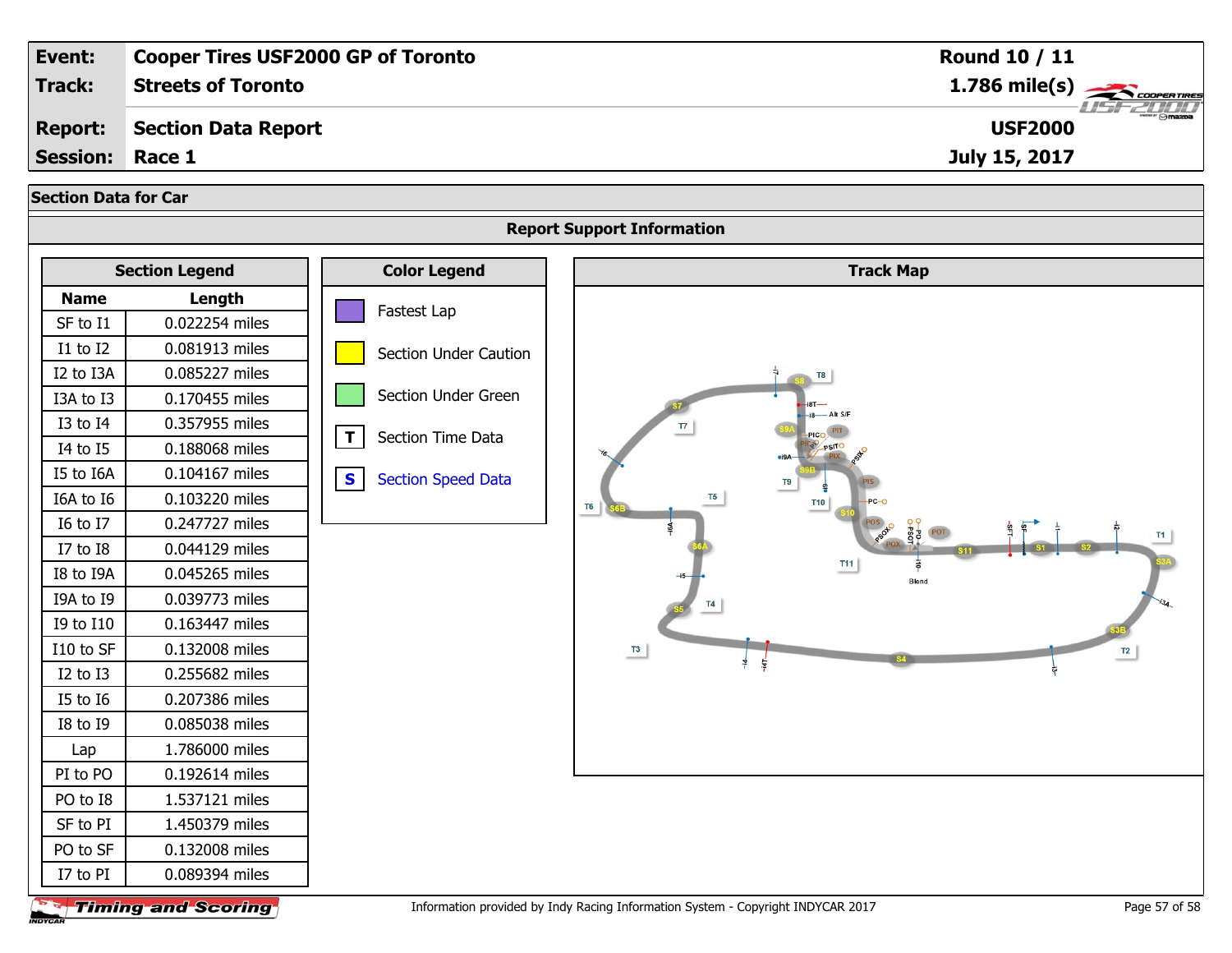| Event: | Cooper Tires USF2000 GP of Toronto | Round 10 / 11 |
|---|---|---|
| Track: | Streets of Toronto | 1.786 mile(s) |
| Report: | Section Data Report | USF2000 |
| Session: | Race 1 | July 15, 2017 |

## Section Data for Car

### Report Support Information

**Section Legend**

| Name | Length |
|---|---|
| SF to I1 | 0.022254 miles |
| I1 to I2 | 0.081913 miles |
| I2 to I3A | 0.085227 miles |
| I3A to I3 | 0.170455 miles |
| I3 to I4 | 0.357955 miles |
| I4 to I5 | 0.188068 miles |
| I5 to I6A | 0.104167 miles |
| I6A to I6 | 0.103220 miles |
| I6 to I7 | 0.247727 miles |
| I7 to I8 | 0.044129 miles |
| I8 to I9A | 0.045265 miles |
| I9A to I9 | 0.039773 miles |
| I9 to I10 | 0.163447 miles |
| I10 to SF | 0.132008 miles |
| I2 to I3 | 0.255682 miles |
| I5 to I6 | 0.207386 miles |
| I8 to I9 | 0.085038 miles |
| Lap | 1.786000 miles |
| PI to PO | 0.192614 miles |
| PO to I8 | 1.537121 miles |
| SF to PI | 1.450379 miles |
| PO to SF | 0.132008 miles |
| I7 to PI | 0.089394 miles |

**Color Legend**

- Fastest Lap
- Section Under Caution
- Section Under Green
- T — Section Time Data
- S — Section Speed Data

**Track Map**

Information provided by Indy Racing Information System - Copyright INDYCAR 2017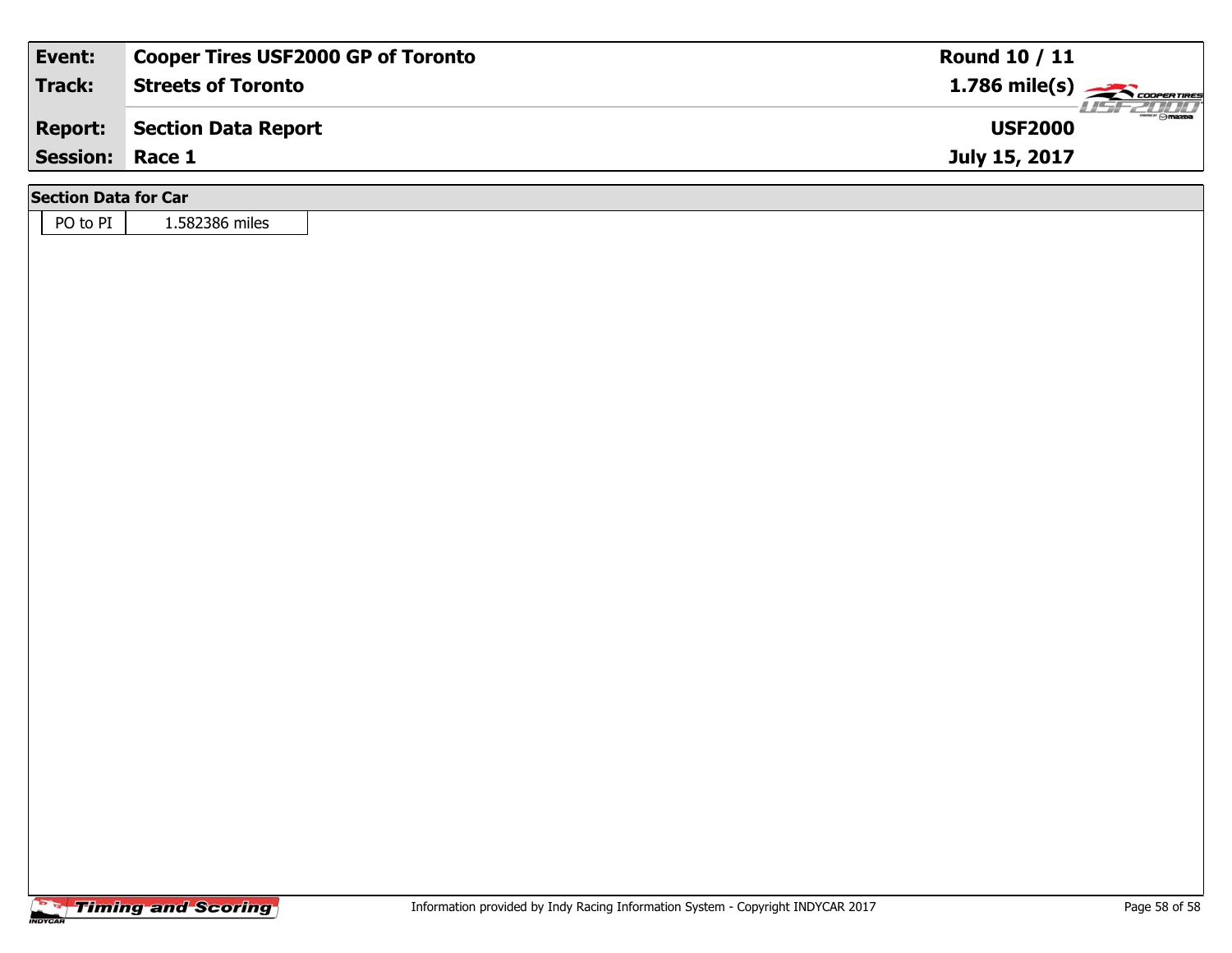| | | | |
|---|---|---|---|
| **Event:** | **Cooper Tires USF2000 GP of Toronto** | **Round 10 / 11** | |
| **Track:** | **Streets of Toronto** | **1.786 mile(s)** | |
| **Report:** | **Section Data Report** | **USF2000** | |
| **Session:** | **Race 1** | **July 15, 2017** | |

## Section Data for Car

| | |
|---|---|
| PO to PI | 1.582386 miles |

Information provided by Indy Racing Information System - Copyright INDYCAR 2017